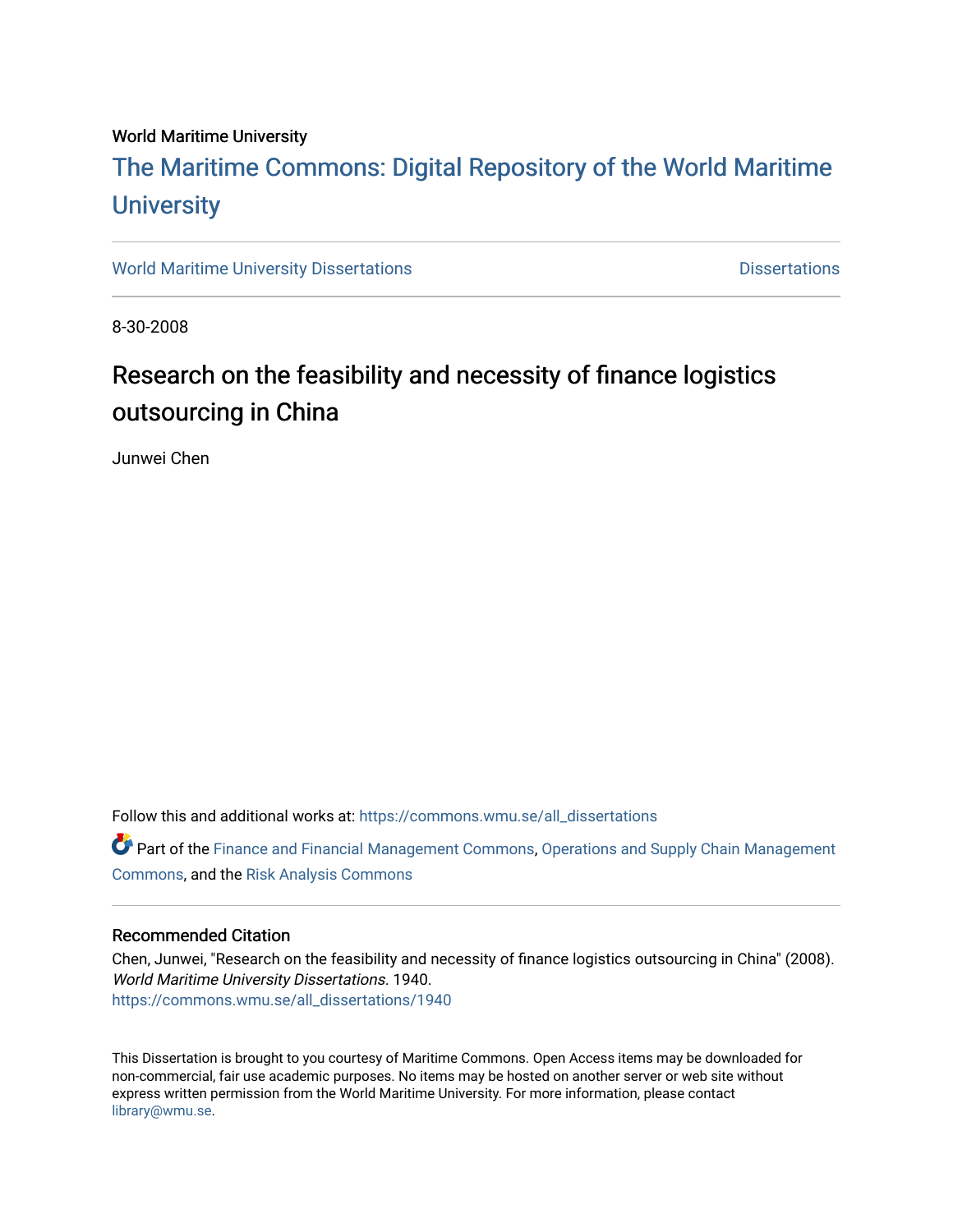World Maritime University

# The Maritime Commons: Digital Repository of the World Maritime University

World Maritime University Dissertations

Dissertations

8-30-2008

## Research on the feasibility and necessity of finance logistics outsourcing in China

Junwei Chen

Follow this and additional works at: https://commons.wmu.se/all_dissertations

Part of the Finance and Financial Management Commons, Operations and Supply Chain Management Commons, and the Risk Analysis Commons

### Recommended Citation

Chen, Junwei, "Research on the feasibility and necessity of finance logistics outsourcing in China" (2008). *World Maritime University Dissertations*. 1940.
https://commons.wmu.se/all_dissertations/1940

This Dissertation is brought to you courtesy of Maritime Commons. Open Access items may be downloaded for non-commercial, fair use academic purposes. No items may be hosted on another server or web site without express written permission from the World Maritime University. For more information, please contact library@wmu.se.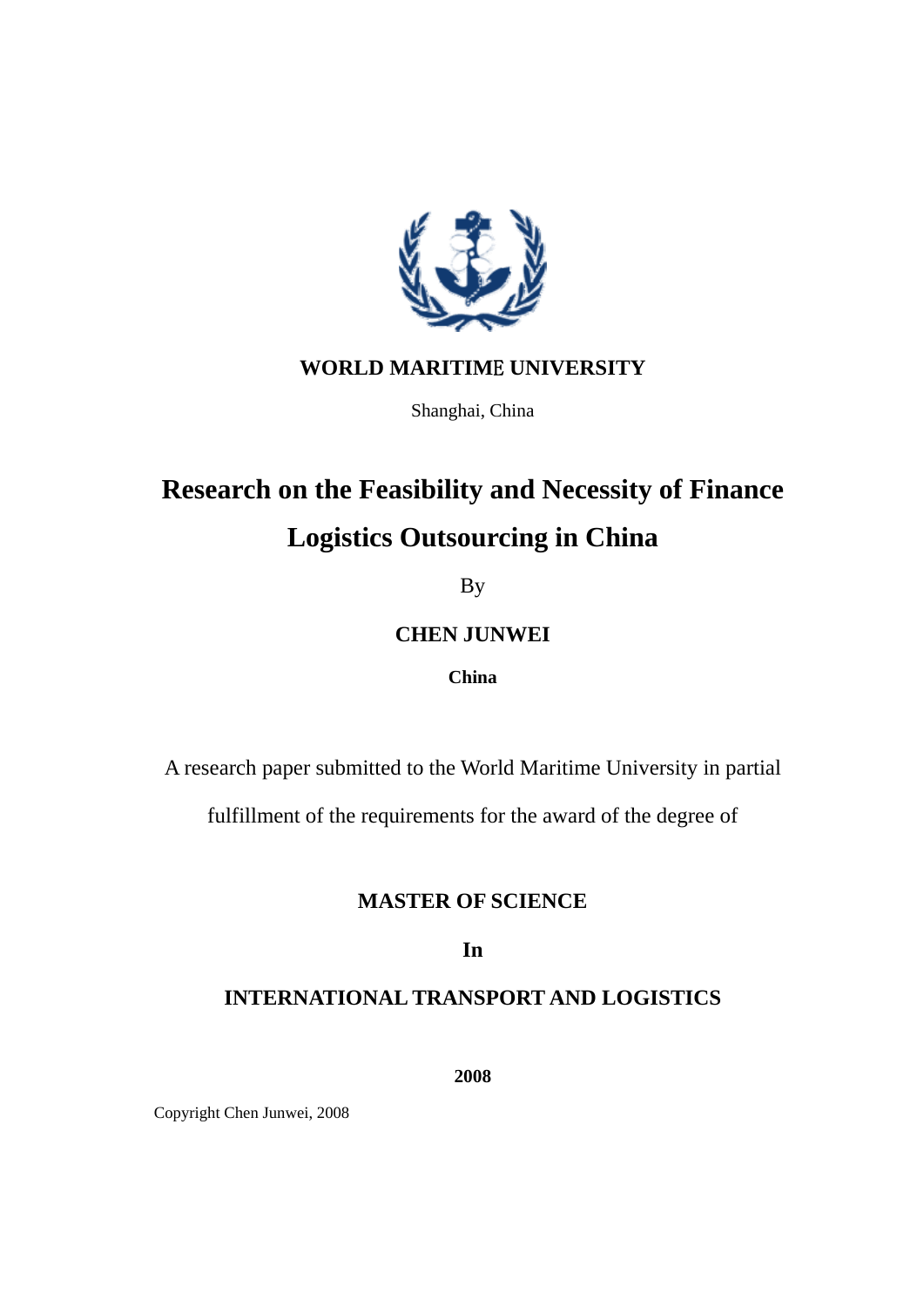**WORLD MARITIME UNIVERSITY**

Shanghai, China

# Research on the Feasibility and Necessity of Finance Logistics Outsourcing in China

By

**CHEN JUNWEI**

**China**

A research paper submitted to the World Maritime University in partial fulfillment of the requirements for the award of the degree of

**MASTER OF SCIENCE**

**In**

**INTERNATIONAL TRANSPORT AND LOGISTICS**

**2008**

Copyright Chen Junwei, 2008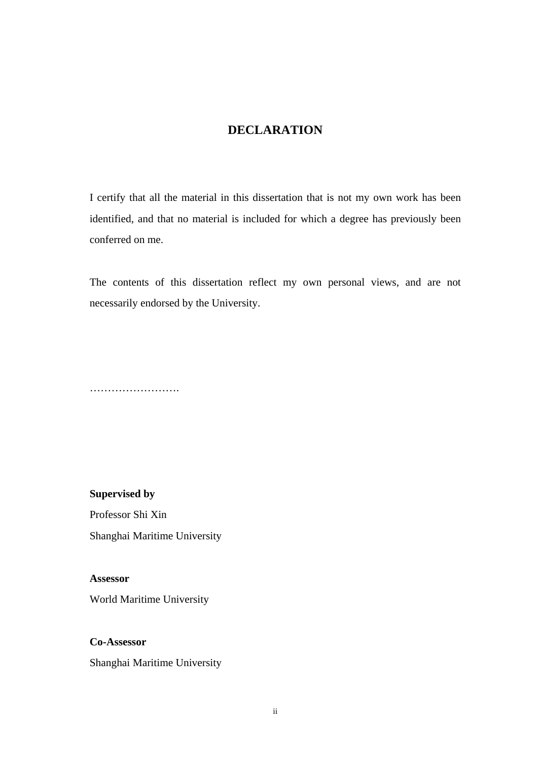# DECLARATION

I certify that all the material in this dissertation that is not my own work has been identified, and that no material is included for which a degree has previously been conferred on me.

The contents of this dissertation reflect my own personal views, and are not necessarily endorsed by the University.

…………………….

**Supervised by**

Professor Shi Xin

Shanghai Maritime University

**Assessor**

World Maritime University

**Co-Assessor**

Shanghai Maritime University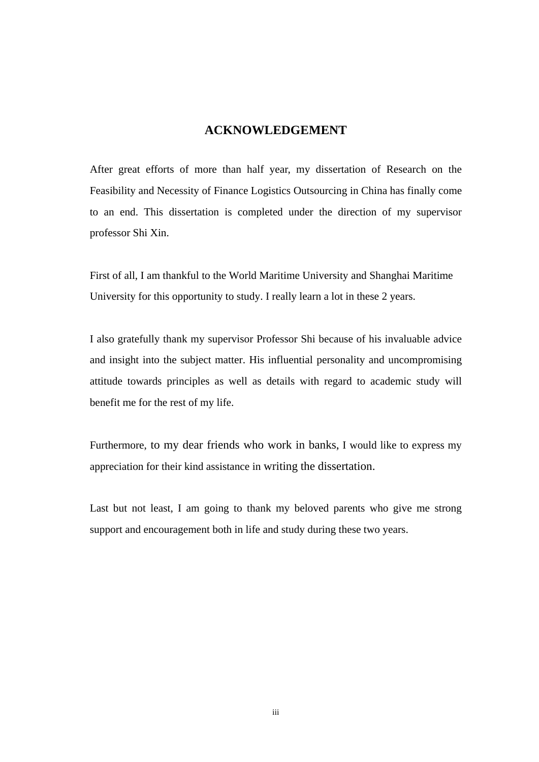# ACKNOWLEDGEMENT

After great efforts of more than half year, my dissertation of Research on the Feasibility and Necessity of Finance Logistics Outsourcing in China has finally come to an end. This dissertation is completed under the direction of my supervisor professor Shi Xin.

First of all, I am thankful to the World Maritime University and Shanghai Maritime University for this opportunity to study. I really learn a lot in these 2 years.

I also gratefully thank my supervisor Professor Shi because of his invaluable advice and insight into the subject matter. His influential personality and uncompromising attitude towards principles as well as details with regard to academic study will benefit me for the rest of my life.

Furthermore, to my dear friends who work in banks, I would like to express my appreciation for their kind assistance in writing the dissertation.

Last but not least, I am going to thank my beloved parents who give me strong support and encouragement both in life and study during these two years.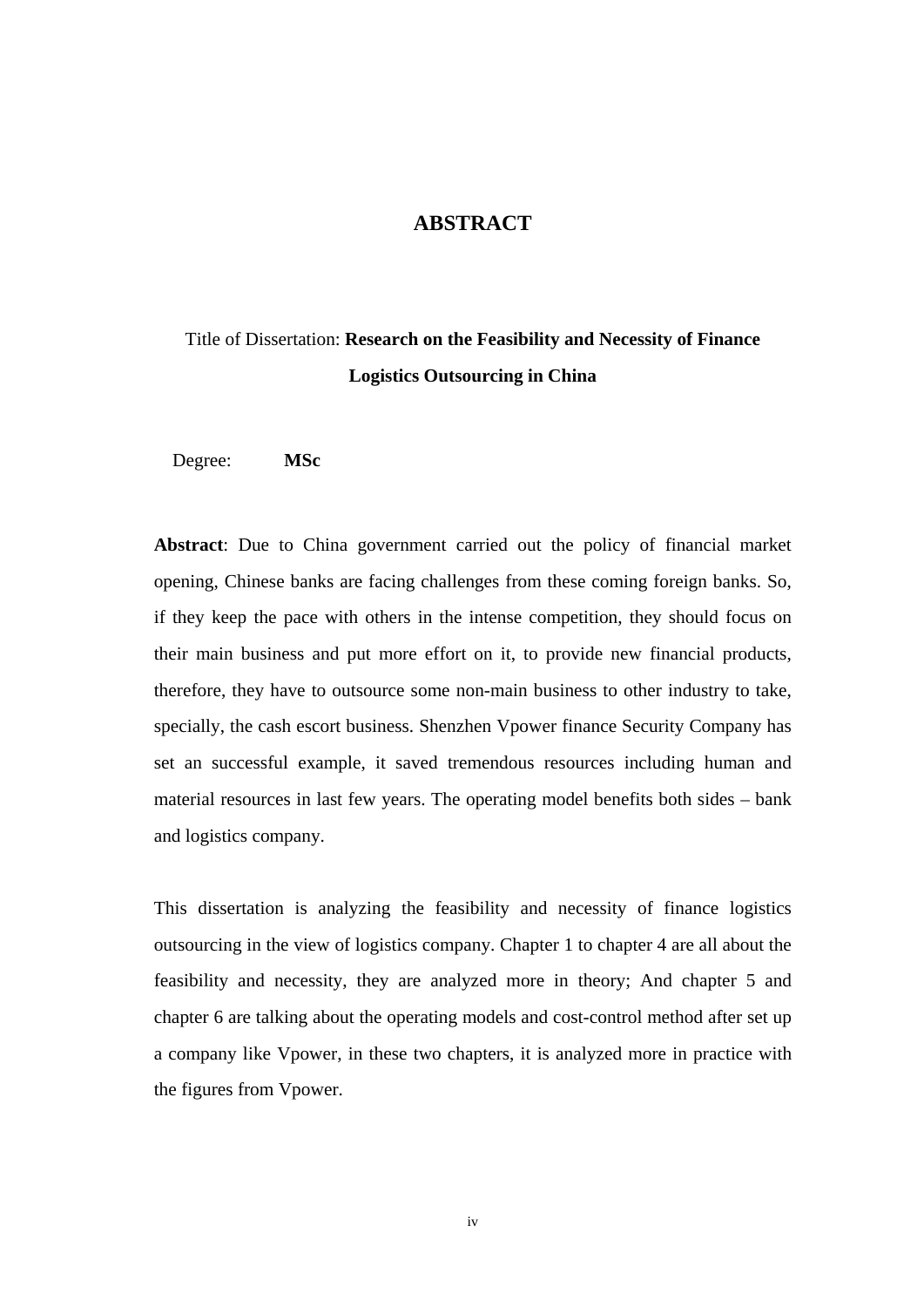# ABSTRACT

Title of Dissertation: **Research on the Feasibility and Necessity of Finance Logistics Outsourcing in China**

Degree: **MSc**

**Abstract**: Due to China government carried out the policy of financial market opening, Chinese banks are facing challenges from these coming foreign banks. So, if they keep the pace with others in the intense competition, they should focus on their main business and put more effort on it, to provide new financial products, therefore, they have to outsource some non-main business to other industry to take, specially, the cash escort business. Shenzhen Vpower finance Security Company has set an successful example, it saved tremendous resources including human and material resources in last few years. The operating model benefits both sides – bank and logistics company.

This dissertation is analyzing the feasibility and necessity of finance logistics outsourcing in the view of logistics company. Chapter 1 to chapter 4 are all about the feasibility and necessity, they are analyzed more in theory; And chapter 5 and chapter 6 are talking about the operating models and cost-control method after set up a company like Vpower, in these two chapters, it is analyzed more in practice with the figures from Vpower.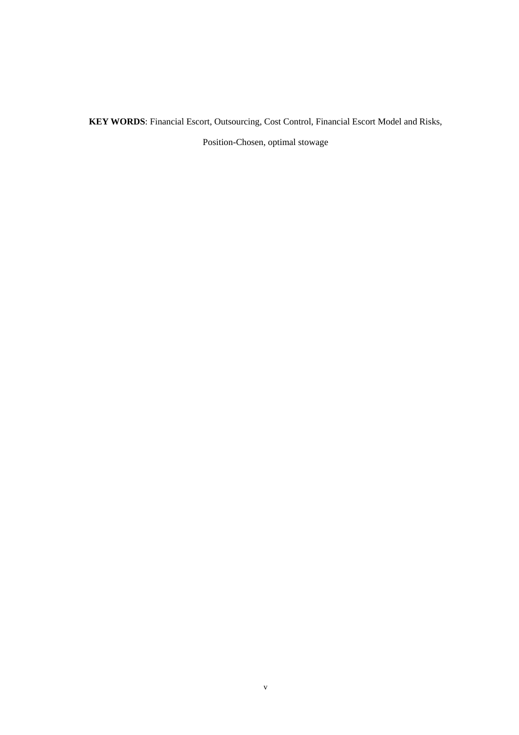**KEY WORDS**: Financial Escort, Outsourcing, Cost Control, Financial Escort Model and Risks, Position-Chosen, optimal stowage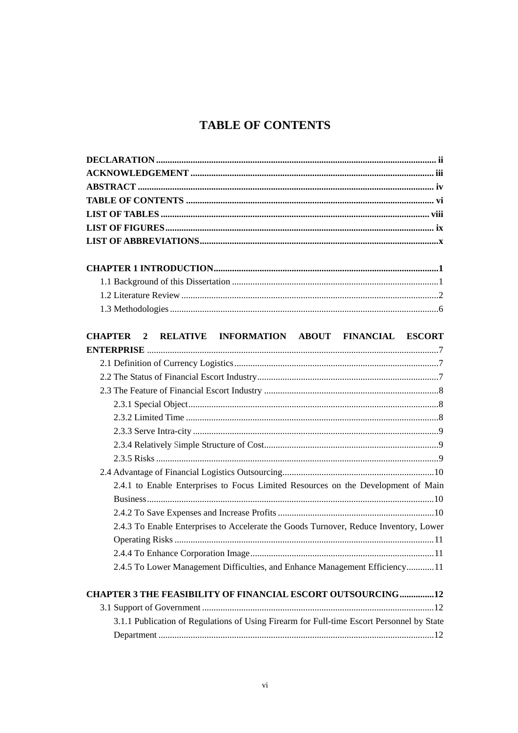# TABLE OF CONTENTS

**DECLARATION** ........ ii
**ACKNOWLEDGEMENT** ........ iii
**ABSTRACT** ........ iv
**TABLE OF CONTENTS** ........ vi
**LIST OF TABLES** ........ viii
**LIST OF FIGURES** ........ ix
**LIST OF ABBREVIATIONS** ........ x

**CHAPTER 1 INTRODUCTION** ........ 1
- 1.1 Background of this Dissertation ........ 1
- 1.2 Literature Review ........ 2
- 1.3 Methodologies ........ 6

**CHAPTER 2 RELATIVE INFORMATION ABOUT FINANCIAL ESCORT ENTERPRISE** ........ 7
- 2.1 Definition of Currency Logistics ........ 7
- 2.2 The Status of Financial Escort Industry ........ 7
- 2.3 The Feature of Financial Escort Industry ........ 8
  - 2.3.1 Special Object ........ 8
  - 2.3.2 Limited Time ........ 8
  - 2.3.3 Serve Intra-city ........ 9
  - 2.3.4 Relatively Simple Structure of Cost ........ 9
  - 2.3.5 Risks ........ 9
- 2.4 Advantage of Financial Logistics Outsourcing ........ 10
  - 2.4.1 to Enable Enterprises to Focus Limited Resources on the Development of Main Business ........ 10
  - 2.4.2 To Save Expenses and Increase Profits ........ 10
  - 2.4.3 To Enable Enterprises to Accelerate the Goods Turnover, Reduce Inventory, Lower Operating Risks ........ 11
  - 2.4.4 To Enhance Corporation Image ........ 11
  - 2.4.5 To Lower Management Difficulties, and Enhance Management Efficiency ........ 11

**CHAPTER 3 THE FEASIBILITY OF FINANCIAL ESCORT OUTSOURCING** ........ 12
- 3.1 Support of Government ........ 12
  - 3.1.1 Publication of Regulations of Using Firearm for Full-time Escort Personnel by State Department ........ 12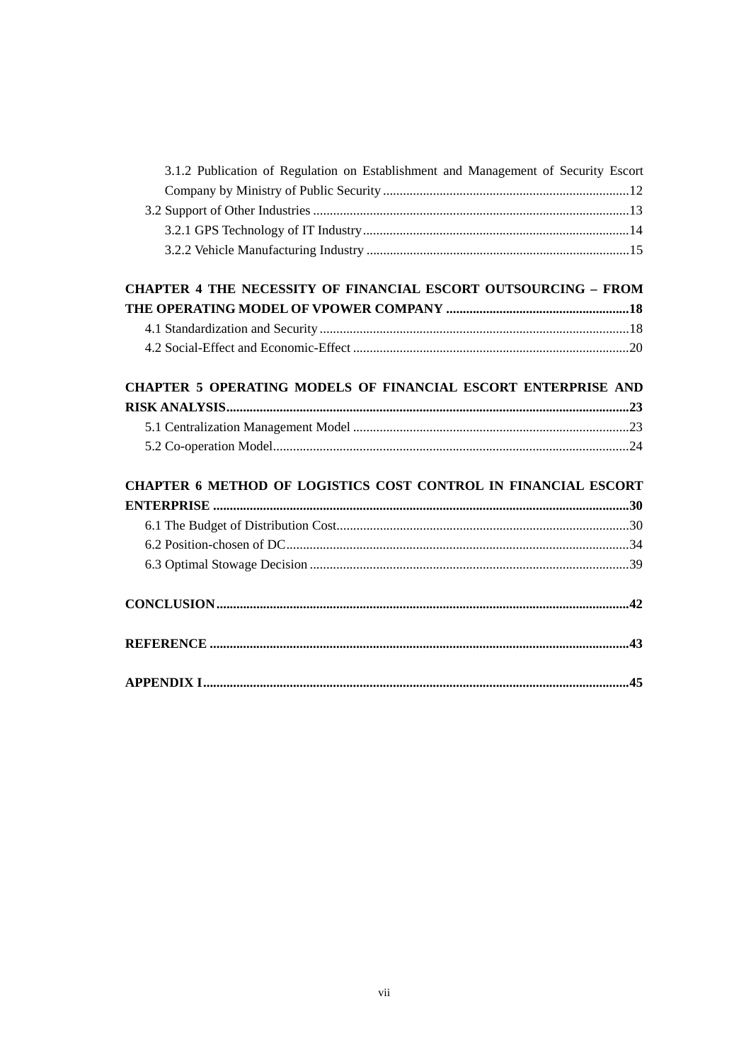3.1.2 Publication of Regulation on Establishment and Management of Security Escort Company by Ministry of Public Security ........................................................................12

3.2 Support of Other Industries ..............................................................................................13

3.2.1 GPS Technology of IT Industry................................................................................14

3.2.2 Vehicle Manufacturing Industry ..............................................................................15

**CHAPTER 4 THE NECESSITY OF FINANCIAL ESCORT OUTSOURCING – FROM THE OPERATING MODEL OF VPOWER COMPANY ......................................................18**

4.1 Standardization and Security............................................................................................18

4.2 Social-Effect and Economic-Effect ..................................................................................20

**CHAPTER 5 OPERATING MODELS OF FINANCIAL ESCORT ENTERPRISE AND RISK ANALYSIS........................................................................................................................23**

5.1 Centralization Management Model ..................................................................................23

5.2 Co-operation Model..........................................................................................................24

**CHAPTER 6 METHOD OF LOGISTICS COST CONTROL IN FINANCIAL ESCORT ENTERPRISE ...........................................................................................................................30**

6.1 The Budget of Distribution Cost.......................................................................................30

6.2 Position-chosen of DC......................................................................................................34

6.3 Optimal Stowage Decision ...............................................................................................39

**CONCLUSION..........................................................................................................................42**

**REFERENCE ............................................................................................................................43**

**APPENDIX I.............................................................................................................................45**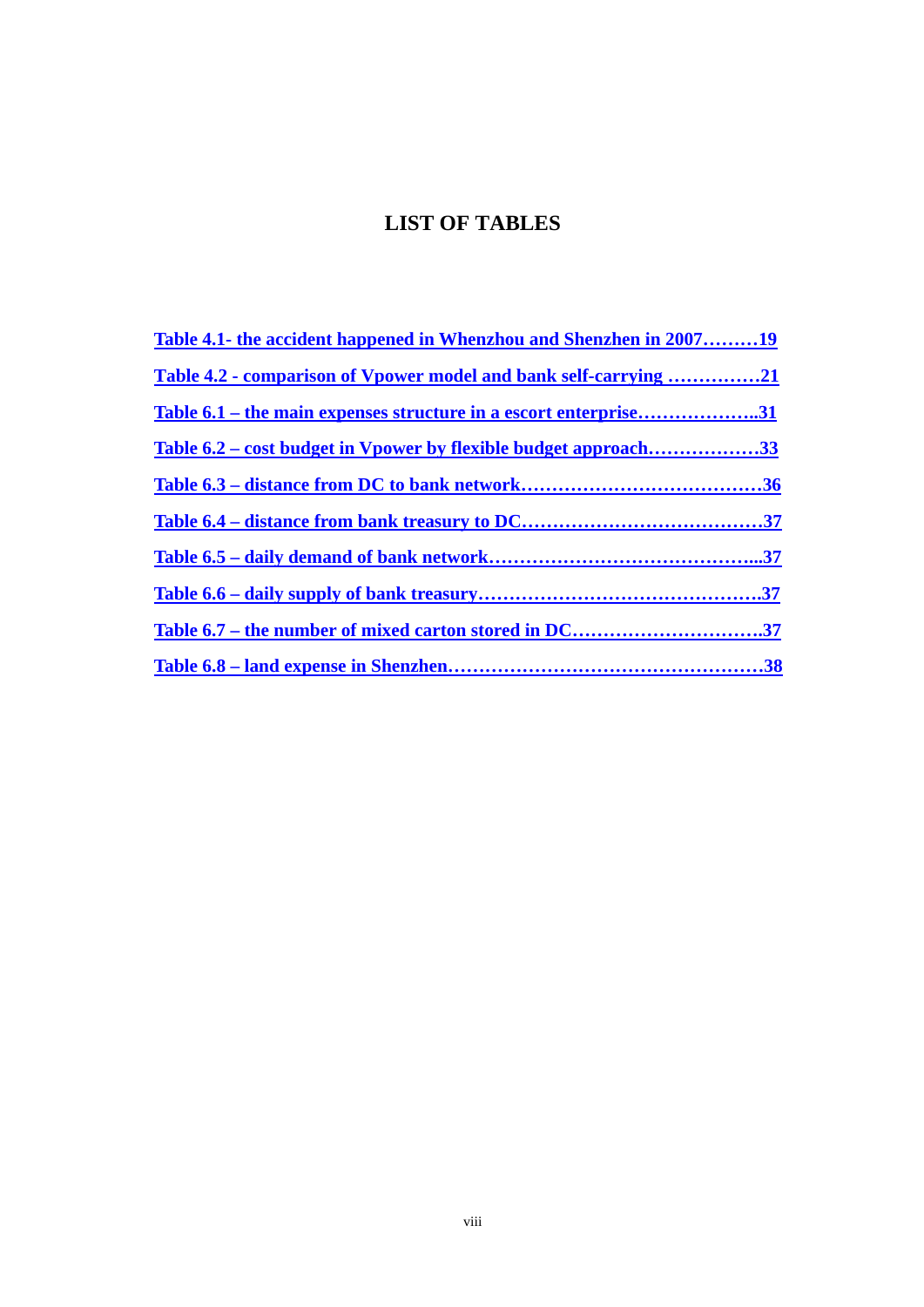# LIST OF TABLES

**Table 4.1- the accident happened in Whenzhou and Shenzhen in 2007………19**

**Table 4.2 - comparison of Vpower model and bank self-carrying ……………21**

**Table 6.1 – the main expenses structure in a escort enterprise………………..31**

**Table 6.2 – cost budget in Vpower by flexible budget approach………………33**

**Table 6.3 – distance from DC to bank network…………………………………36**

**Table 6.4 – distance from bank treasury to DC…………………………………37**

**Table 6.5 – daily demand of bank network……………………………………...37**

**Table 6.6 – daily supply of bank treasury………………………………………37**

**Table 6.7 – the number of mixed carton stored in DC………………………….37**

**Table 6.8 – land expense in Shenzhen……………………………………………38**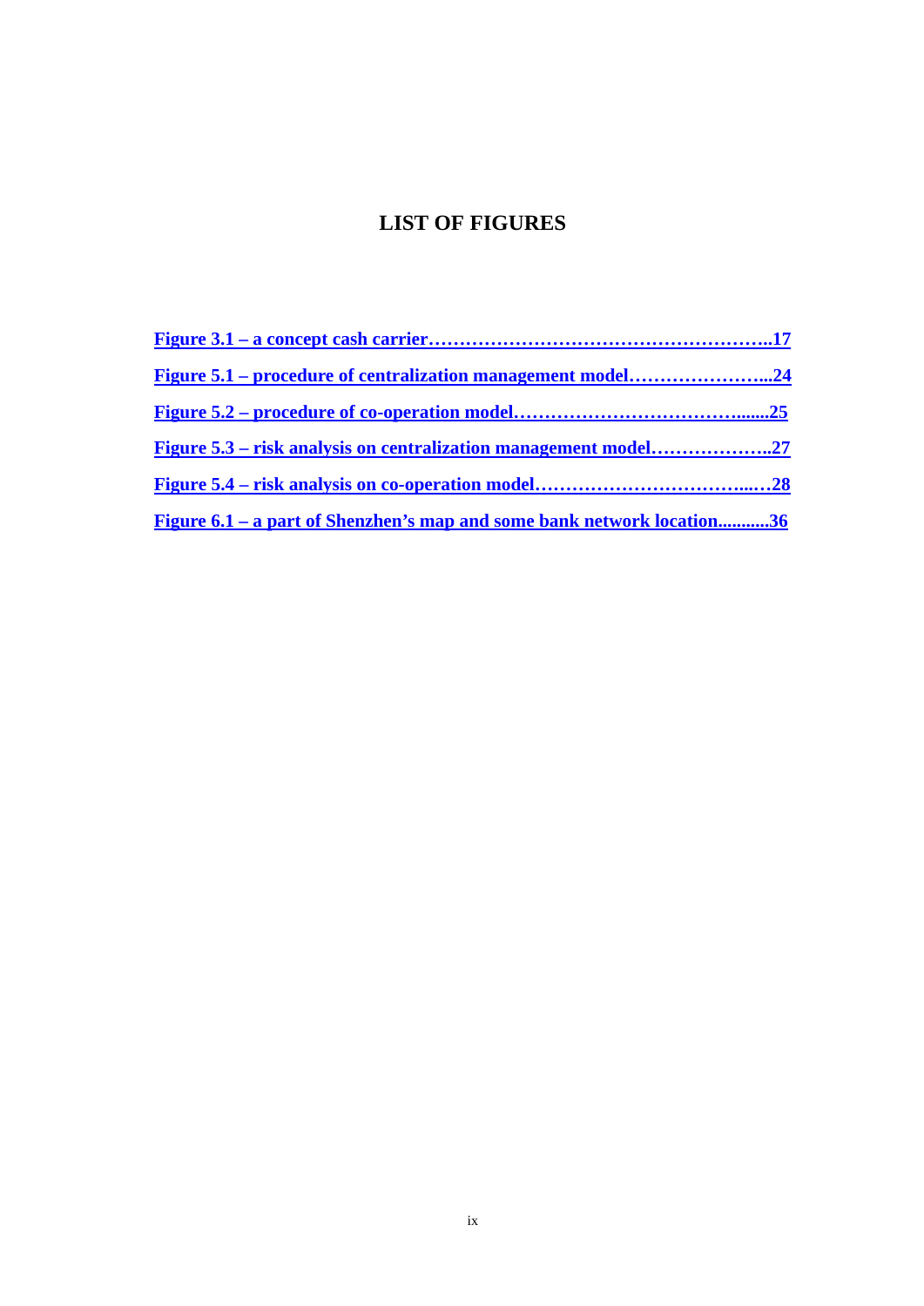# LIST OF FIGURES

**Figure 3.1 – a concept cash carrier…………………………………………………..17**

**Figure 5.1 – procedure of centralization management model…………………...24**

**Figure 5.2 – procedure of co-operation model………………………………......25**

**Figure 5.3 – risk analysis on centralization management model………………..27**

**Figure 5.4 – risk analysis on co-operation model……………………………...…28**

**Figure 6.1 – a part of Shenzhen's map and some bank network location...........36**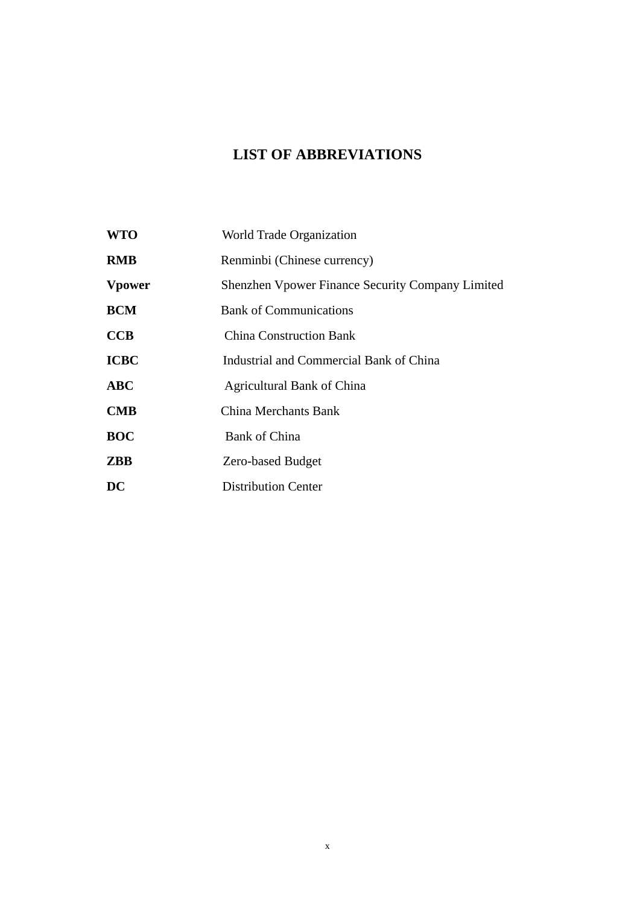# LIST OF ABBREVIATIONS

| | |
|---|---|
| **WTO** | World Trade Organization |
| **RMB** | Renminbi (Chinese currency) |
| **Vpower** | Shenzhen Vpower Finance Security Company Limited |
| **BCM** | Bank of Communications |
| **CCB** | China Construction Bank |
| **ICBC** | Industrial and Commercial Bank of China |
| **ABC** | Agricultural Bank of China |
| **CMB** | China Merchants Bank |
| **BOC** | Bank of China |
| **ZBB** | Zero-based Budget |
| **DC** | Distribution Center |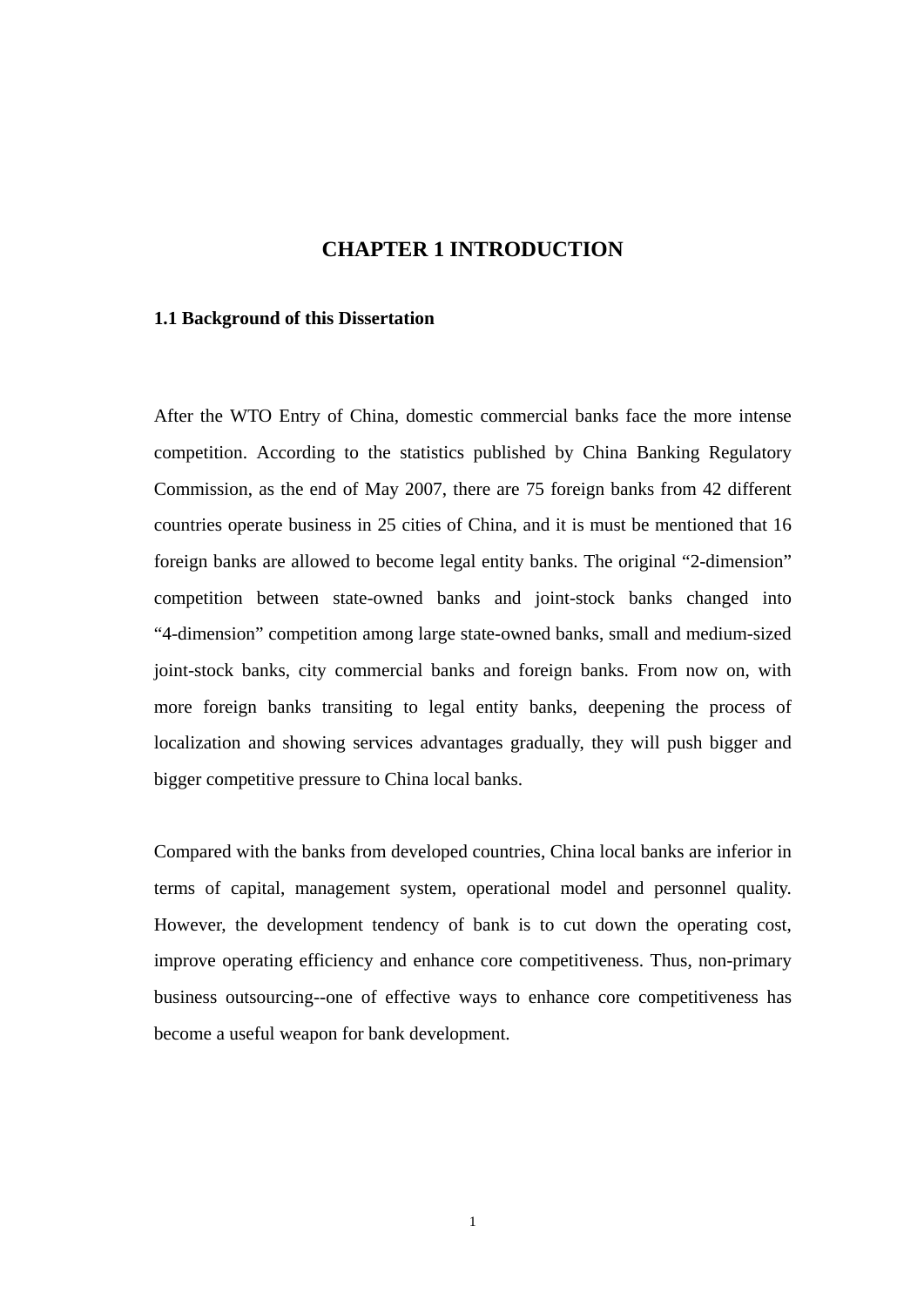# CHAPTER 1 INTRODUCTION

## 1.1 Background of this Dissertation

After the WTO Entry of China, domestic commercial banks face the more intense competition. According to the statistics published by China Banking Regulatory Commission, as the end of May 2007, there are 75 foreign banks from 42 different countries operate business in 25 cities of China, and it is must be mentioned that 16 foreign banks are allowed to become legal entity banks. The original "2-dimension" competition between state-owned banks and joint-stock banks changed into "4-dimension" competition among large state-owned banks, small and medium-sized joint-stock banks, city commercial banks and foreign banks. From now on, with more foreign banks transiting to legal entity banks, deepening the process of localization and showing services advantages gradually, they will push bigger and bigger competitive pressure to China local banks.

Compared with the banks from developed countries, China local banks are inferior in terms of capital, management system, operational model and personnel quality. However, the development tendency of bank is to cut down the operating cost, improve operating efficiency and enhance core competitiveness. Thus, non-primary business outsourcing--one of effective ways to enhance core competitiveness has become a useful weapon for bank development.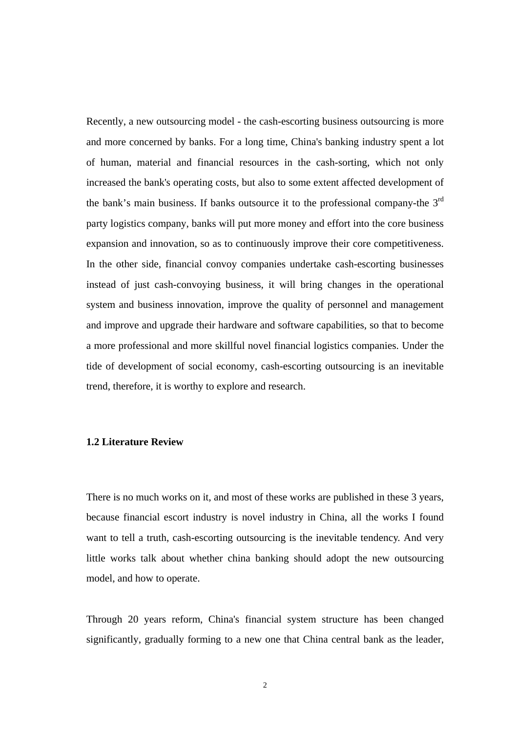Recently, a new outsourcing model - the cash-escorting business outsourcing is more and more concerned by banks. For a long time, China's banking industry spent a lot of human, material and financial resources in the cash-sorting, which not only increased the bank's operating costs, but also to some extent affected development of the bank's main business. If banks outsource it to the professional company-the 3rd party logistics company, banks will put more money and effort into the core business expansion and innovation, so as to continuously improve their core competitiveness. In the other side, financial convoy companies undertake cash-escorting businesses instead of just cash-convoying business, it will bring changes in the operational system and business innovation, improve the quality of personnel and management and improve and upgrade their hardware and software capabilities, so that to become a more professional and more skillful novel financial logistics companies. Under the tide of development of social economy, cash-escorting outsourcing is an inevitable trend, therefore, it is worthy to explore and research.

## 1.2 Literature Review

There is no much works on it, and most of these works are published in these 3 years, because financial escort industry is novel industry in China, all the works I found want to tell a truth, cash-escorting outsourcing is the inevitable tendency. And very little works talk about whether china banking should adopt the new outsourcing model, and how to operate.

Through 20 years reform, China's financial system structure has been changed significantly, gradually forming to a new one that China central bank as the leader,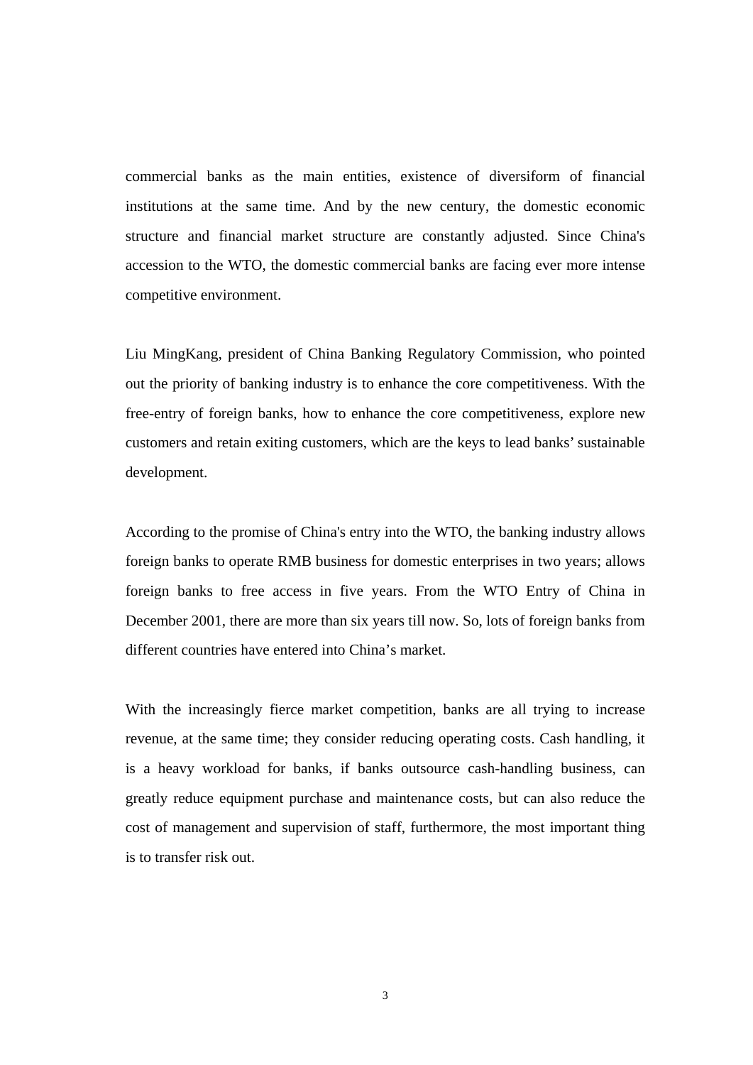commercial banks as the main entities, existence of diversiform of financial institutions at the same time. And by the new century, the domestic economic structure and financial market structure are constantly adjusted. Since China's accession to the WTO, the domestic commercial banks are facing ever more intense competitive environment.

Liu MingKang, president of China Banking Regulatory Commission, who pointed out the priority of banking industry is to enhance the core competitiveness. With the free-entry of foreign banks, how to enhance the core competitiveness, explore new customers and retain exiting customers, which are the keys to lead banks' sustainable development.

According to the promise of China's entry into the WTO, the banking industry allows foreign banks to operate RMB business for domestic enterprises in two years; allows foreign banks to free access in five years. From the WTO Entry of China in December 2001, there are more than six years till now. So, lots of foreign banks from different countries have entered into China's market.

With the increasingly fierce market competition, banks are all trying to increase revenue, at the same time; they consider reducing operating costs. Cash handling, it is a heavy workload for banks, if banks outsource cash-handling business, can greatly reduce equipment purchase and maintenance costs, but can also reduce the cost of management and supervision of staff, furthermore, the most important thing is to transfer risk out.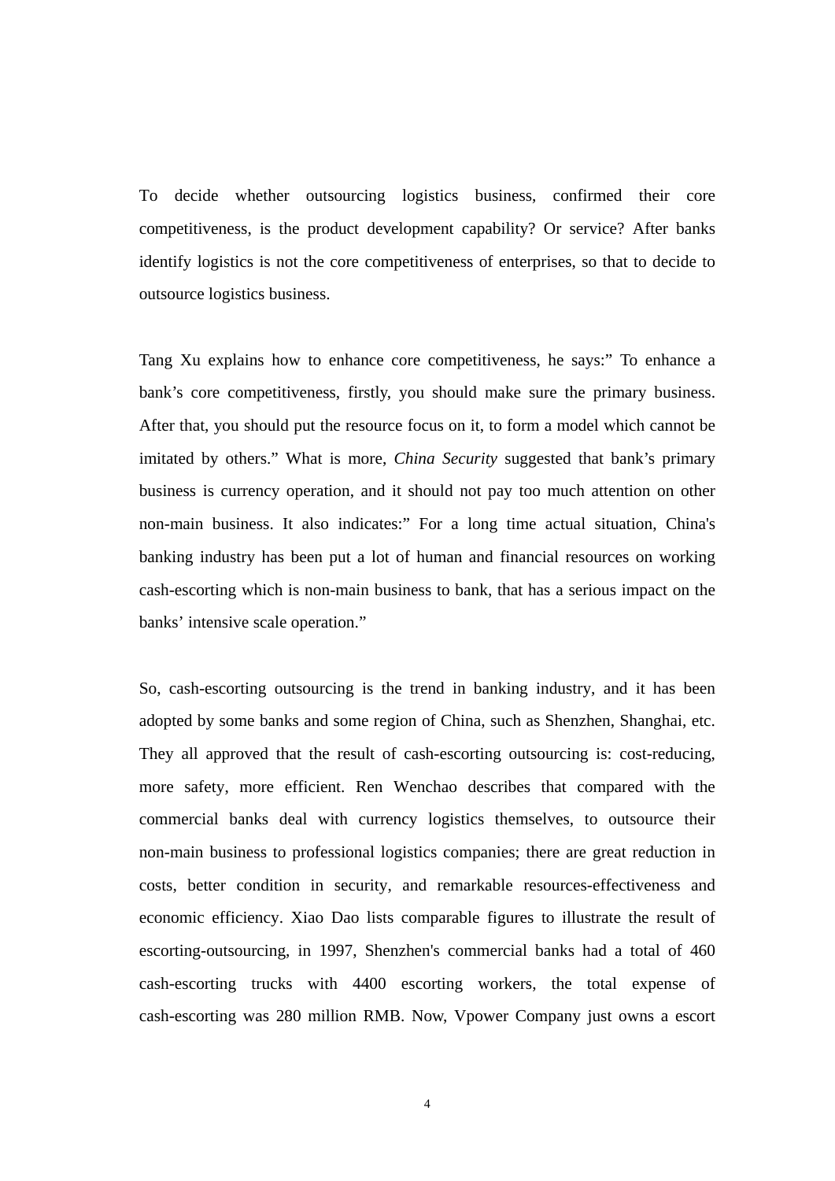To decide whether outsourcing logistics business, confirmed their core competitiveness, is the product development capability? Or service? After banks identify logistics is not the core competitiveness of enterprises, so that to decide to outsource logistics business.

Tang Xu explains how to enhance core competitiveness, he says:" To enhance a bank's core competitiveness, firstly, you should make sure the primary business. After that, you should put the resource focus on it, to form a model which cannot be imitated by others." What is more, *China Security* suggested that bank's primary business is currency operation, and it should not pay too much attention on other non-main business. It also indicates:" For a long time actual situation, China's banking industry has been put a lot of human and financial resources on working cash-escorting which is non-main business to bank, that has a serious impact on the banks' intensive scale operation."

So, cash-escorting outsourcing is the trend in banking industry, and it has been adopted by some banks and some region of China, such as Shenzhen, Shanghai, etc. They all approved that the result of cash-escorting outsourcing is: cost-reducing, more safety, more efficient. Ren Wenchao describes that compared with the commercial banks deal with currency logistics themselves, to outsource their non-main business to professional logistics companies; there are great reduction in costs, better condition in security, and remarkable resources-effectiveness and economic efficiency. Xiao Dao lists comparable figures to illustrate the result of escorting-outsourcing, in 1997, Shenzhen's commercial banks had a total of 460 cash-escorting trucks with 4400 escorting workers, the total expense of cash-escorting was 280 million RMB. Now, Vpower Company just owns a escort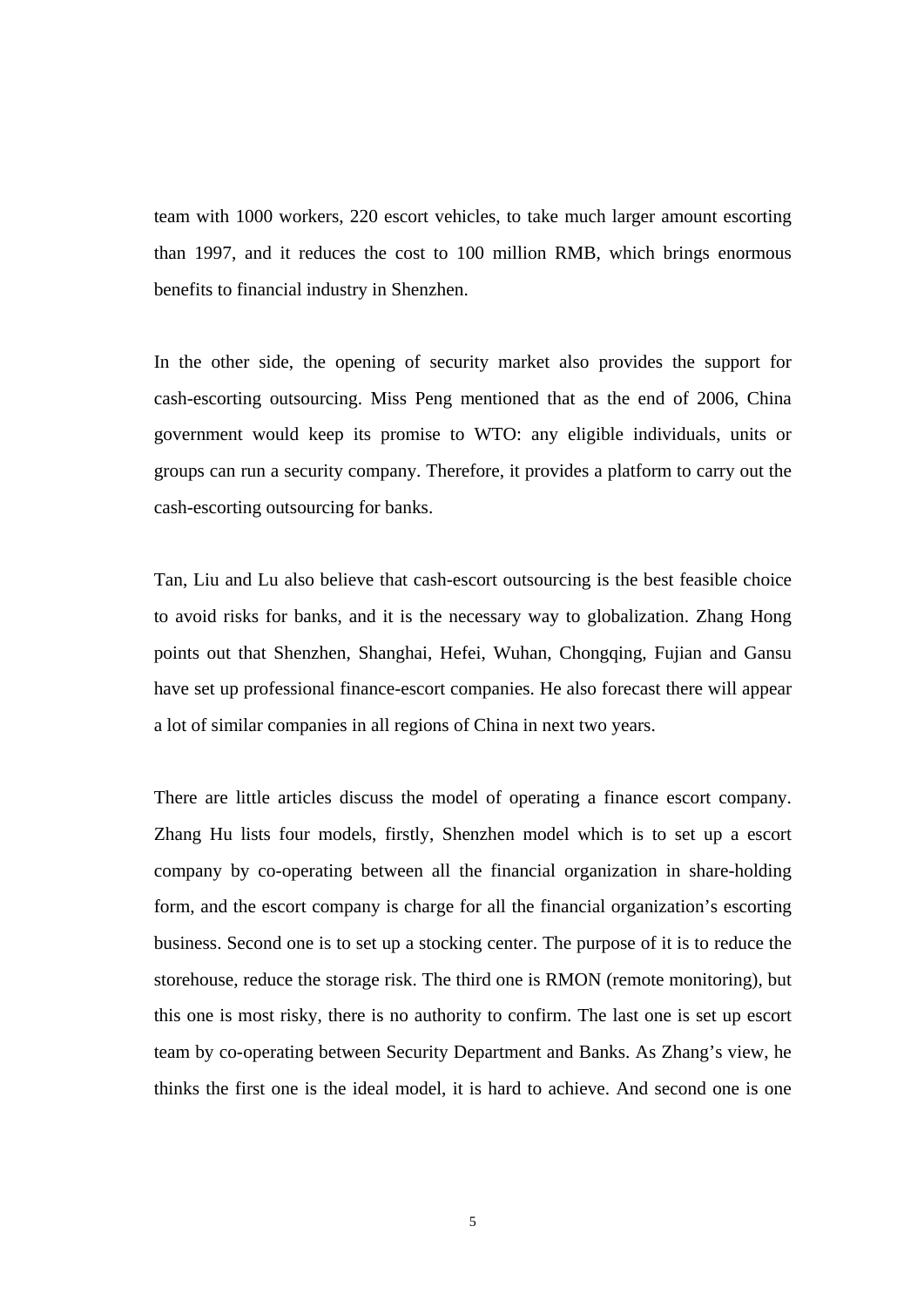team with 1000 workers, 220 escort vehicles, to take much larger amount escorting than 1997, and it reduces the cost to 100 million RMB, which brings enormous benefits to financial industry in Shenzhen.

In the other side, the opening of security market also provides the support for cash-escorting outsourcing. Miss Peng mentioned that as the end of 2006, China government would keep its promise to WTO: any eligible individuals, units or groups can run a security company. Therefore, it provides a platform to carry out the cash-escorting outsourcing for banks.

Tan, Liu and Lu also believe that cash-escort outsourcing is the best feasible choice to avoid risks for banks, and it is the necessary way to globalization. Zhang Hong points out that Shenzhen, Shanghai, Hefei, Wuhan, Chongqing, Fujian and Gansu have set up professional finance-escort companies. He also forecast there will appear a lot of similar companies in all regions of China in next two years.

There are little articles discuss the model of operating a finance escort company. Zhang Hu lists four models, firstly, Shenzhen model which is to set up a escort company by co-operating between all the financial organization in share-holding form, and the escort company is charge for all the financial organization's escorting business. Second one is to set up a stocking center. The purpose of it is to reduce the storehouse, reduce the storage risk. The third one is RMON (remote monitoring), but this one is most risky, there is no authority to confirm. The last one is set up escort team by co-operating between Security Department and Banks. As Zhang's view, he thinks the first one is the ideal model, it is hard to achieve. And second one is one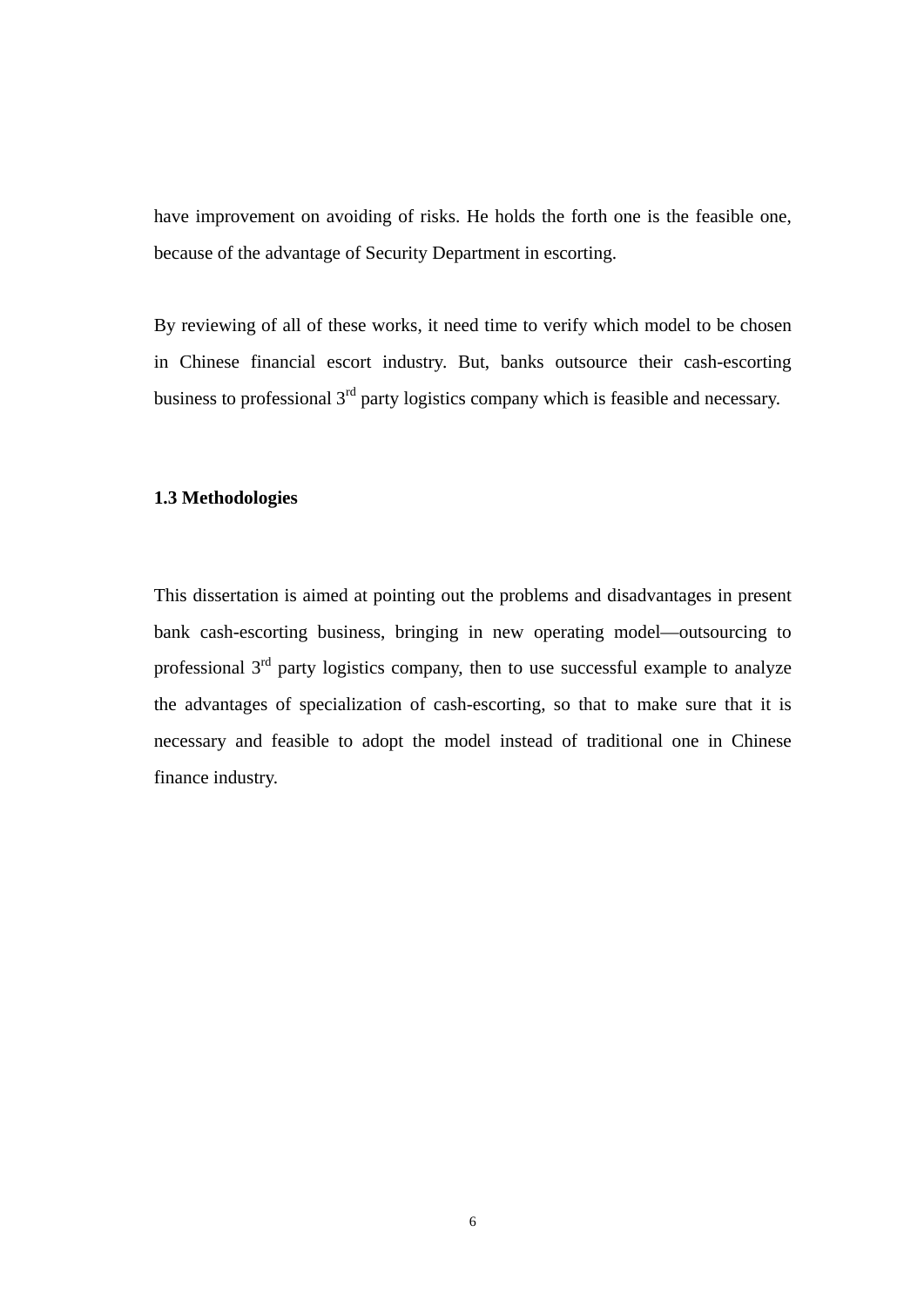have improvement on avoiding of risks. He holds the forth one is the feasible one, because of the advantage of Security Department in escorting.

By reviewing of all of these works, it need time to verify which model to be chosen in Chinese financial escort industry. But, banks outsource their cash-escorting business to professional 3rd party logistics company which is feasible and necessary.

### 1.3 Methodologies

This dissertation is aimed at pointing out the problems and disadvantages in present bank cash-escorting business, bringing in new operating model—outsourcing to professional 3rd party logistics company, then to use successful example to analyze the advantages of specialization of cash-escorting, so that to make sure that it is necessary and feasible to adopt the model instead of traditional one in Chinese finance industry.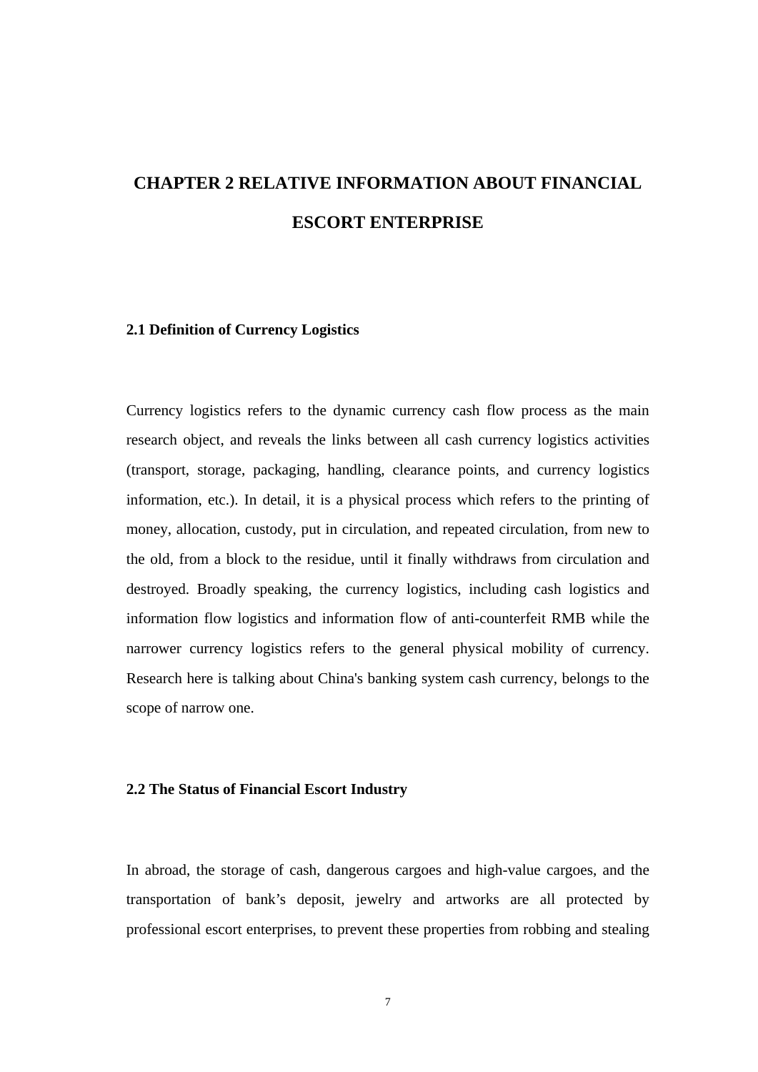# CHAPTER 2 RELATIVE INFORMATION ABOUT FINANCIAL ESCORT ENTERPRISE

## 2.1 Definition of Currency Logistics

Currency logistics refers to the dynamic currency cash flow process as the main research object, and reveals the links between all cash currency logistics activities (transport, storage, packaging, handling, clearance points, and currency logistics information, etc.). In detail, it is a physical process which refers to the printing of money, allocation, custody, put in circulation, and repeated circulation, from new to the old, from a block to the residue, until it finally withdraws from circulation and destroyed. Broadly speaking, the currency logistics, including cash logistics and information flow logistics and information flow of anti-counterfeit RMB while the narrower currency logistics refers to the general physical mobility of currency. Research here is talking about China's banking system cash currency, belongs to the scope of narrow one.

## 2.2 The Status of Financial Escort Industry

In abroad, the storage of cash, dangerous cargoes and high-value cargoes, and the transportation of bank's deposit, jewelry and artworks are all protected by professional escort enterprises, to prevent these properties from robbing and stealing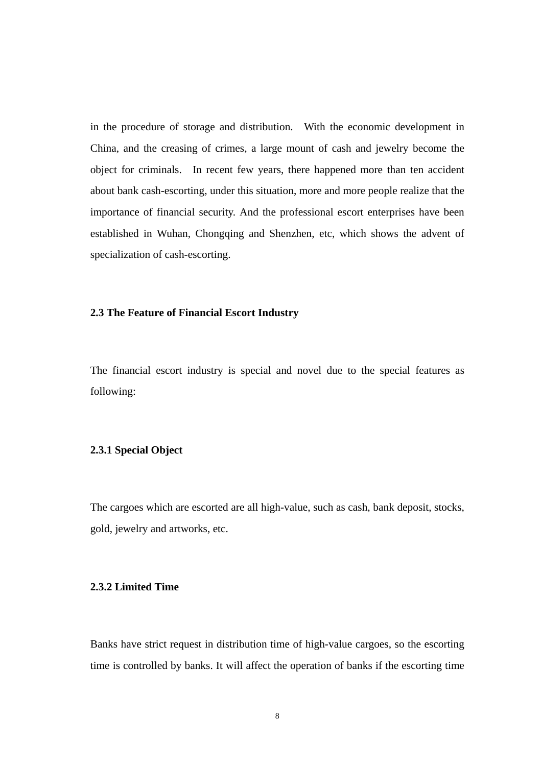in the procedure of storage and distribution. With the economic development in China, and the creasing of crimes, a large mount of cash and jewelry become the object for criminals. In recent few years, there happened more than ten accident about bank cash-escorting, under this situation, more and more people realize that the importance of financial security. And the professional escort enterprises have been established in Wuhan, Chongqing and Shenzhen, etc, which shows the advent of specialization of cash-escorting.

### 2.3 The Feature of Financial Escort Industry

The financial escort industry is special and novel due to the special features as following:

#### 2.3.1 Special Object

The cargoes which are escorted are all high-value, such as cash, bank deposit, stocks, gold, jewelry and artworks, etc.

#### 2.3.2 Limited Time

Banks have strict request in distribution time of high-value cargoes, so the escorting time is controlled by banks. It will affect the operation of banks if the escorting time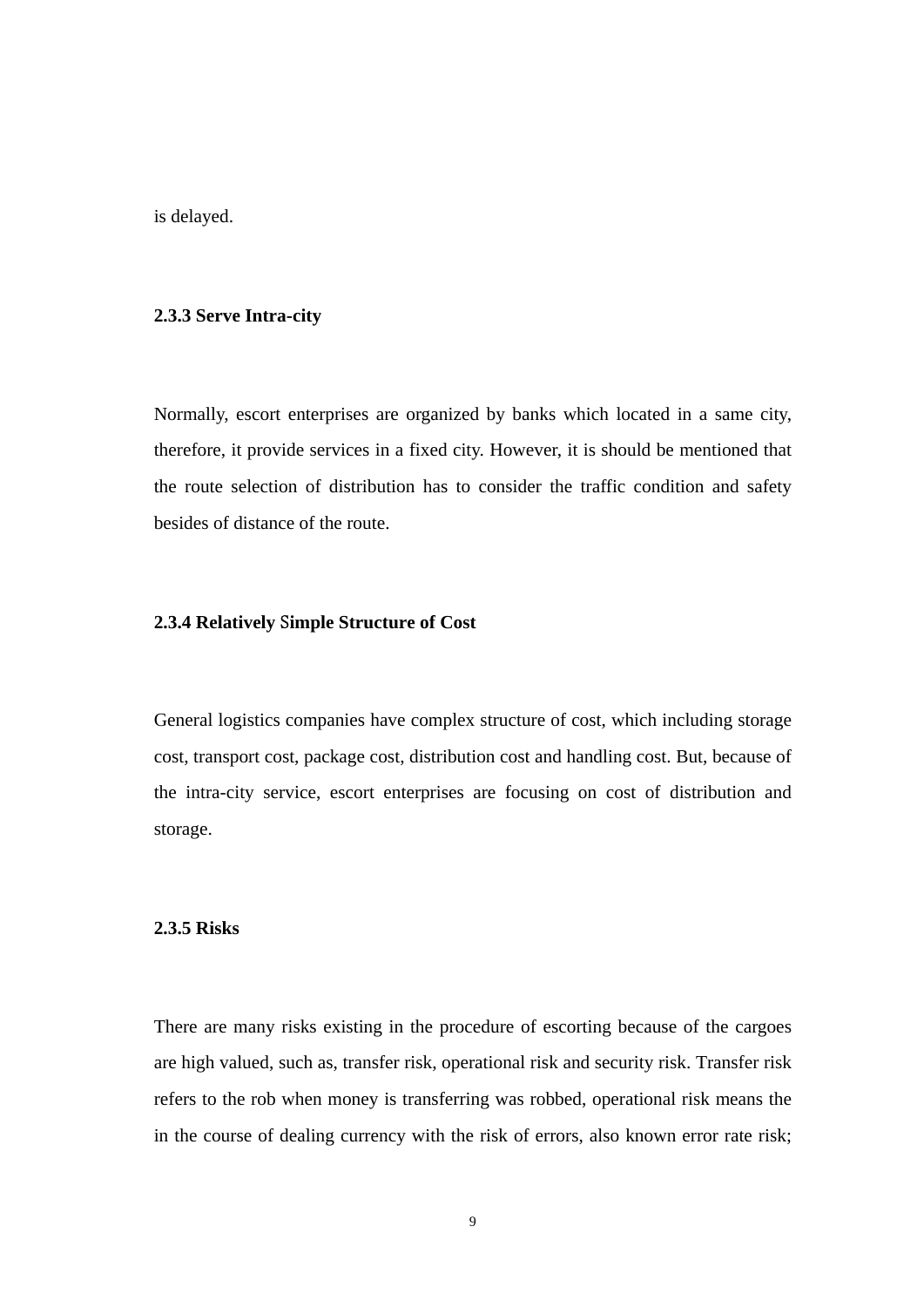is delayed.

### 2.3.3 Serve Intra-city

Normally, escort enterprises are organized by banks which located in a same city, therefore, it provide services in a fixed city. However, it is should be mentioned that the route selection of distribution has to consider the traffic condition and safety besides of distance of the route.

### 2.3.4 Relatively Simple Structure of Cost

General logistics companies have complex structure of cost, which including storage cost, transport cost, package cost, distribution cost and handling cost. But, because of the intra-city service, escort enterprises are focusing on cost of distribution and storage.

### 2.3.5 Risks

There are many risks existing in the procedure of escorting because of the cargoes are high valued, such as, transfer risk, operational risk and security risk. Transfer risk refers to the rob when money is transferring was robbed, operational risk means the in the course of dealing currency with the risk of errors, also known error rate risk;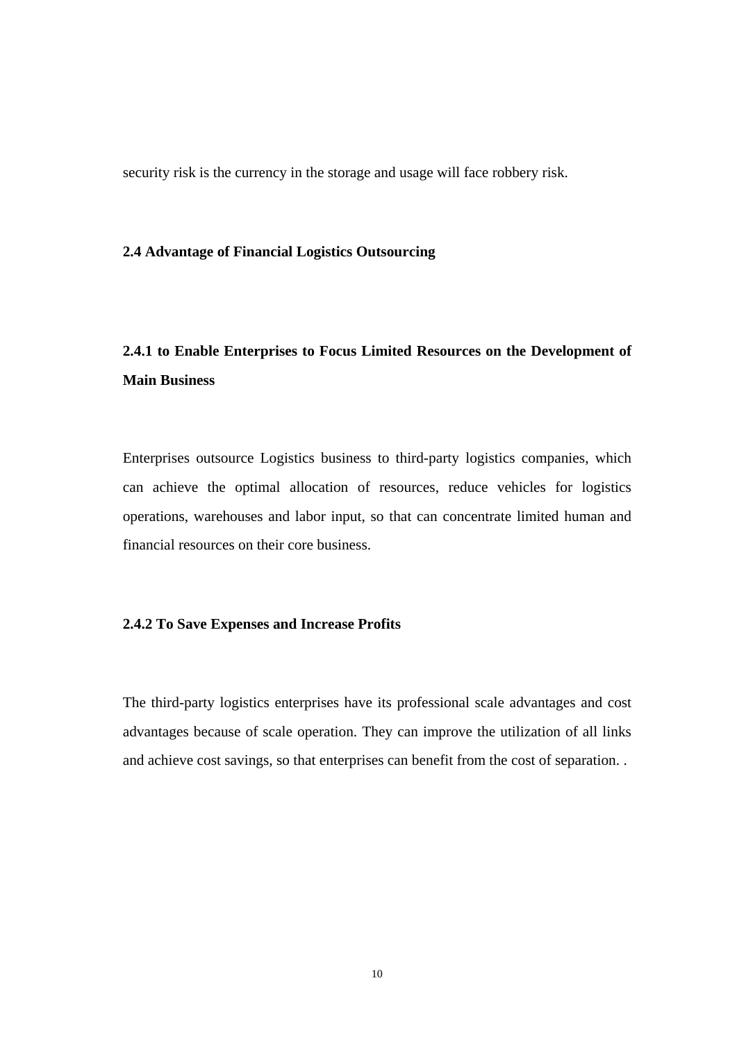security risk is the currency in the storage and usage will face robbery risk.

## 2.4 Advantage of Financial Logistics Outsourcing

### 2.4.1 to Enable Enterprises to Focus Limited Resources on the Development of Main Business

Enterprises outsource Logistics business to third-party logistics companies, which can achieve the optimal allocation of resources, reduce vehicles for logistics operations, warehouses and labor input, so that can concentrate limited human and financial resources on their core business.

### 2.4.2 To Save Expenses and Increase Profits

The third-party logistics enterprises have its professional scale advantages and cost advantages because of scale operation. They can improve the utilization of all links and achieve cost savings, so that enterprises can benefit from the cost of separation. .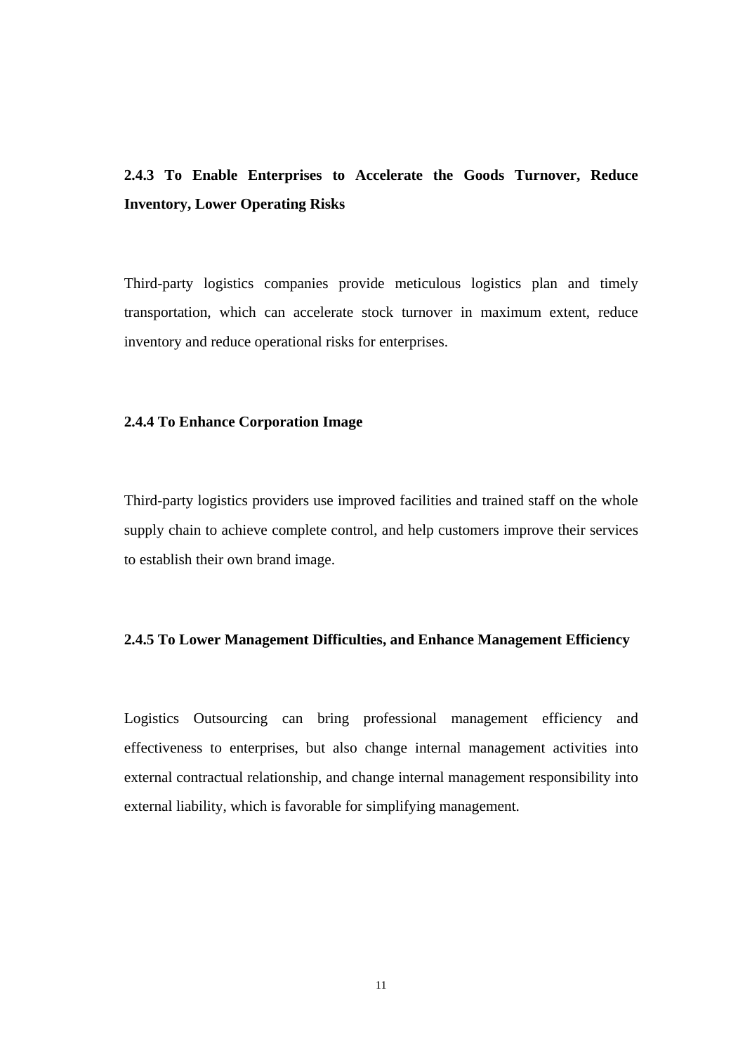### 2.4.3 To Enable Enterprises to Accelerate the Goods Turnover, Reduce Inventory, Lower Operating Risks

Third-party logistics companies provide meticulous logistics plan and timely transportation, which can accelerate stock turnover in maximum extent, reduce inventory and reduce operational risks for enterprises.

### 2.4.4 To Enhance Corporation Image

Third-party logistics providers use improved facilities and trained staff on the whole supply chain to achieve complete control, and help customers improve their services to establish their own brand image.

### 2.4.5 To Lower Management Difficulties, and Enhance Management Efficiency

Logistics Outsourcing can bring professional management efficiency and effectiveness to enterprises, but also change internal management activities into external contractual relationship, and change internal management responsibility into external liability, which is favorable for simplifying management.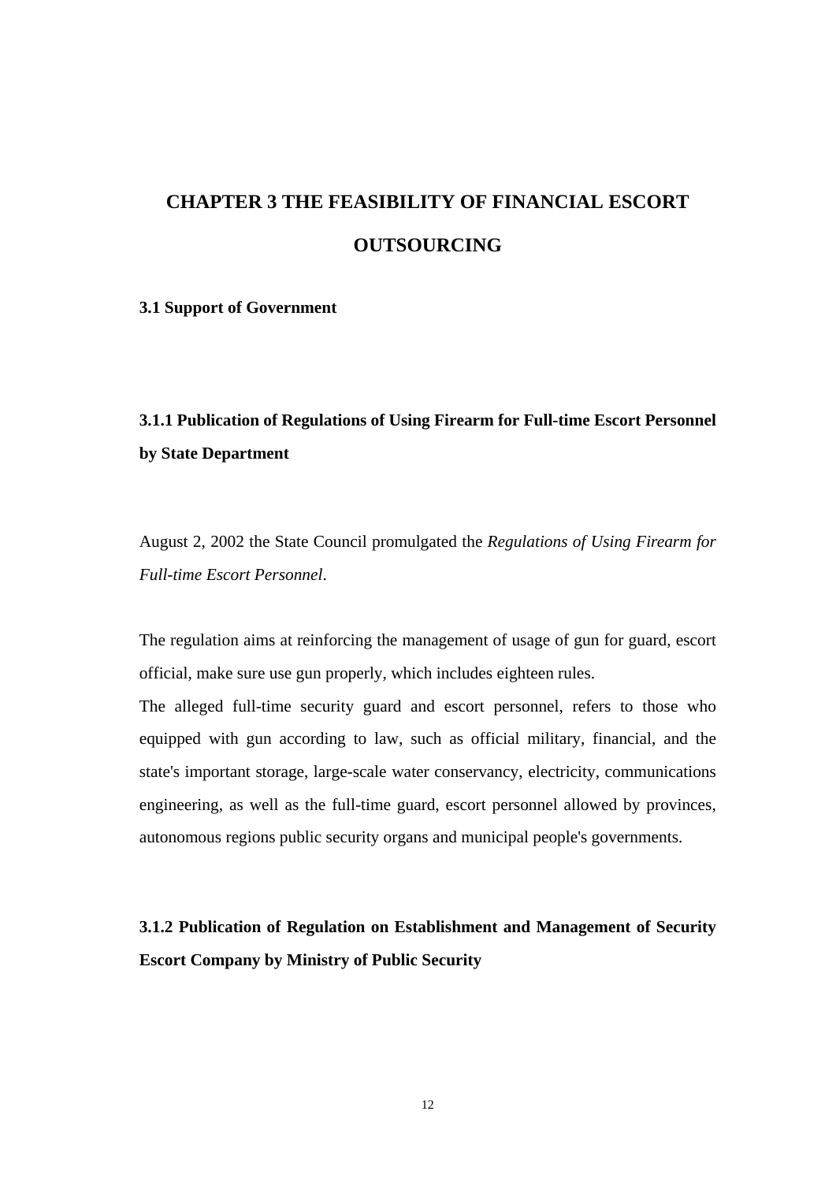# CHAPTER 3 THE FEASIBILITY OF FINANCIAL ESCORT OUTSOURCING

## 3.1 Support of Government

### 3.1.1 Publication of Regulations of Using Firearm for Full-time Escort Personnel by State Department

August 2, 2002 the State Council promulgated the *Regulations of Using Firearm for Full-time Escort Personnel*.

The regulation aims at reinforcing the management of usage of gun for guard, escort official, make sure use gun properly, which includes eighteen rules.

The alleged full-time security guard and escort personnel, refers to those who equipped with gun according to law, such as official military, financial, and the state's important storage, large-scale water conservancy, electricity, communications engineering, as well as the full-time guard, escort personnel allowed by provinces, autonomous regions public security organs and municipal people's governments.

### 3.1.2 Publication of Regulation on Establishment and Management of Security Escort Company by Ministry of Public Security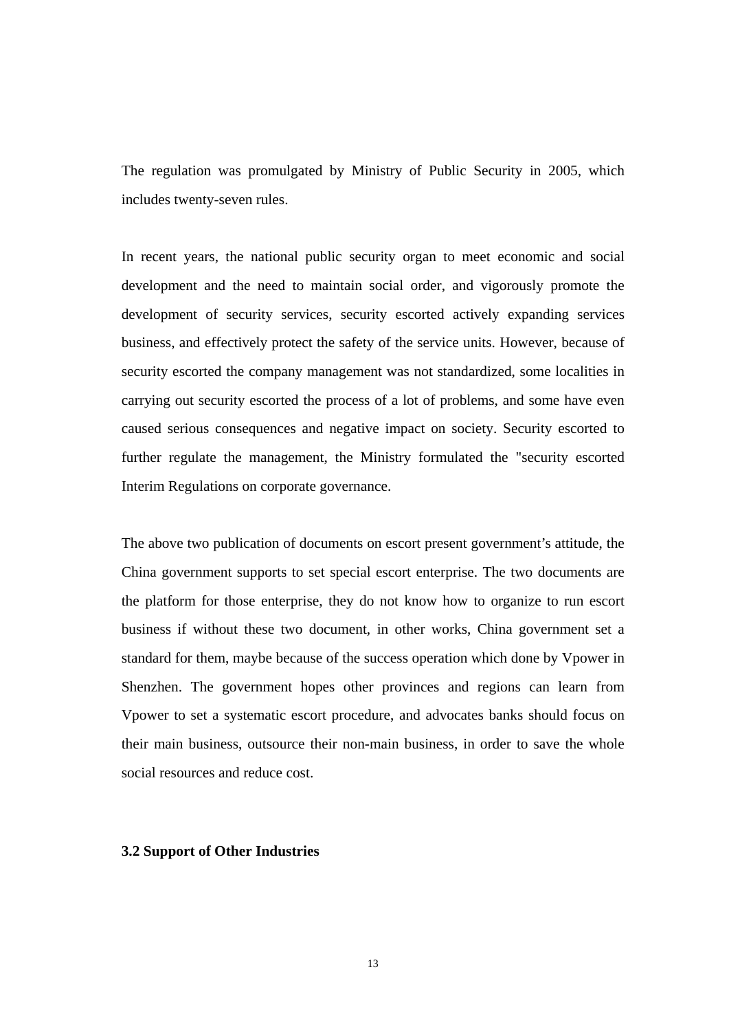The regulation was promulgated by Ministry of Public Security in 2005, which includes twenty-seven rules.

In recent years, the national public security organ to meet economic and social development and the need to maintain social order, and vigorously promote the development of security services, security escorted actively expanding services business, and effectively protect the safety of the service units. However, because of security escorted the company management was not standardized, some localities in carrying out security escorted the process of a lot of problems, and some have even caused serious consequences and negative impact on society. Security escorted to further regulate the management, the Ministry formulated the "security escorted Interim Regulations on corporate governance.

The above two publication of documents on escort present government's attitude, the China government supports to set special escort enterprise. The two documents are the platform for those enterprise, they do not know how to organize to run escort business if without these two document, in other works, China government set a standard for them, maybe because of the success operation which done by Vpower in Shenzhen. The government hopes other provinces and regions can learn from Vpower to set a systematic escort procedure, and advocates banks should focus on their main business, outsource their non-main business, in order to save the whole social resources and reduce cost.

### 3.2 Support of Other Industries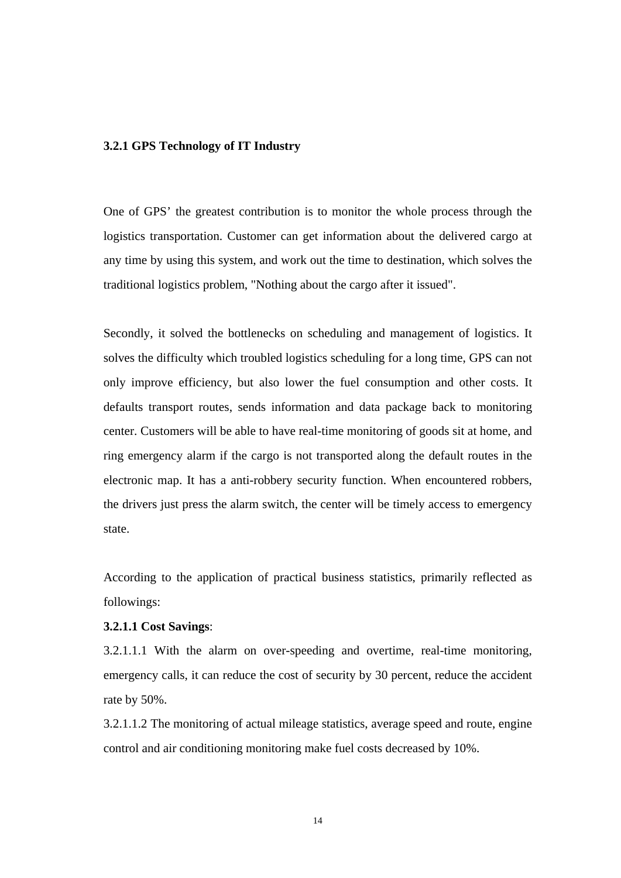### 3.2.1 GPS Technology of IT Industry

One of GPS' the greatest contribution is to monitor the whole process through the logistics transportation. Customer can get information about the delivered cargo at any time by using this system, and work out the time to destination, which solves the traditional logistics problem, "Nothing about the cargo after it issued".

Secondly, it solved the bottlenecks on scheduling and management of logistics. It solves the difficulty which troubled logistics scheduling for a long time, GPS can not only improve efficiency, but also lower the fuel consumption and other costs. It defaults transport routes, sends information and data package back to monitoring center. Customers will be able to have real-time monitoring of goods sit at home, and ring emergency alarm if the cargo is not transported along the default routes in the electronic map. It has a anti-robbery security function. When encountered robbers, the drivers just press the alarm switch, the center will be timely access to emergency state.

According to the application of practical business statistics, primarily reflected as followings:

**3.2.1.1 Cost Savings**:

3.2.1.1.1 With the alarm on over-speeding and overtime, real-time monitoring, emergency calls, it can reduce the cost of security by 30 percent, reduce the accident rate by 50%.

3.2.1.1.2 The monitoring of actual mileage statistics, average speed and route, engine control and air conditioning monitoring make fuel costs decreased by 10%.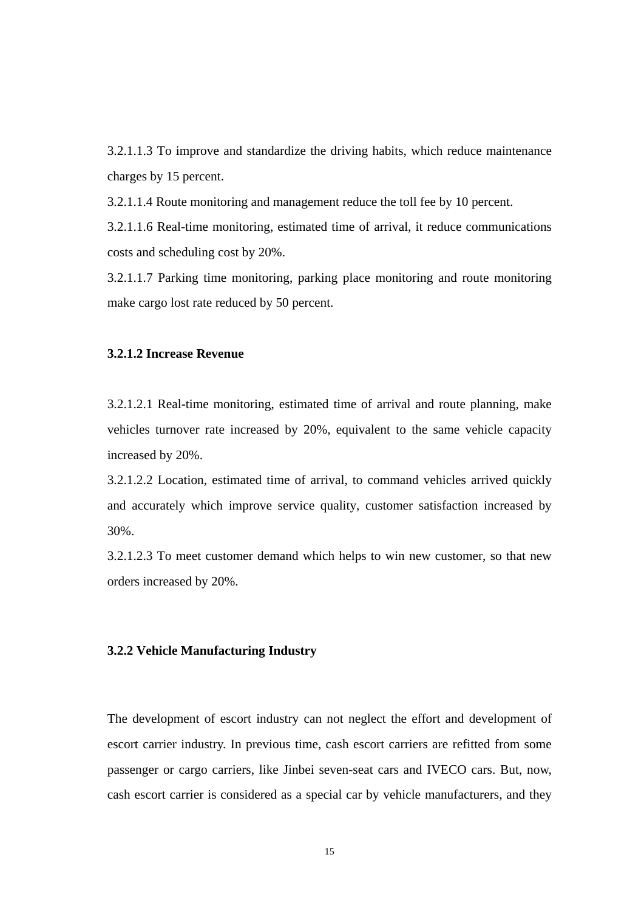3.2.1.1.3 To improve and standardize the driving habits, which reduce maintenance charges by 15 percent.

3.2.1.1.4 Route monitoring and management reduce the toll fee by 10 percent.

3.2.1.1.6 Real-time monitoring, estimated time of arrival, it reduce communications costs and scheduling cost by 20%.

3.2.1.1.7 Parking time monitoring, parking place monitoring and route monitoring make cargo lost rate reduced by 50 percent.

**3.2.1.2 Increase Revenue**

3.2.1.2.1 Real-time monitoring, estimated time of arrival and route planning, make vehicles turnover rate increased by 20%, equivalent to the same vehicle capacity increased by 20%.

3.2.1.2.2 Location, estimated time of arrival, to command vehicles arrived quickly and accurately which improve service quality, customer satisfaction increased by 30%.

3.2.1.2.3 To meet customer demand which helps to win new customer, so that new orders increased by 20%.

**3.2.2 Vehicle Manufacturing Industry**

The development of escort industry can not neglect the effort and development of escort carrier industry. In previous time, cash escort carriers are refitted from some passenger or cargo carriers, like Jinbei seven-seat cars and IVECO cars. But, now, cash escort carrier is considered as a special car by vehicle manufacturers, and they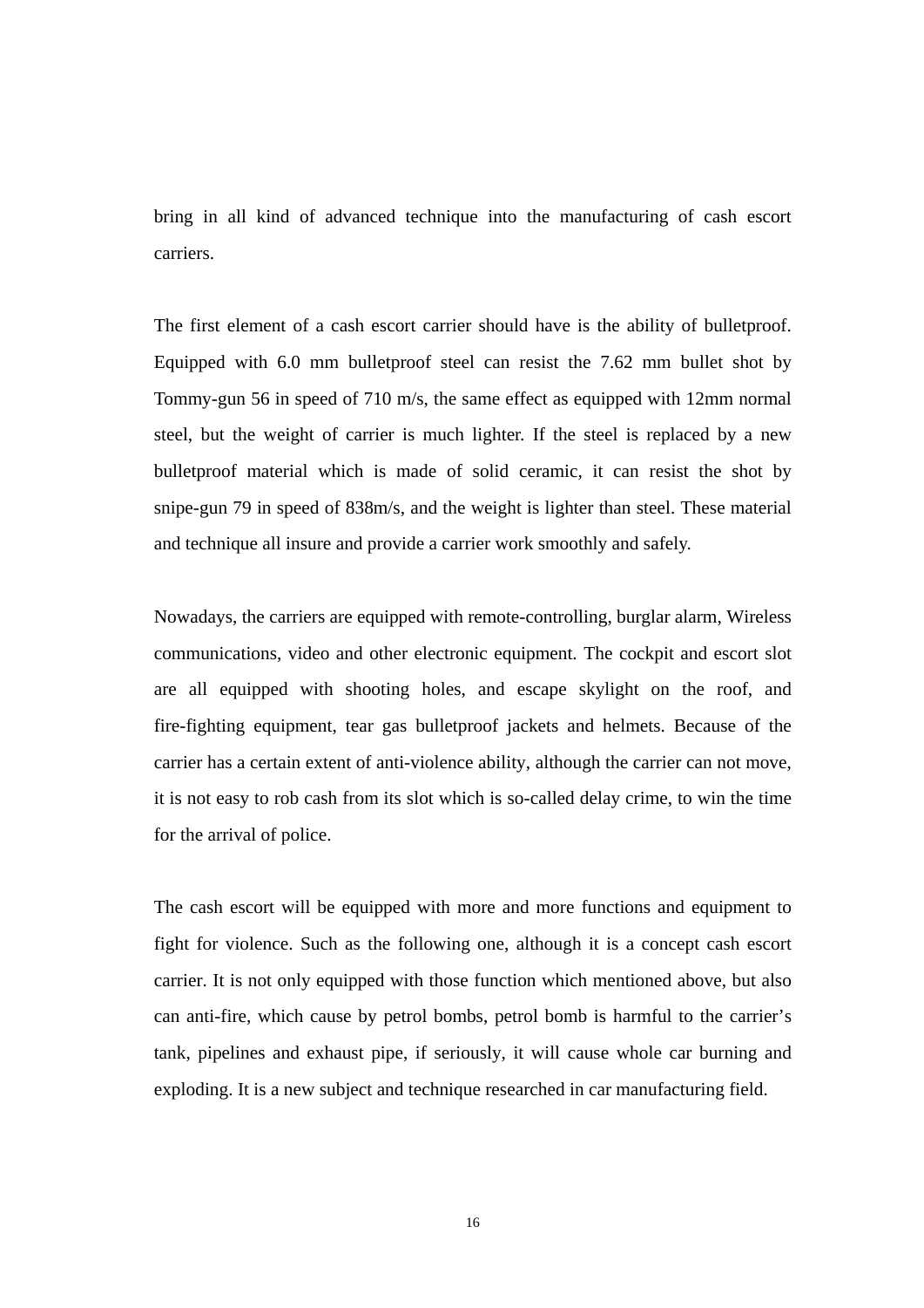bring in all kind of advanced technique into the manufacturing of cash escort carriers.

The first element of a cash escort carrier should have is the ability of bulletproof. Equipped with 6.0 mm bulletproof steel can resist the 7.62 mm bullet shot by Tommy-gun 56 in speed of 710 m/s, the same effect as equipped with 12mm normal steel, but the weight of carrier is much lighter. If the steel is replaced by a new bulletproof material which is made of solid ceramic, it can resist the shot by snipe-gun 79 in speed of 838m/s, and the weight is lighter than steel. These material and technique all insure and provide a carrier work smoothly and safely.

Nowadays, the carriers are equipped with remote-controlling, burglar alarm, Wireless communications, video and other electronic equipment. The cockpit and escort slot are all equipped with shooting holes, and escape skylight on the roof, and fire-fighting equipment, tear gas bulletproof jackets and helmets. Because of the carrier has a certain extent of anti-violence ability, although the carrier can not move, it is not easy to rob cash from its slot which is so-called delay crime, to win the time for the arrival of police.

The cash escort will be equipped with more and more functions and equipment to fight for violence. Such as the following one, although it is a concept cash escort carrier. It is not only equipped with those function which mentioned above, but also can anti-fire, which cause by petrol bombs, petrol bomb is harmful to the carrier's tank, pipelines and exhaust pipe, if seriously, it will cause whole car burning and exploding. It is a new subject and technique researched in car manufacturing field.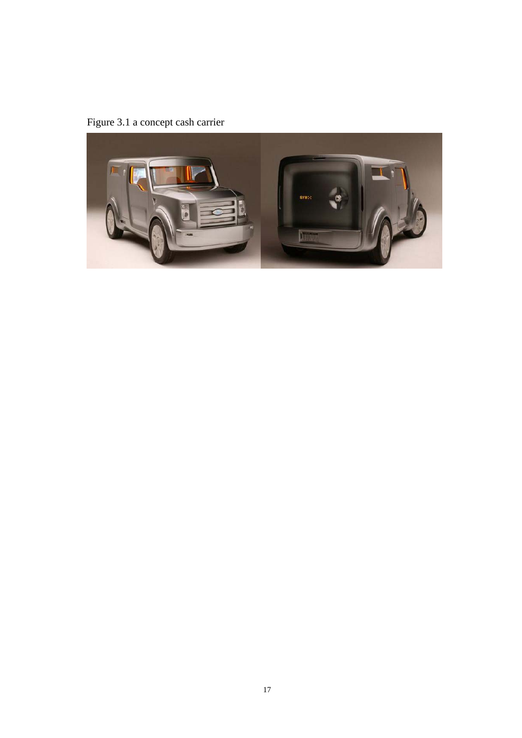Figure 3.1 a concept cash carrier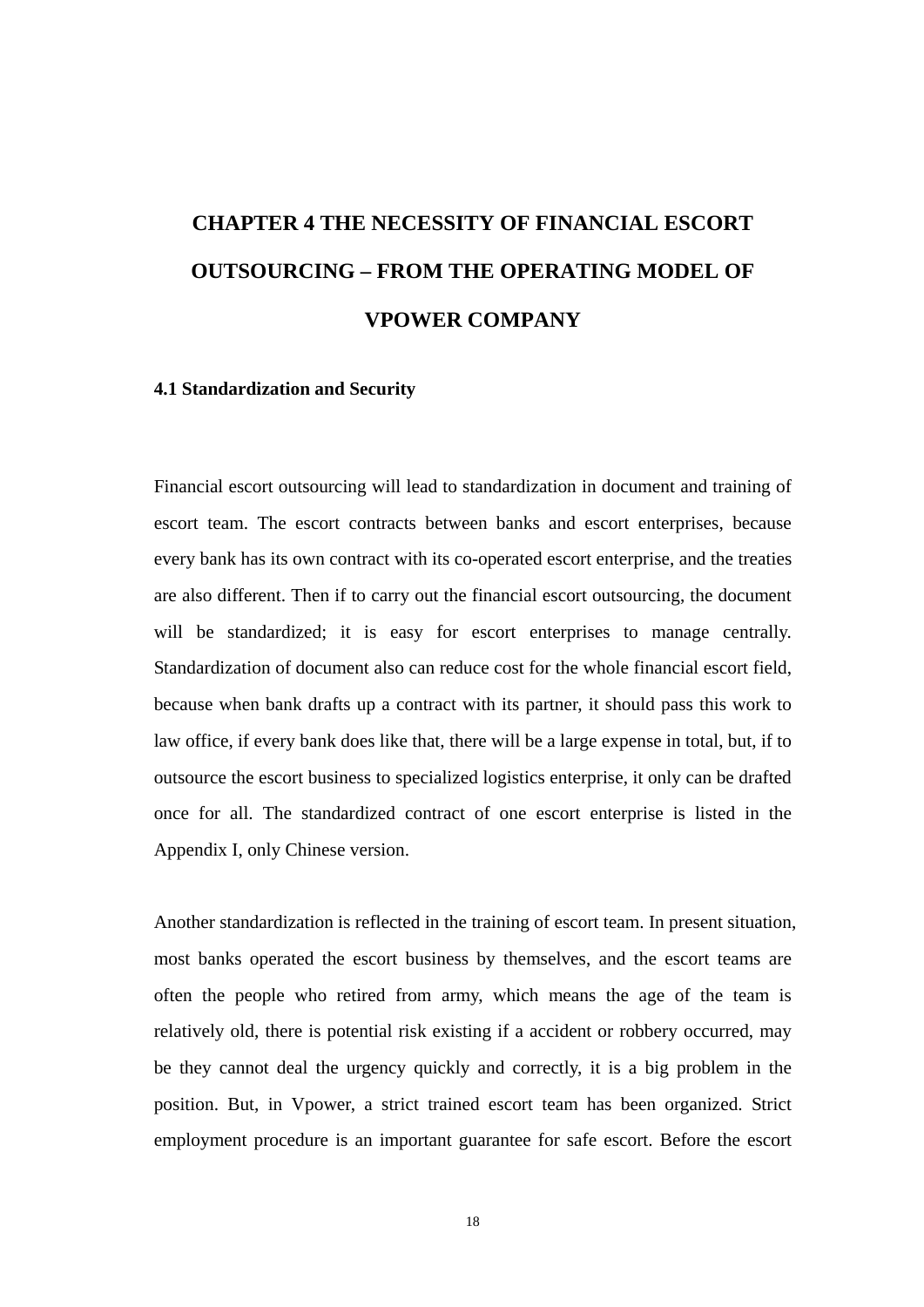# CHAPTER 4 THE NECESSITY OF FINANCIAL ESCORT OUTSOURCING – FROM THE OPERATING MODEL OF VPOWER COMPANY

## 4.1 Standardization and Security

Financial escort outsourcing will lead to standardization in document and training of escort team. The escort contracts between banks and escort enterprises, because every bank has its own contract with its co-operated escort enterprise, and the treaties are also different. Then if to carry out the financial escort outsourcing, the document will be standardized; it is easy for escort enterprises to manage centrally. Standardization of document also can reduce cost for the whole financial escort field, because when bank drafts up a contract with its partner, it should pass this work to law office, if every bank does like that, there will be a large expense in total, but, if to outsource the escort business to specialized logistics enterprise, it only can be drafted once for all. The standardized contract of one escort enterprise is listed in the Appendix I, only Chinese version.

Another standardization is reflected in the training of escort team. In present situation, most banks operated the escort business by themselves, and the escort teams are often the people who retired from army, which means the age of the team is relatively old, there is potential risk existing if a accident or robbery occurred, may be they cannot deal the urgency quickly and correctly, it is a big problem in the position. But, in Vpower, a strict trained escort team has been organized. Strict employment procedure is an important guarantee for safe escort. Before the escort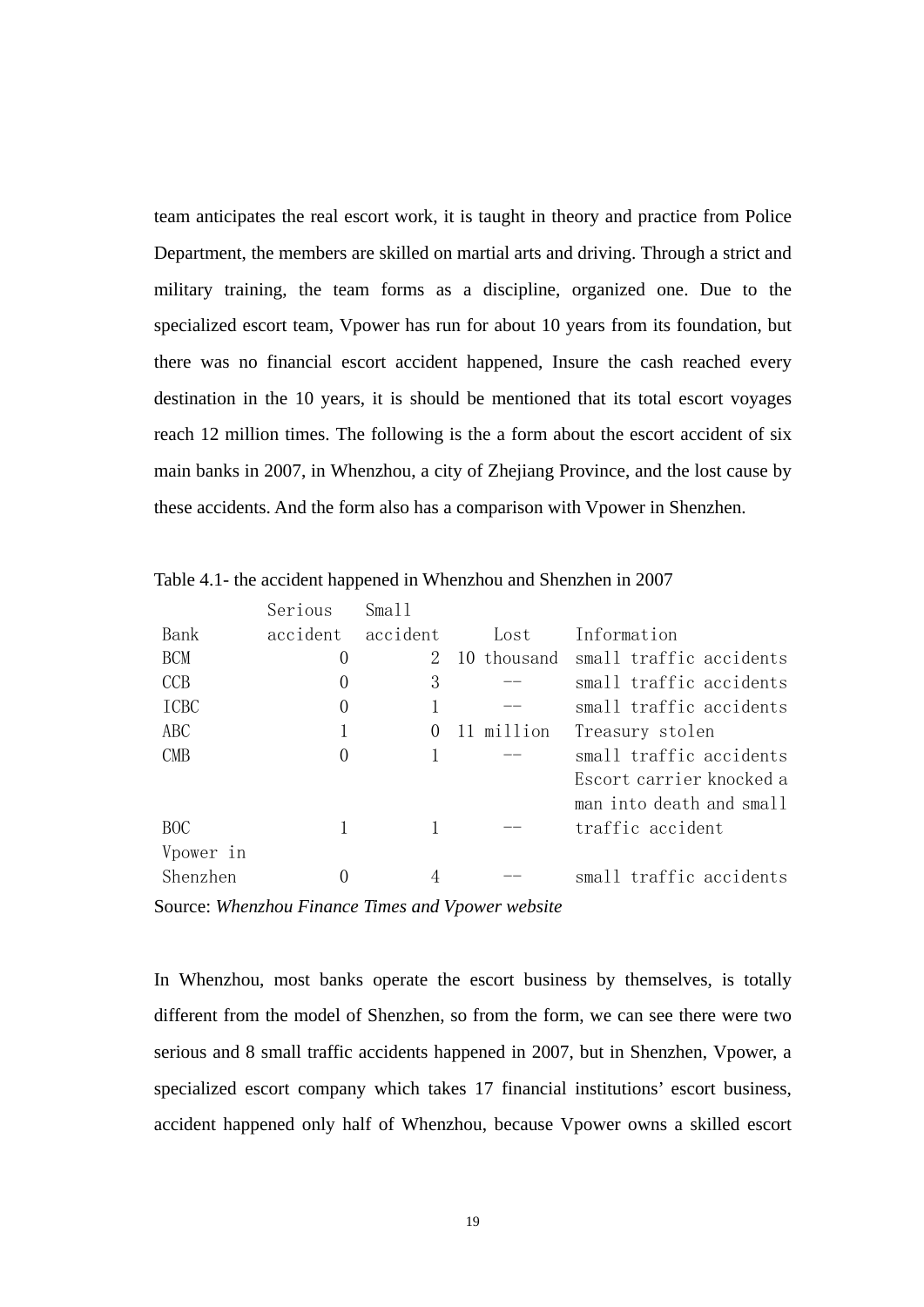team anticipates the real escort work, it is taught in theory and practice from Police Department, the members are skilled on martial arts and driving. Through a strict and military training, the team forms as a discipline, organized one. Due to the specialized escort team, Vpower has run for about 10 years from its foundation, but there was no financial escort accident happened, Insure the cash reached every destination in the 10 years, it is should be mentioned that its total escort voyages reach 12 million times. The following is the a form about the escort accident of six main banks in 2007, in Whenzhou, a city of Zhejiang Province, and the lost cause by these accidents. And the form also has a comparison with Vpower in Shenzhen.

Table 4.1- the accident happened in Whenzhou and Shenzhen in 2007

| Bank | Serious accident | Small accident | Lost | Information |
|---|---|---|---|---|
| BCM | 0 | 2 | 10 thousand | small traffic accidents |
| CCB | 0 | 3 | -- | small traffic accidents |
| ICBC | 0 | 1 | -- | small traffic accidents |
| ABC | 1 | 0 | 11 million | Treasury stolen |
| CMB | 0 | 1 | -- | small traffic accidents |
| BOC | 1 | 1 | -- | Escort carrier knocked a man into death and small traffic accident |
| Vpower in Shenzhen | 0 | 4 | -- | small traffic accidents |

Source: *Whenzhou Finance Times and Vpower website*

In Whenzhou, most banks operate the escort business by themselves, is totally different from the model of Shenzhen, so from the form, we can see there were two serious and 8 small traffic accidents happened in 2007, but in Shenzhen, Vpower, a specialized escort company which takes 17 financial institutions' escort business, accident happened only half of Whenzhou, because Vpower owns a skilled escort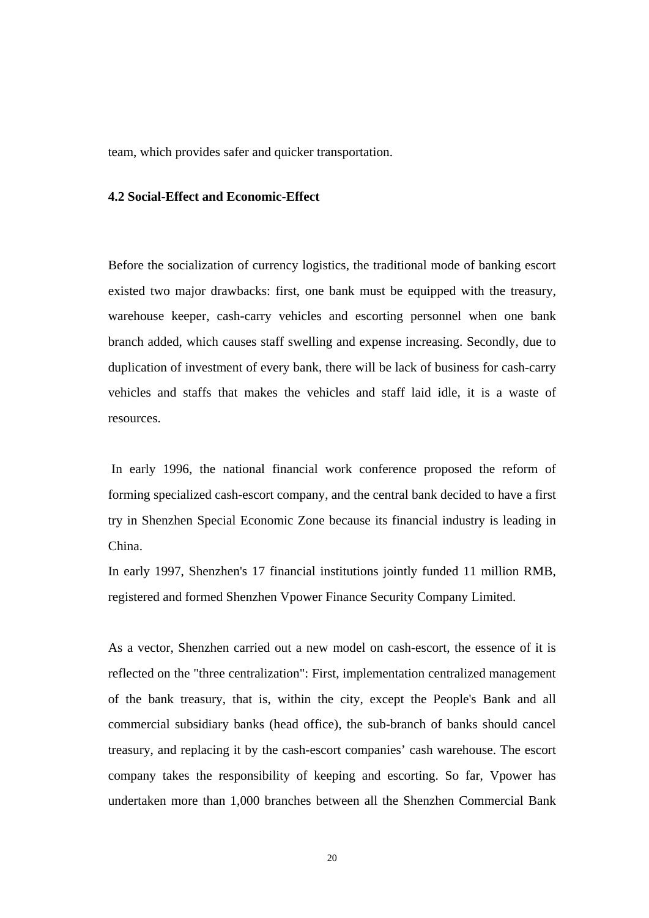team, which provides safer and quicker transportation.

### 4.2 Social-Effect and Economic-Effect

Before the socialization of currency logistics, the traditional mode of banking escort existed two major drawbacks: first, one bank must be equipped with the treasury, warehouse keeper, cash-carry vehicles and escorting personnel when one bank branch added, which causes staff swelling and expense increasing. Secondly, due to duplication of investment of every bank, there will be lack of business for cash-carry vehicles and staffs that makes the vehicles and staff laid idle, it is a waste of resources.

In early 1996, the national financial work conference proposed the reform of forming specialized cash-escort company, and the central bank decided to have a first try in Shenzhen Special Economic Zone because its financial industry is leading in China.

In early 1997, Shenzhen's 17 financial institutions jointly funded 11 million RMB, registered and formed Shenzhen Vpower Finance Security Company Limited.

As a vector, Shenzhen carried out a new model on cash-escort, the essence of it is reflected on the "three centralization": First, implementation centralized management of the bank treasury, that is, within the city, except the People's Bank and all commercial subsidiary banks (head office), the sub-branch of banks should cancel treasury, and replacing it by the cash-escort companies' cash warehouse. The escort company takes the responsibility of keeping and escorting. So far, Vpower has undertaken more than 1,000 branches between all the Shenzhen Commercial Bank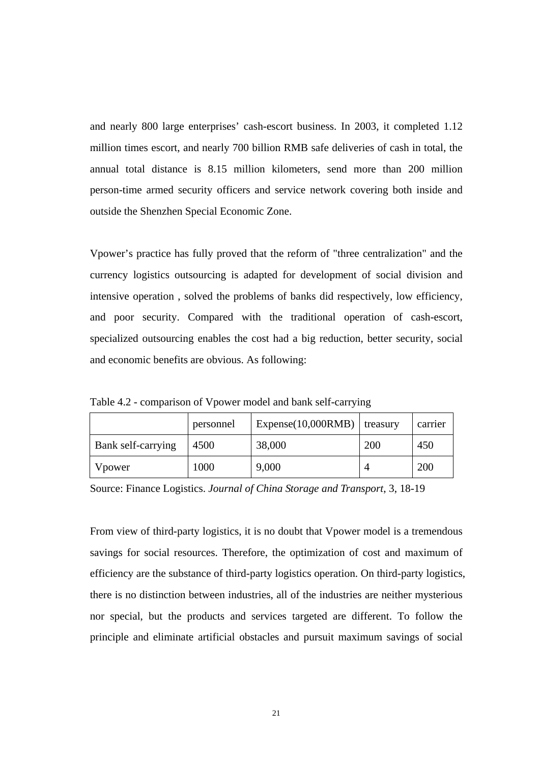and nearly 800 large enterprises' cash-escort business. In 2003, it completed 1.12 million times escort, and nearly 700 billion RMB safe deliveries of cash in total, the annual total distance is 8.15 million kilometers, send more than 200 million person-time armed security officers and service network covering both inside and outside the Shenzhen Special Economic Zone.

Vpower's practice has fully proved that the reform of "three centralization" and the currency logistics outsourcing is adapted for development of social division and intensive operation , solved the problems of banks did respectively, low efficiency, and poor security. Compared with the traditional operation of cash-escort, specialized outsourcing enables the cost had a big reduction, better security, social and economic benefits are obvious. As following:

Table 4.2 - comparison of Vpower model and bank self-carrying

| | personnel | Expense(10,000RMB) | treasury | carrier |
|---|---|---|---|---|
| Bank self-carrying | 4500 | 38,000 | 200 | 450 |
| Vpower | 1000 | 9,000 | 4 | 200 |

Source: Finance Logistics. *Journal of China Storage and Transport*, 3, 18-19

From view of third-party logistics, it is no doubt that Vpower model is a tremendous savings for social resources. Therefore, the optimization of cost and maximum of efficiency are the substance of third-party logistics operation. On third-party logistics, there is no distinction between industries, all of the industries are neither mysterious nor special, but the products and services targeted are different. To follow the principle and eliminate artificial obstacles and pursuit maximum savings of social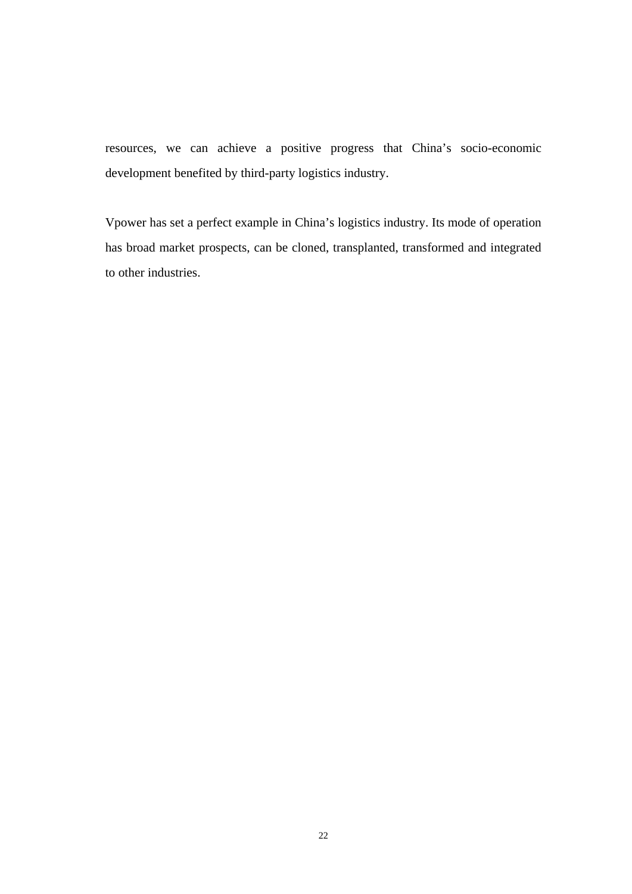resources, we can achieve a positive progress that China’s socio-economic development benefited by third-party logistics industry.

Vpower has set a perfect example in China’s logistics industry. Its mode of operation has broad market prospects, can be cloned, transplanted, transformed and integrated to other industries.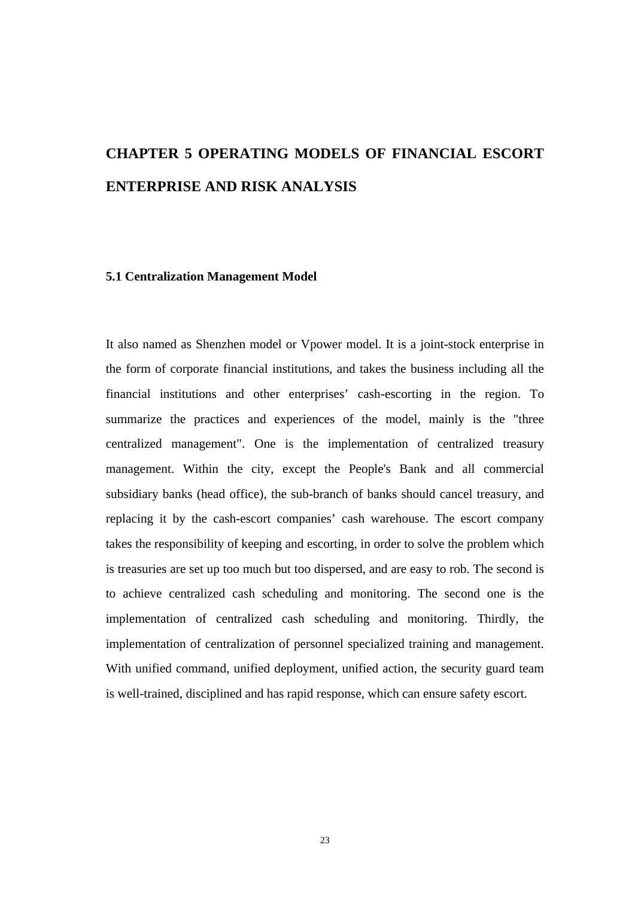# CHAPTER 5 OPERATING MODELS OF FINANCIAL ESCORT ENTERPRISE AND RISK ANALYSIS

## 5.1 Centralization Management Model

It also named as Shenzhen model or Vpower model. It is a joint-stock enterprise in the form of corporate financial institutions, and takes the business including all the financial institutions and other enterprises' cash-escorting in the region. To summarize the practices and experiences of the model, mainly is the "three centralized management". One is the implementation of centralized treasury management. Within the city, except the People's Bank and all commercial subsidiary banks (head office), the sub-branch of banks should cancel treasury, and replacing it by the cash-escort companies' cash warehouse. The escort company takes the responsibility of keeping and escorting, in order to solve the problem which is treasuries are set up too much but too dispersed, and are easy to rob. The second is to achieve centralized cash scheduling and monitoring. The second one is the implementation of centralized cash scheduling and monitoring. Thirdly, the implementation of centralization of personnel specialized training and management. With unified command, unified deployment, unified action, the security guard team is well-trained, disciplined and has rapid response, which can ensure safety escort.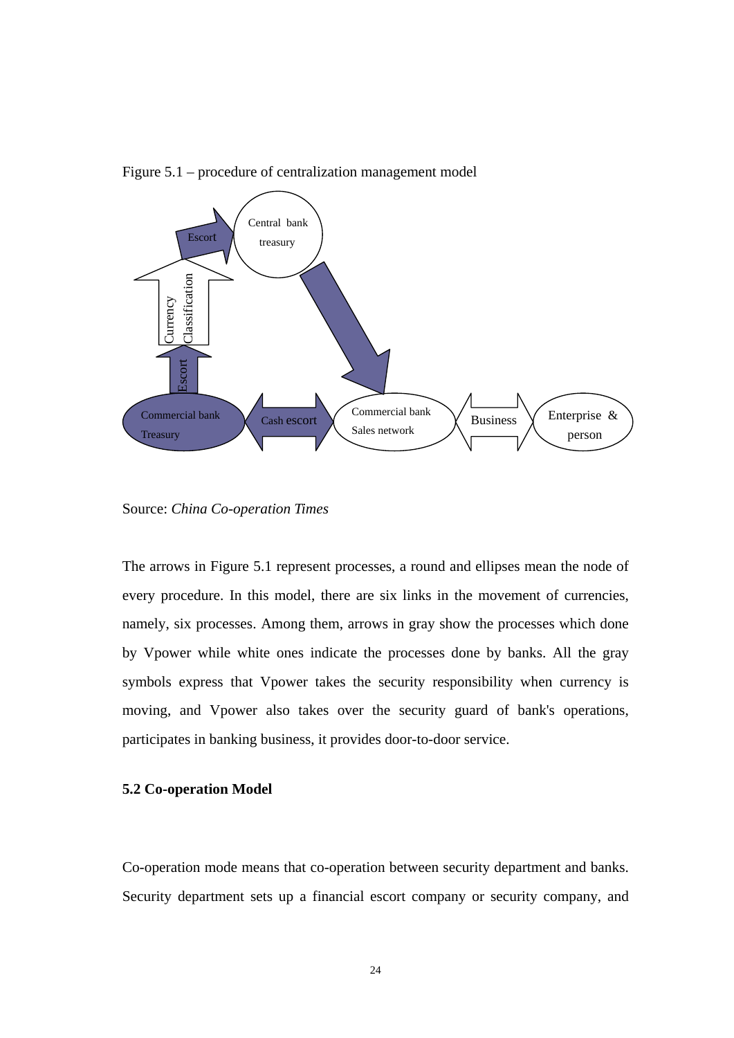Figure 5.1 – procedure of centralization management model

Source: *China Co-operation Times*

The arrows in Figure 5.1 represent processes, a round and ellipses mean the node of every procedure. In this model, there are six links in the movement of currencies, namely, six processes. Among them, arrows in gray show the processes which done by Vpower while white ones indicate the processes done by banks. All the gray symbols express that Vpower takes the security responsibility when currency is moving, and Vpower also takes over the security guard of bank's operations, participates in banking business, it provides door-to-door service.

### 5.2 Co-operation Model

Co-operation mode means that co-operation between security department and banks. Security department sets up a financial escort company or security company, and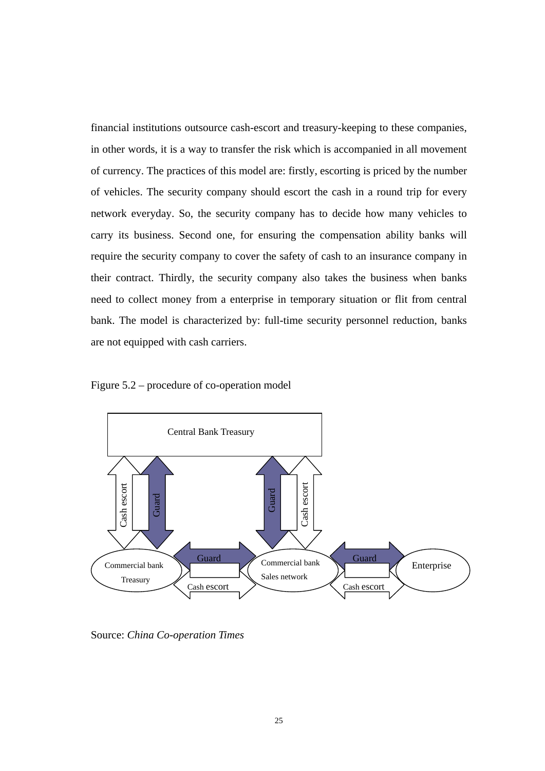financial institutions outsource cash-escort and treasury-keeping to these companies, in other words, it is a way to transfer the risk which is accompanied in all movement of currency. The practices of this model are: firstly, escorting is priced by the number of vehicles. The security company should escort the cash in a round trip for every network everyday. So, the security company has to decide how many vehicles to carry its business. Second one, for ensuring the compensation ability banks will require the security company to cover the safety of cash to an insurance company in their contract. Thirdly, the security company also takes the business when banks need to collect money from a enterprise in temporary situation or flit from central bank. The model is characterized by: full-time security personnel reduction, banks are not equipped with cash carriers.

Figure 5.2 – procedure of co-operation model

Central Bank Treasury

Cash escort | Guard | Guard | Cash escort

Commercial bank Treasury | Guard / Cash escort | Commercial bank Sales network | Guard / Cash escort | Enterprise

Source: *China Co-operation Times*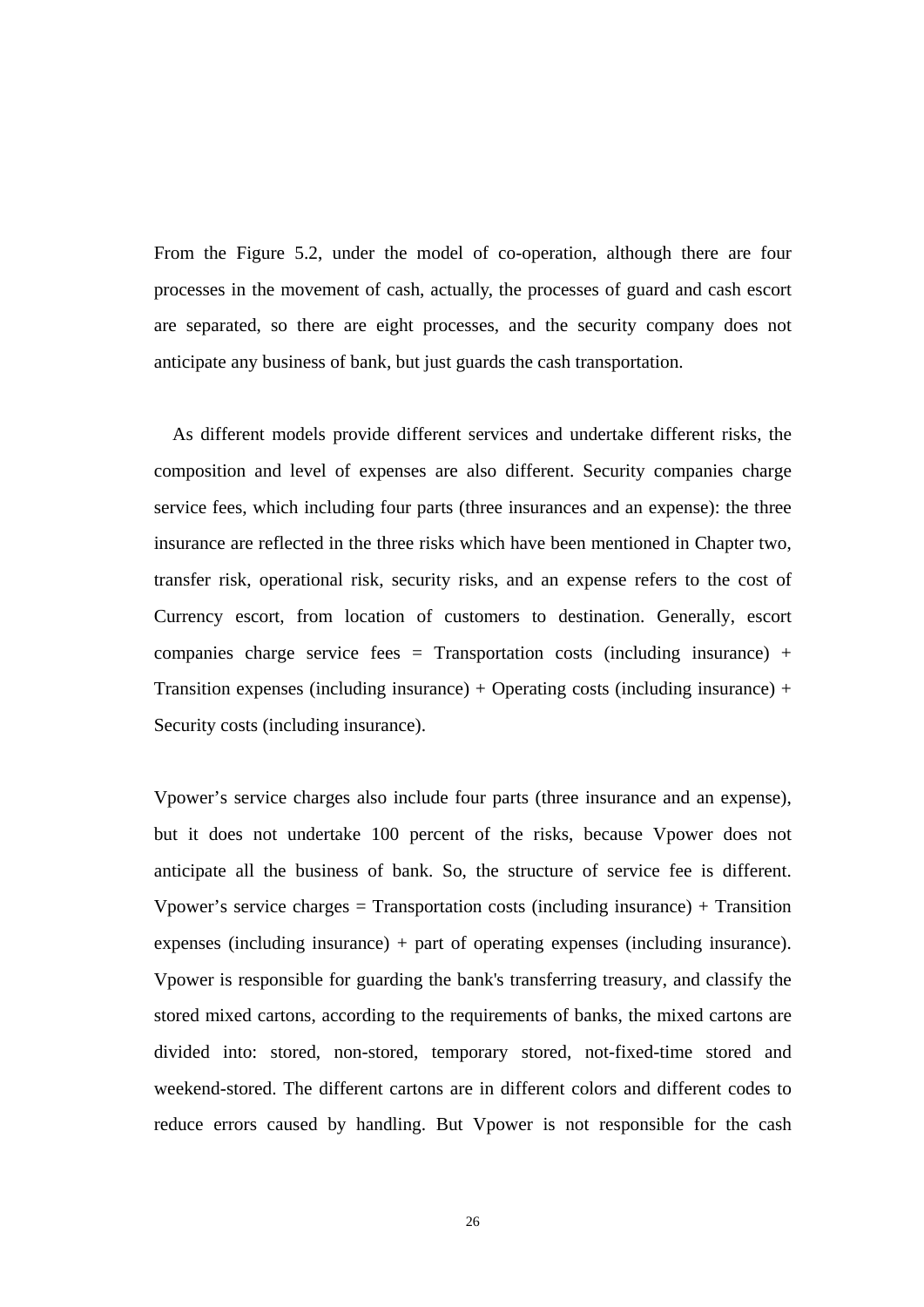From the Figure 5.2, under the model of co-operation, although there are four processes in the movement of cash, actually, the processes of guard and cash escort are separated, so there are eight processes, and the security company does not anticipate any business of bank, but just guards the cash transportation.

As different models provide different services and undertake different risks, the composition and level of expenses are also different. Security companies charge service fees, which including four parts (three insurances and an expense): the three insurance are reflected in the three risks which have been mentioned in Chapter two, transfer risk, operational risk, security risks, and an expense refers to the cost of Currency escort, from location of customers to destination. Generally, escort companies charge service fees = Transportation costs (including insurance) + Transition expenses (including insurance) + Operating costs (including insurance) + Security costs (including insurance).

Vpower's service charges also include four parts (three insurance and an expense), but it does not undertake 100 percent of the risks, because Vpower does not anticipate all the business of bank. So, the structure of service fee is different. Vpower's service charges = Transportation costs (including insurance) + Transition expenses (including insurance) + part of operating expenses (including insurance). Vpower is responsible for guarding the bank's transferring treasury, and classify the stored mixed cartons, according to the requirements of banks, the mixed cartons are divided into: stored, non-stored, temporary stored, not-fixed-time stored and weekend-stored. The different cartons are in different colors and different codes to reduce errors caused by handling. But Vpower is not responsible for the cash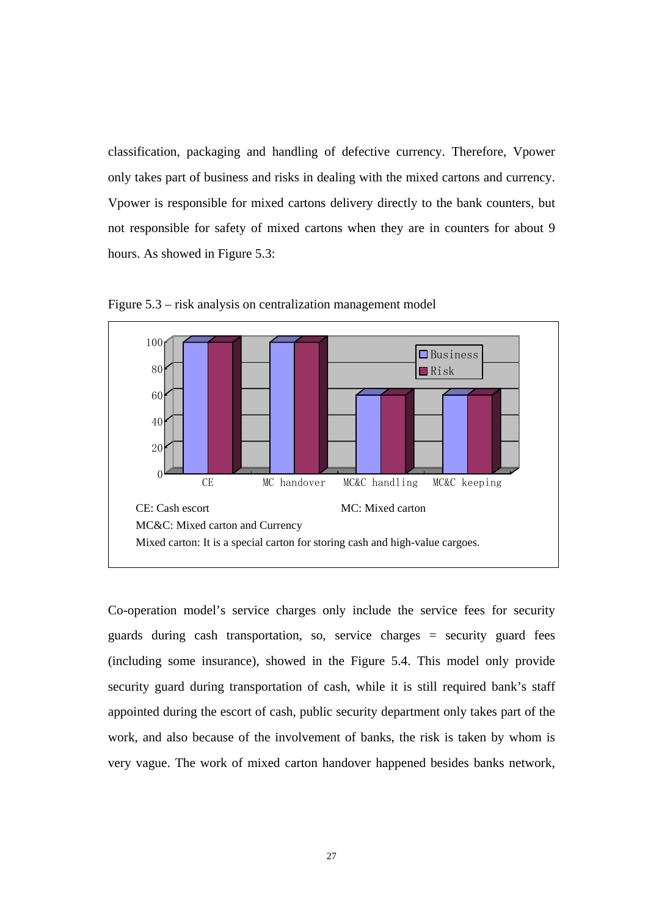classification, packaging and handling of defective currency. Therefore, Vpower only takes part of business and risks in dealing with the mixed cartons and currency. Vpower is responsible for mixed cartons delivery directly to the bank counters, but not responsible for safety of mixed cartons when they are in counters for about 9 hours. As showed in Figure 5.3:

Figure 5.3 – risk analysis on centralization management model

| | Business | Risk |
|---|---|---|
| CE | 100 | 100 |
| MC handover | 100 | 100 |
| MC&C handling | 60 | 60 |
| MC&C keeping | 60 | 60 |

CE: Cash escort MC: Mixed carton

MC&C: Mixed carton and Currency

Mixed carton: It is a special carton for storing cash and high-value cargoes.

Co-operation model's service charges only include the service fees for security guards during cash transportation, so, service charges = security guard fees (including some insurance), showed in the Figure 5.4. This model only provide security guard during transportation of cash, while it is still required bank's staff appointed during the escort of cash, public security department only takes part of the work, and also because of the involvement of banks, the risk is taken by whom is very vague. The work of mixed carton handover happened besides banks network,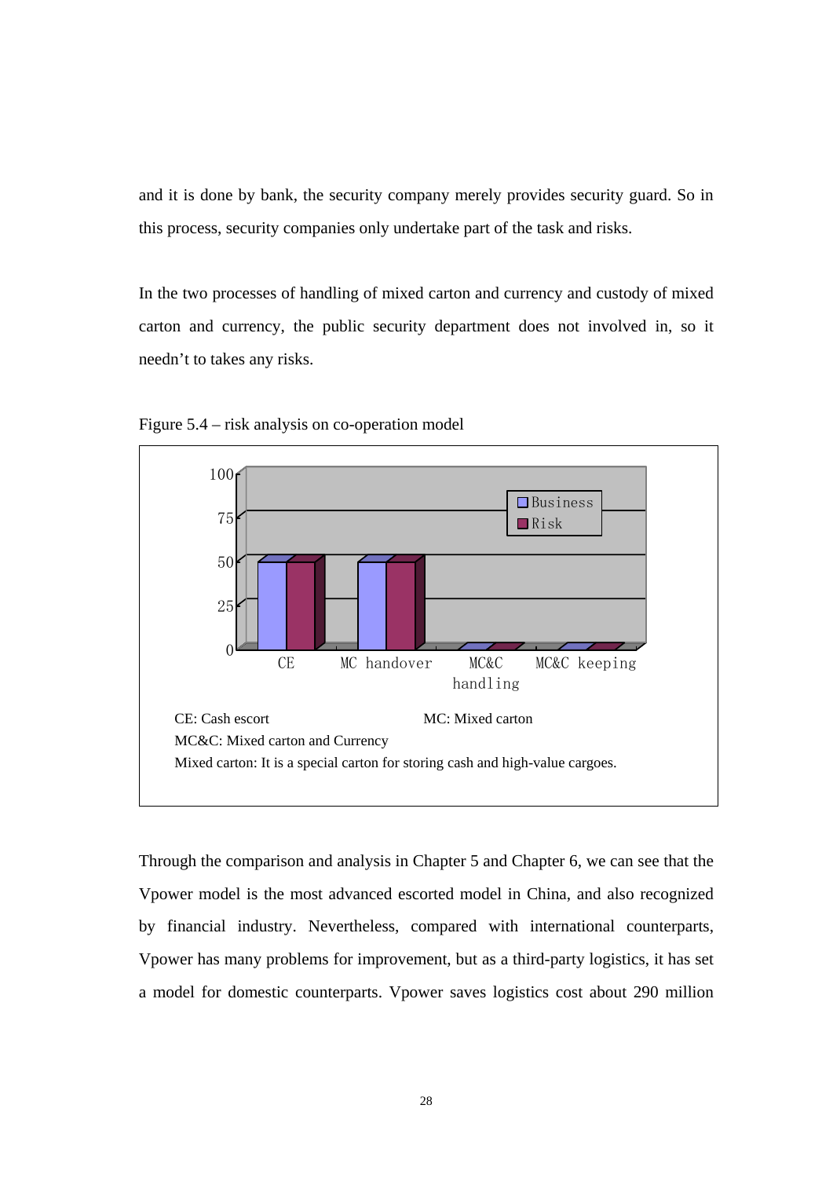and it is done by bank, the security company merely provides security guard. So in this process, security companies only undertake part of the task and risks.

In the two processes of handling of mixed carton and currency and custody of mixed carton and currency, the public security department does not involved in, so it needn't to takes any risks.

Figure 5.4 – risk analysis on co-operation model

| | CE | MC handover | MC&C handling | MC&C keeping |
|---|---|---|---|---|
| Business | 50 | 50 | 0 | 0 |
| Risk | 50 | 50 | 0 | 0 |

CE: Cash escort

MC: Mixed carton

MC&C: Mixed carton and Currency

Mixed carton: It is a special carton for storing cash and high-value cargoes.

Through the comparison and analysis in Chapter 5 and Chapter 6, we can see that the Vpower model is the most advanced escorted model in China, and also recognized by financial industry. Nevertheless, compared with international counterparts, Vpower has many problems for improvement, but as a third-party logistics, it has set a model for domestic counterparts. Vpower saves logistics cost about 290 million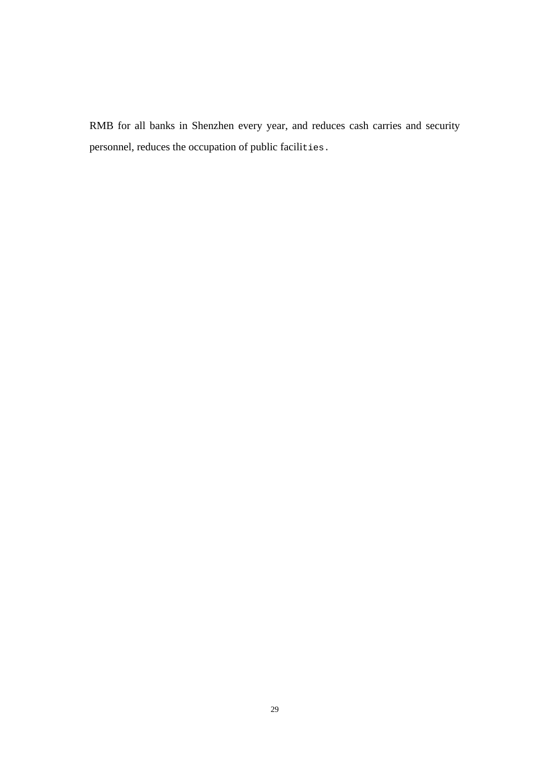RMB for all banks in Shenzhen every year, and reduces cash carries and security personnel, reduces the occupation of public facilities.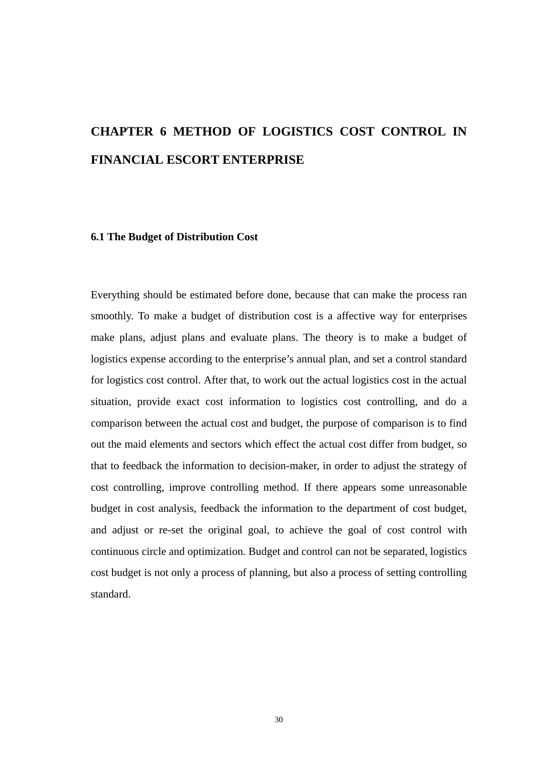# CHAPTER 6 METHOD OF LOGISTICS COST CONTROL IN FINANCIAL ESCORT ENTERPRISE

## 6.1 The Budget of Distribution Cost

Everything should be estimated before done, because that can make the process ran smoothly. To make a budget of distribution cost is a affective way for enterprises make plans, adjust plans and evaluate plans. The theory is to make a budget of logistics expense according to the enterprise's annual plan, and set a control standard for logistics cost control. After that, to work out the actual logistics cost in the actual situation, provide exact cost information to logistics cost controlling, and do a comparison between the actual cost and budget, the purpose of comparison is to find out the maid elements and sectors which effect the actual cost differ from budget, so that to feedback the information to decision-maker, in order to adjust the strategy of cost controlling, improve controlling method. If there appears some unreasonable budget in cost analysis, feedback the information to the department of cost budget, and adjust or re-set the original goal, to achieve the goal of cost control with continuous circle and optimization. Budget and control can not be separated, logistics cost budget is not only a process of planning, but also a process of setting controlling standard.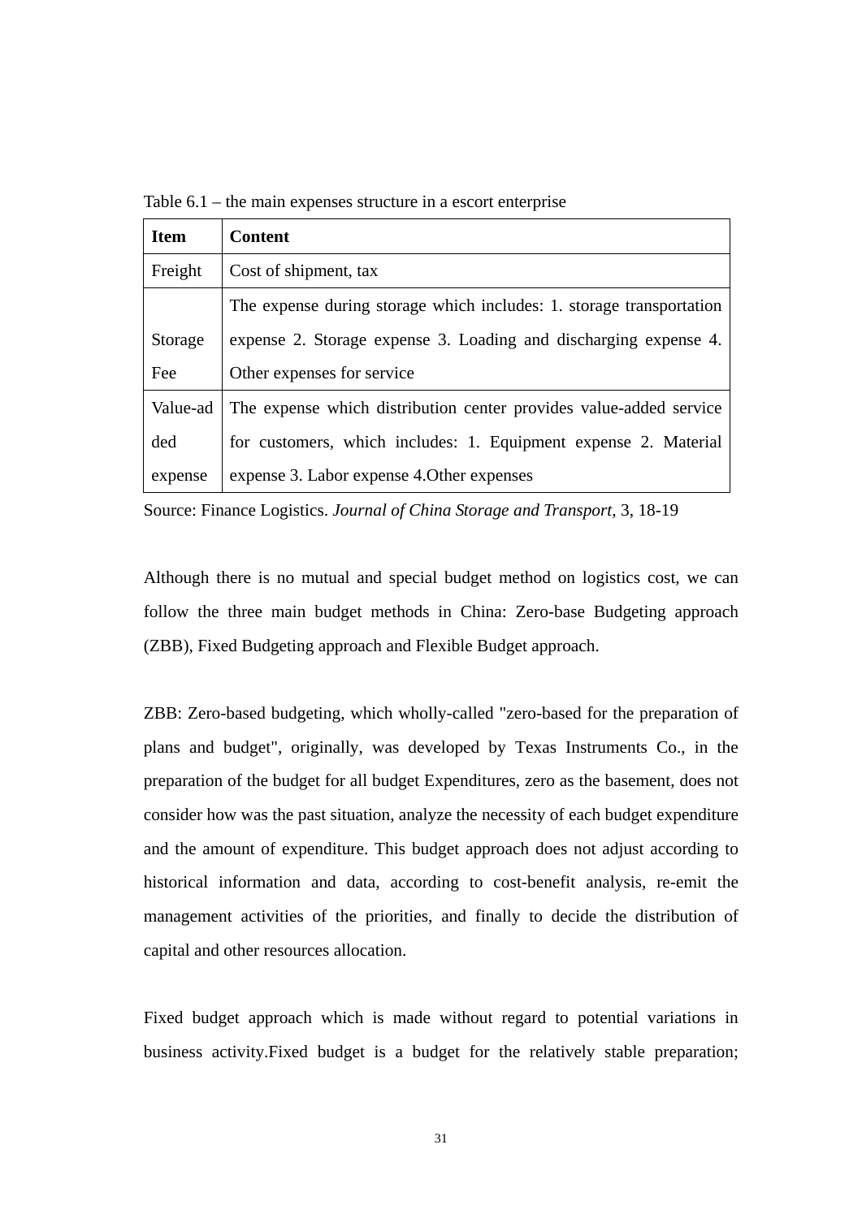Table 6.1 – the main expenses structure in a escort enterprise

| Item | Content |
|---|---|
| Freight | Cost of shipment, tax |
| Storage Fee | The expense during storage which includes: 1. storage transportation expense 2. Storage expense 3. Loading and discharging expense 4. Other expenses for service |
| Value-added expense | The expense which distribution center provides value-added service for customers, which includes: 1. Equipment expense 2. Material expense 3. Labor expense 4.Other expenses |

Source: Finance Logistics. *Journal of China Storage and Transport*, 3, 18-19

Although there is no mutual and special budget method on logistics cost, we can follow the three main budget methods in China: Zero-base Budgeting approach (ZBB), Fixed Budgeting approach and Flexible Budget approach.

ZBB: Zero-based budgeting, which wholly-called "zero-based for the preparation of plans and budget", originally, was developed by Texas Instruments Co., in the preparation of the budget for all budget Expenditures, zero as the basement, does not consider how was the past situation, analyze the necessity of each budget expenditure and the amount of expenditure. This budget approach does not adjust according to historical information and data, according to cost-benefit analysis, re-emit the management activities of the priorities, and finally to decide the distribution of capital and other resources allocation.

Fixed budget approach which is made without regard to potential variations in business activity.Fixed budget is a budget for the relatively stable preparation;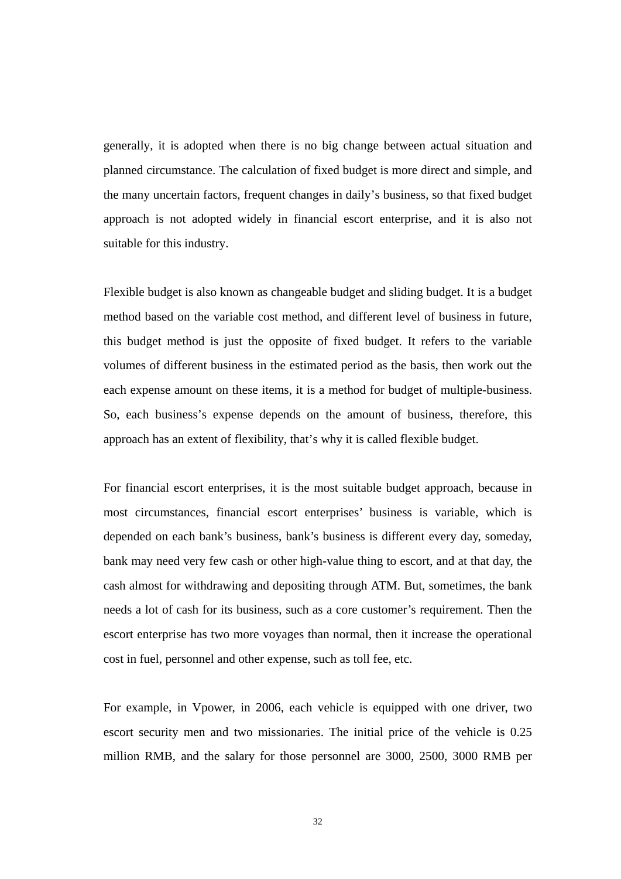generally, it is adopted when there is no big change between actual situation and planned circumstance. The calculation of fixed budget is more direct and simple, and the many uncertain factors, frequent changes in daily's business, so that fixed budget approach is not adopted widely in financial escort enterprise, and it is also not suitable for this industry.

Flexible budget is also known as changeable budget and sliding budget. It is a budget method based on the variable cost method, and different level of business in future, this budget method is just the opposite of fixed budget. It refers to the variable volumes of different business in the estimated period as the basis, then work out the each expense amount on these items, it is a method for budget of multiple-business. So, each business's expense depends on the amount of business, therefore, this approach has an extent of flexibility, that's why it is called flexible budget.

For financial escort enterprises, it is the most suitable budget approach, because in most circumstances, financial escort enterprises' business is variable, which is depended on each bank's business, bank's business is different every day, someday, bank may need very few cash or other high-value thing to escort, and at that day, the cash almost for withdrawing and depositing through ATM. But, sometimes, the bank needs a lot of cash for its business, such as a core customer's requirement. Then the escort enterprise has two more voyages than normal, then it increase the operational cost in fuel, personnel and other expense, such as toll fee, etc.

For example, in Vpower, in 2006, each vehicle is equipped with one driver, two escort security men and two missionaries. The initial price of the vehicle is 0.25 million RMB, and the salary for those personnel are 3000, 2500, 3000 RMB per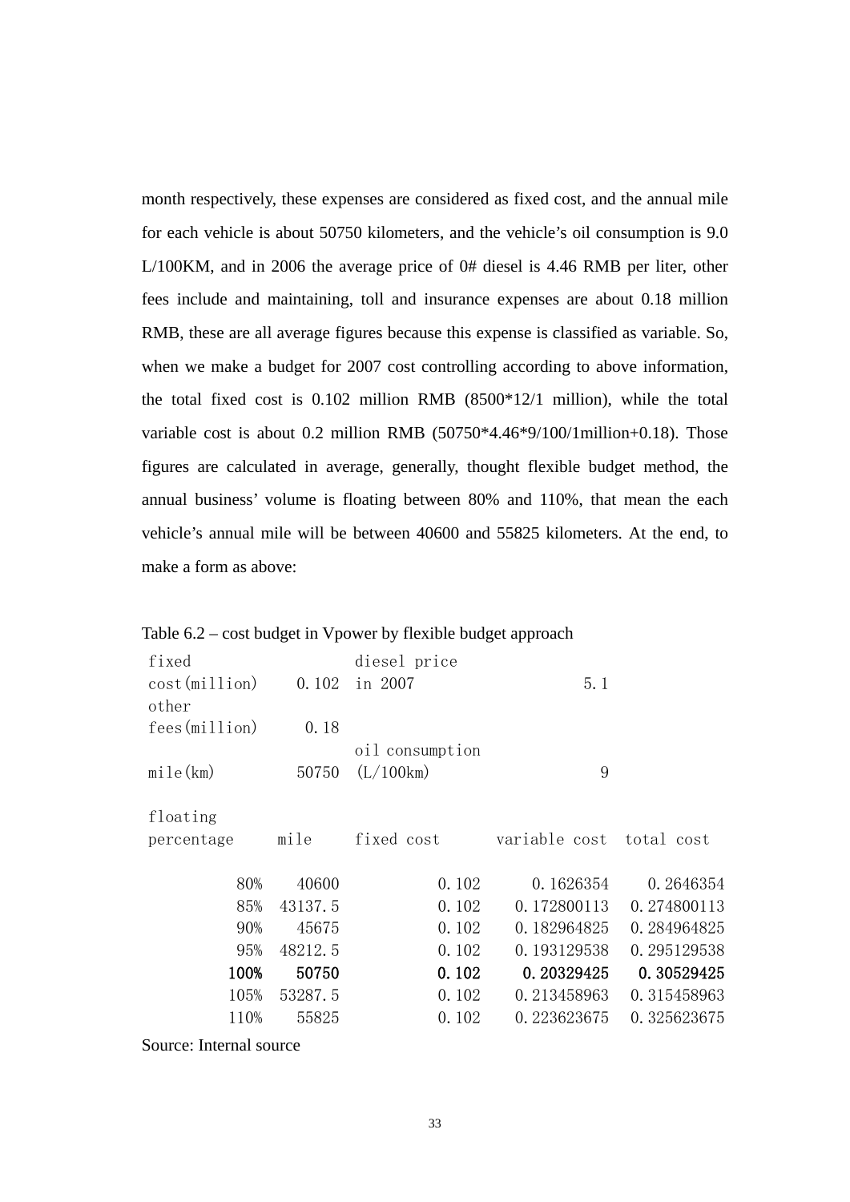month respectively, these expenses are considered as fixed cost, and the annual mile for each vehicle is about 50750 kilometers, and the vehicle's oil consumption is 9.0 L/100KM, and in 2006 the average price of 0# diesel is 4.46 RMB per liter, other fees include and maintaining, toll and insurance expenses are about 0.18 million RMB, these are all average figures because this expense is classified as variable. So, when we make a budget for 2007 cost controlling according to above information, the total fixed cost is 0.102 million RMB (8500*12/1 million), while the total variable cost is about 0.2 million RMB (50750*4.46*9/100/1million+0.18). Those figures are calculated in average, generally, thought flexible budget method, the annual business' volume is floating between 80% and 110%, that mean the each vehicle's annual mile will be between 40600 and 55825 kilometers. At the end, to make a form as above:

Table 6.2 – cost budget in Vpower by flexible budget approach

| fixed cost(million) | 0.102 | diesel price in 2007 | 5.1 | |
|---|---|---|---|---|
| other fees(million) | 0.18 | | | |
| mile(km) | 50750 | oil consumption (L/100km) | 9 | |
| | | | | |
| floating percentage | mile | fixed cost | variable cost | total cost |
| 80% | 40600 | 0.102 | 0.1626354 | 0.2646354 |
| 85% | 43137.5 | 0.102 | 0.172800113 | 0.274800113 |
| 90% | 45675 | 0.102 | 0.182964825 | 0.284964825 |
| 95% | 48212.5 | 0.102 | 0.193129538 | 0.295129538 |
| **100%** | **50750** | **0.102** | **0.20329425** | **0.30529425** |
| 105% | 53287.5 | 0.102 | 0.213458963 | 0.315458963 |
| 110% | 55825 | 0.102 | 0.223623675 | 0.325623675 |

Source: Internal source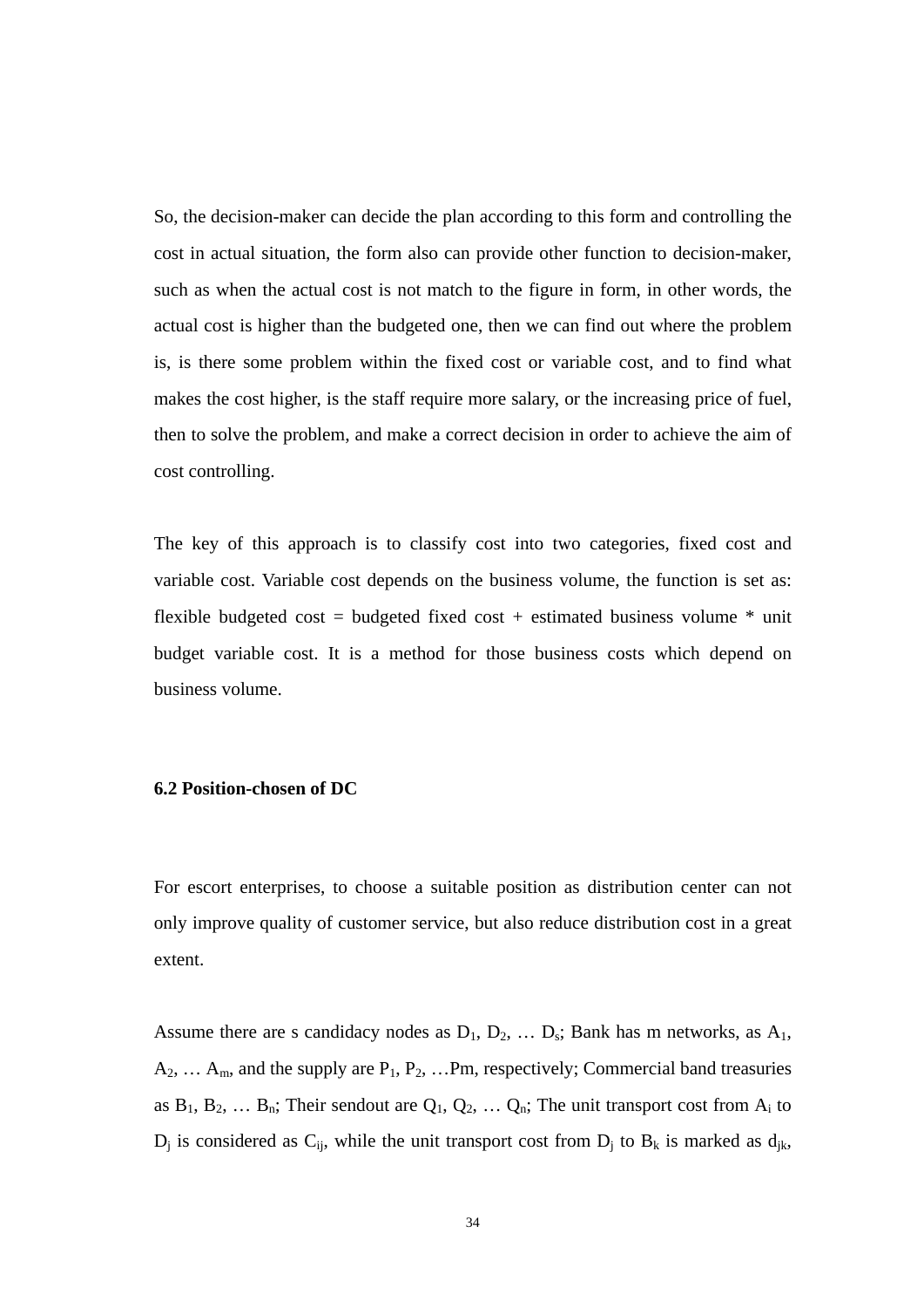So, the decision-maker can decide the plan according to this form and controlling the cost in actual situation, the form also can provide other function to decision-maker, such as when the actual cost is not match to the figure in form, in other words, the actual cost is higher than the budgeted one, then we can find out where the problem is, is there some problem within the fixed cost or variable cost, and to find what makes the cost higher, is the staff require more salary, or the increasing price of fuel, then to solve the problem, and make a correct decision in order to achieve the aim of cost controlling.

The key of this approach is to classify cost into two categories, fixed cost and variable cost. Variable cost depends on the business volume, the function is set as: flexible budgeted cost = budgeted fixed cost + estimated business volume * unit budget variable cost. It is a method for those business costs which depend on business volume.

### 6.2 Position-chosen of DC

For escort enterprises, to choose a suitable position as distribution center can not only improve quality of customer service, but also reduce distribution cost in a great extent.

Assume there are s candidacy nodes as $D_1$, $D_2$, … $D_s$; Bank has m networks, as $A_1$, $A_2$, … $A_m$, and the supply are $P_1$, $P_2$, …Pm, respectively; Commercial band treasuries as $B_1$, $B_2$, … $B_n$; Their sendout are $Q_1$, $Q_2$, … $Q_n$; The unit transport cost from $A_i$ to $D_j$ is considered as $C_{ij}$, while the unit transport cost from $D_j$ to $B_k$ is marked as $d_{jk}$,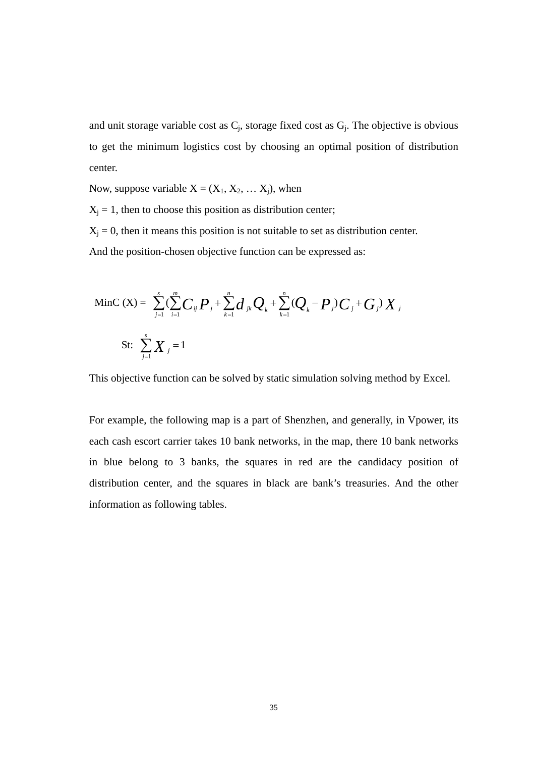and unit storage variable cost as $C_j$, storage fixed cost as $G_j$. The objective is obvious to get the minimum logistics cost by choosing an optimal position of distribution center.

Now, suppose variable X = ($X_1$, $X_2$, … $X_j$), when

$X_j$ = 1, then to choose this position as distribution center;

$X_j$ = 0, then it means this position is not suitable to set as distribution center.

And the position-chosen objective function can be expressed as:

$$\text{MinC (X)} = \sum_{j=1}^{s}\left(\sum_{i=1}^{m} C_{ij}P_j + \sum_{k=1}^{n} d_{jk}Q_k + \sum_{k=1}^{n}(Q_k - P_j)C_j + G_j\right)X_j$$

$$\text{St: } \sum_{j=1}^{s} X_j = 1$$

This objective function can be solved by static simulation solving method by Excel.

For example, the following map is a part of Shenzhen, and generally, in Vpower, its each cash escort carrier takes 10 bank networks, in the map, there 10 bank networks in blue belong to 3 banks, the squares in red are the candidacy position of distribution center, and the squares in black are bank's treasuries. And the other information as following tables.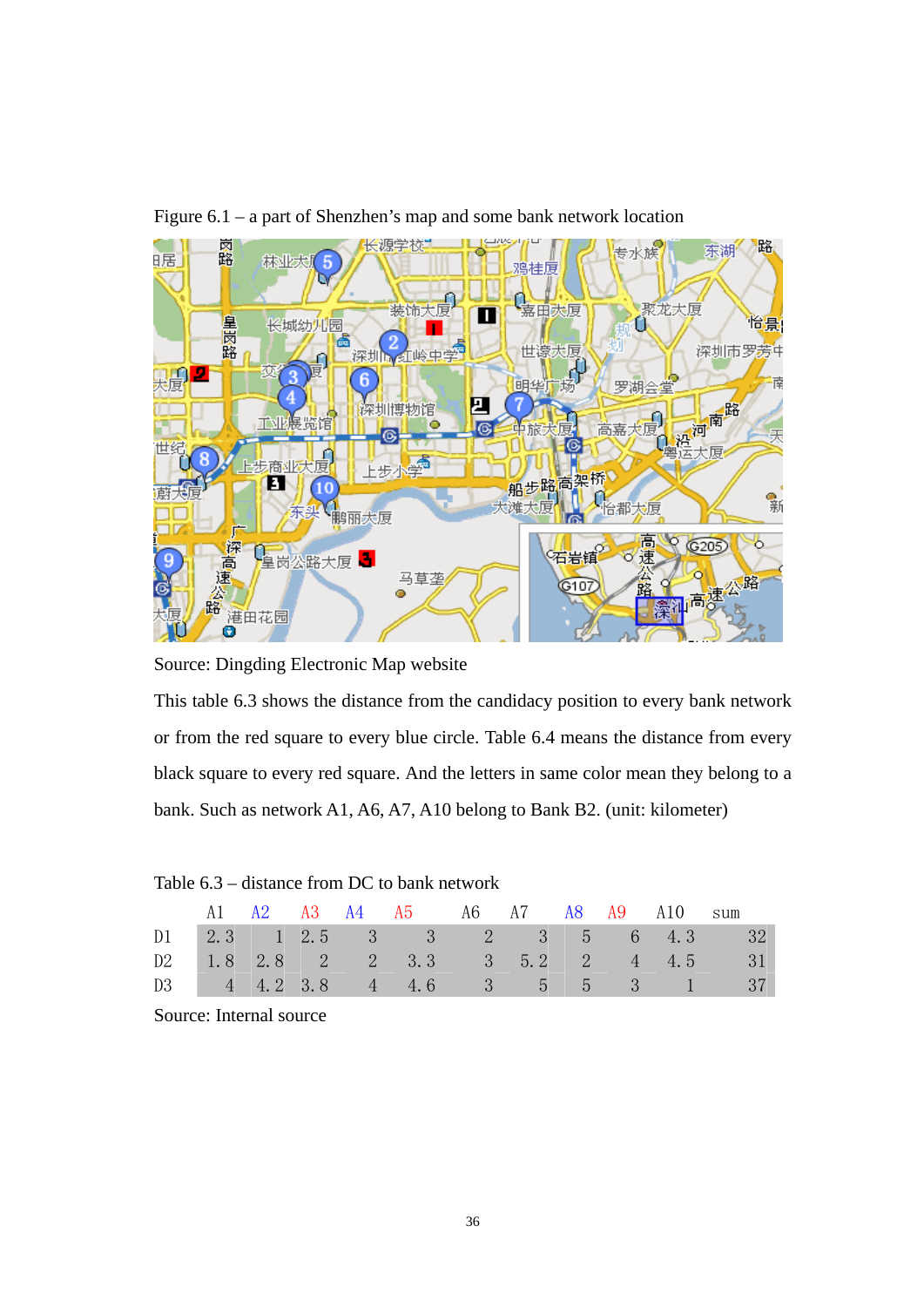Figure 6.1 – a part of Shenzhen's map and some bank network location

Source: Dingding Electronic Map website

This table 6.3 shows the distance from the candidacy position to every bank network or from the red square to every blue circle. Table 6.4 means the distance from every black square to every red square. And the letters in same color mean they belong to a bank. Such as network A1, A6, A7, A10 belong to Bank B2. (unit: kilometer)

Table 6.3 – distance from DC to bank network

| | A1 | A2 | A3 | A4 | A5 | A6 | A7 | A8 | A9 | A10 | sum |
|---|---|---|---|---|---|---|---|---|---|---|---|
| D1 | 2.3 | 1 | 2.5 | 3 | 3 | 2 | 3 | 5 | 6 | 4.3 | 32 |
| D2 | 1.8 | 2.8 | 2 | 2 | 3.3 | 3 | 5.2 | 2 | 4 | 4.5 | 31 |
| D3 | 4 | 4.2 | 3.8 | 4 | 4.6 | 3 | 5 | 5 | 3 | 1 | 37 |

Source: Internal source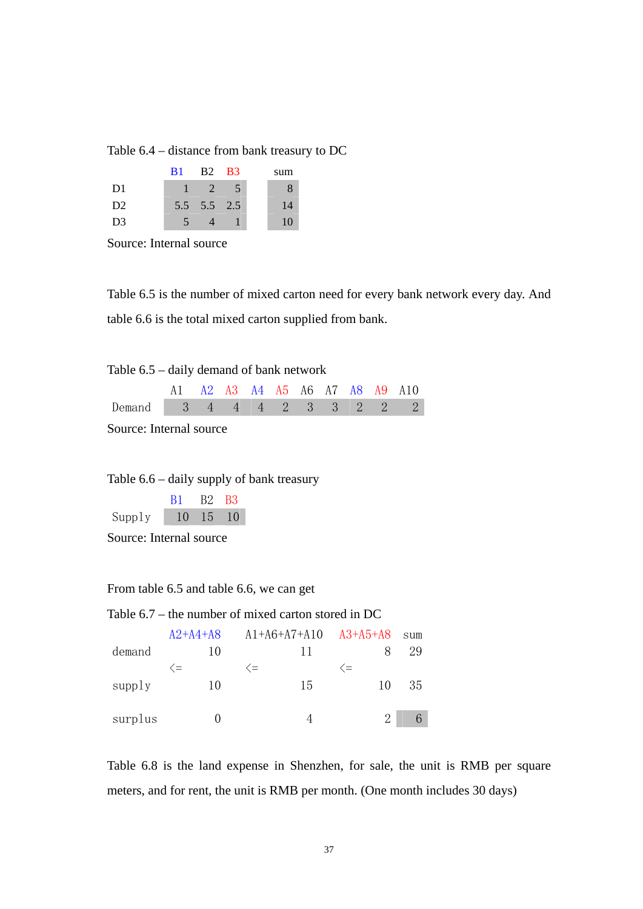Table 6.4 – distance from bank treasury to DC

| | B1 | B2 | B3 | sum |
|---|---|---|---|---|
| D1 | 1 | 2 | 5 | 8 |
| D2 | 5.5 | 5.5 | 2.5 | 14 |
| D3 | 5 | 4 | 1 | 10 |

Source: Internal source

Table 6.5 is the number of mixed carton need for every bank network every day. And table 6.6 is the total mixed carton supplied from bank.

Table 6.5 – daily demand of bank network

| | A1 | A2 | A3 | A4 | A5 | A6 | A7 | A8 | A9 | A10 |
|---|---|---|---|---|---|---|---|---|---|---|
| Demand | 3 | 4 | 4 | 4 | 2 | 3 | 3 | 2 | 2 | 2 |

Source: Internal source

Table 6.6 – daily supply of bank treasury

| | B1 | B2 | B3 |
|---|---|---|---|
| Supply | 10 | 15 | 10 |

Source: Internal source

From table 6.5 and table 6.6, we can get

Table 6.7 – the number of mixed carton stored in DC

| | A2+A4+A8 | A1+A6+A7+A10 | A3+A5+A8 | sum |
|---|---|---|---|---|
| demand | 10 | 11 | 8 | 29 |
| | <= | <= | <= | |
| supply | 10 | 15 | 10 | 35 |
| surplus | 0 | 4 | 2 | 6 |

Table 6.8 is the land expense in Shenzhen, for sale, the unit is RMB per square meters, and for rent, the unit is RMB per month. (One month includes 30 days)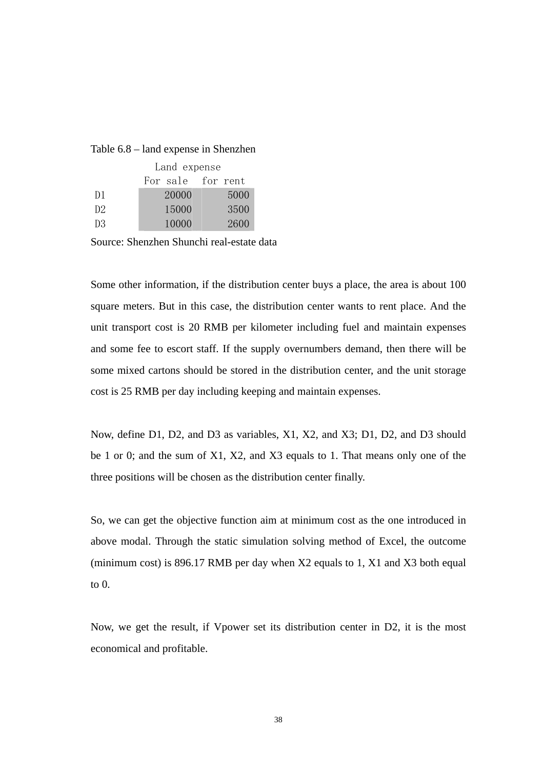Table 6.8 – land expense in Shenzhen

| | Land expense | |
|---|---|---|
| | For sale | for rent |
| D1 | 20000 | 5000 |
| D2 | 15000 | 3500 |
| D3 | 10000 | 2600 |

Source: Shenzhen Shunchi real-estate data

Some other information, if the distribution center buys a place, the area is about 100 square meters. But in this case, the distribution center wants to rent place. And the unit transport cost is 20 RMB per kilometer including fuel and maintain expenses and some fee to escort staff. If the supply overnumbers demand, then there will be some mixed cartons should be stored in the distribution center, and the unit storage cost is 25 RMB per day including keeping and maintain expenses.

Now, define D1, D2, and D3 as variables, X1, X2, and X3; D1, D2, and D3 should be 1 or 0; and the sum of X1, X2, and X3 equals to 1. That means only one of the three positions will be chosen as the distribution center finally.

So, we can get the objective function aim at minimum cost as the one introduced in above modal. Through the static simulation solving method of Excel, the outcome (minimum cost) is 896.17 RMB per day when X2 equals to 1, X1 and X3 both equal to 0.

Now, we get the result, if Vpower set its distribution center in D2, it is the most economical and profitable.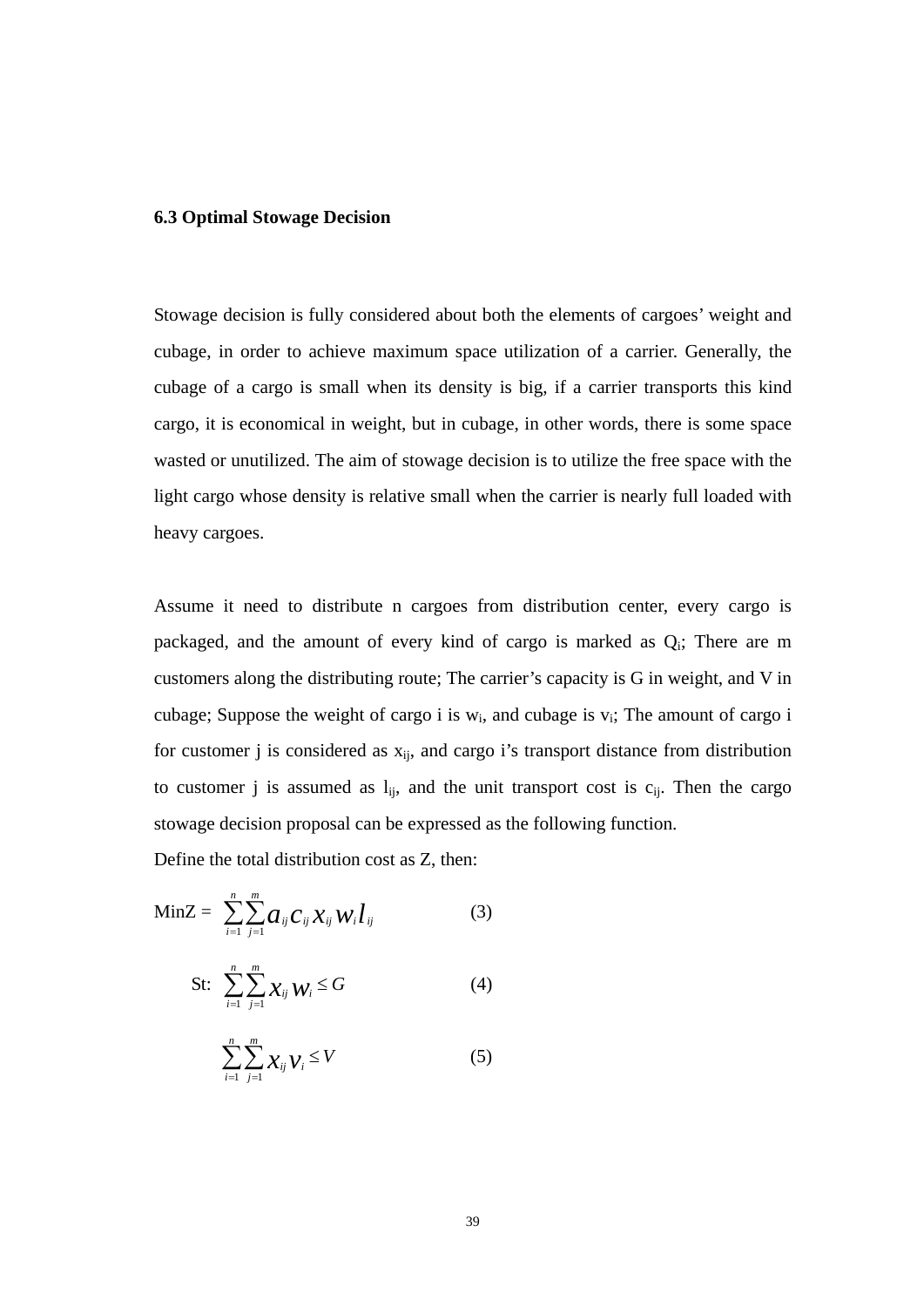### 6.3 Optimal Stowage Decision

Stowage decision is fully considered about both the elements of cargoes' weight and cubage, in order to achieve maximum space utilization of a carrier. Generally, the cubage of a cargo is small when its density is big, if a carrier transports this kind cargo, it is economical in weight, but in cubage, in other words, there is some space wasted or unutilized. The aim of stowage decision is to utilize the free space with the light cargo whose density is relative small when the carrier is nearly full loaded with heavy cargoes.

Assume it need to distribute n cargoes from distribution center, every cargo is packaged, and the amount of every kind of cargo is marked as $Q_i$; There are m customers along the distributing route; The carrier's capacity is G in weight, and V in cubage; Suppose the weight of cargo i is $w_i$, and cubage is $v_i$; The amount of cargo i for customer j is considered as $x_{ij}$, and cargo i's transport distance from distribution to customer j is assumed as $l_{ij}$, and the unit transport cost is $c_{ij}$. Then the cargo stowage decision proposal can be expressed as the following function.

Define the total distribution cost as Z, then:

$$\text{Min}Z = \sum_{i=1}^{n}\sum_{j=1}^{m} a_{ij} c_{ij} x_{ij} w_i l_{ij} \qquad (3)$$

$$\text{St:} \quad \sum_{i=1}^{n}\sum_{j=1}^{m} x_{ij} w_i \leq G \qquad (4)$$

$$\sum_{i=1}^{n}\sum_{j=1}^{m} x_{ij} v_i \leq V \qquad (5)$$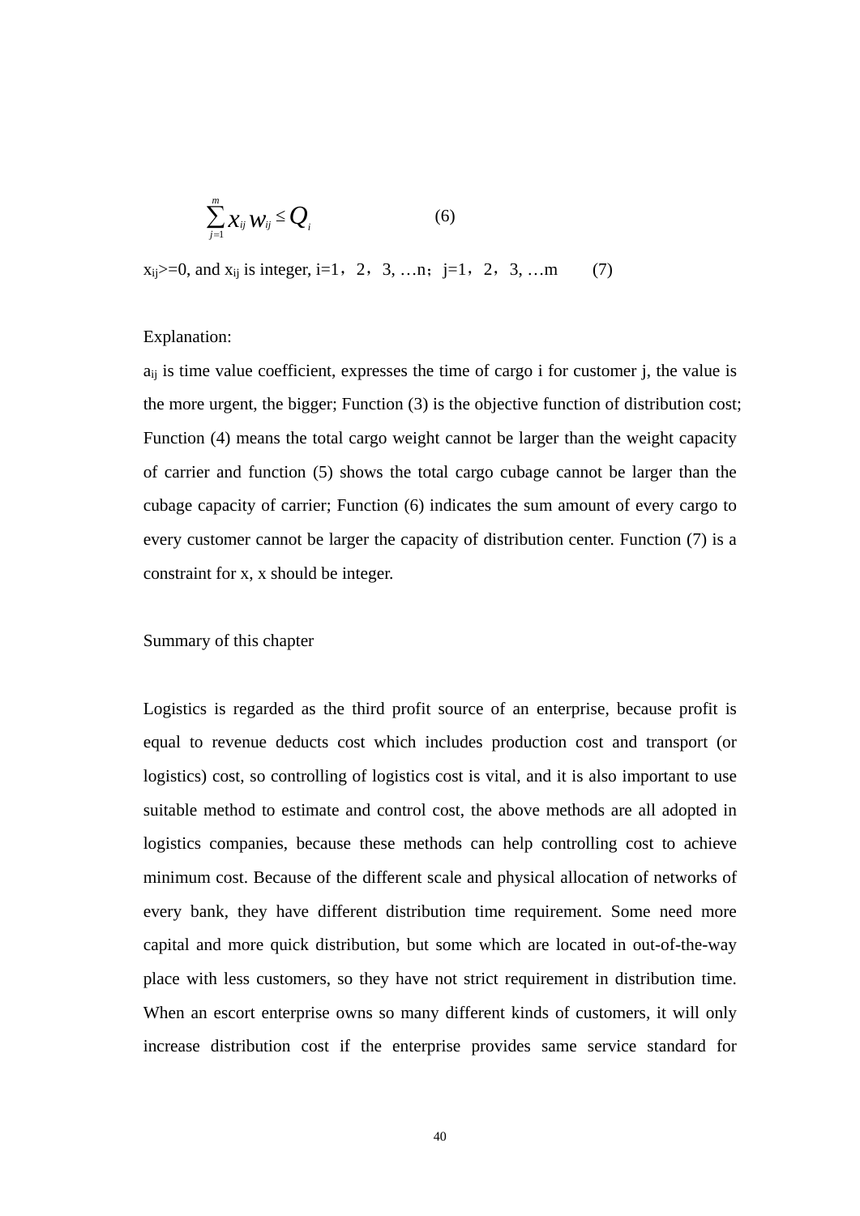$$\sum_{j=1}^{m} x_{ij} w_{ij} \leq Q_i \qquad (6)$$

$x_{ij}$>=0, and $x_{ij}$ is integer, i=1，2，3, …n；j=1，2，3, …m (7)

Explanation:

$a_{ij}$ is time value coefficient, expresses the time of cargo i for customer j, the value is the more urgent, the bigger; Function (3) is the objective function of distribution cost; Function (4) means the total cargo weight cannot be larger than the weight capacity of carrier and function (5) shows the total cargo cubage cannot be larger than the cubage capacity of carrier; Function (6) indicates the sum amount of every cargo to every customer cannot be larger the capacity of distribution center. Function (7) is a constraint for x, x should be integer.

Summary of this chapter

Logistics is regarded as the third profit source of an enterprise, because profit is equal to revenue deducts cost which includes production cost and transport (or logistics) cost, so controlling of logistics cost is vital, and it is also important to use suitable method to estimate and control cost, the above methods are all adopted in logistics companies, because these methods can help controlling cost to achieve minimum cost. Because of the different scale and physical allocation of networks of every bank, they have different distribution time requirement. Some need more capital and more quick distribution, but some which are located in out-of-the-way place with less customers, so they have not strict requirement in distribution time. When an escort enterprise owns so many different kinds of customers, it will only increase distribution cost if the enterprise provides same service standard for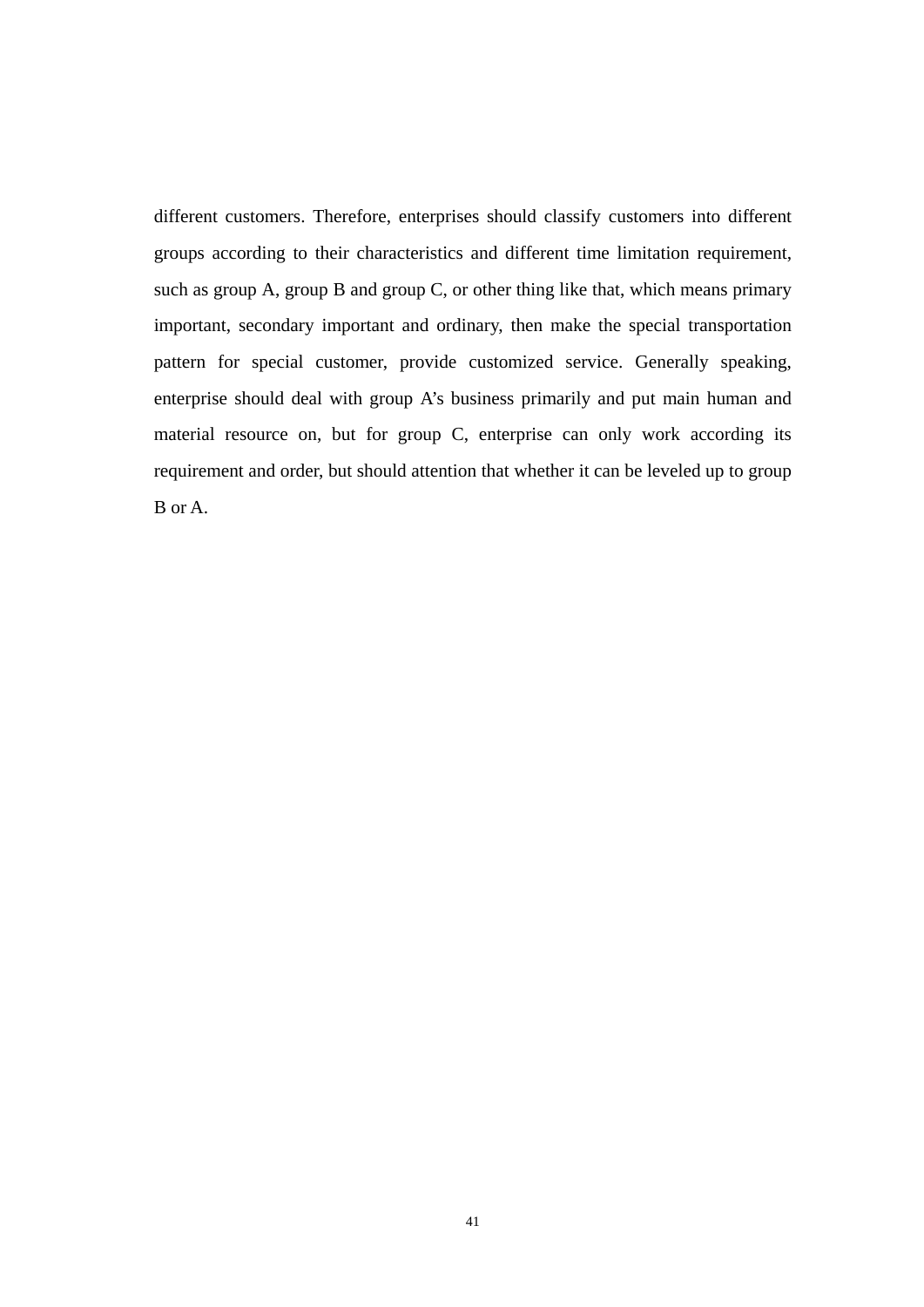different customers. Therefore, enterprises should classify customers into different groups according to their characteristics and different time limitation requirement, such as group A, group B and group C, or other thing like that, which means primary important, secondary important and ordinary, then make the special transportation pattern for special customer, provide customized service. Generally speaking, enterprise should deal with group A's business primarily and put main human and material resource on, but for group C, enterprise can only work according its requirement and order, but should attention that whether it can be leveled up to group B or A.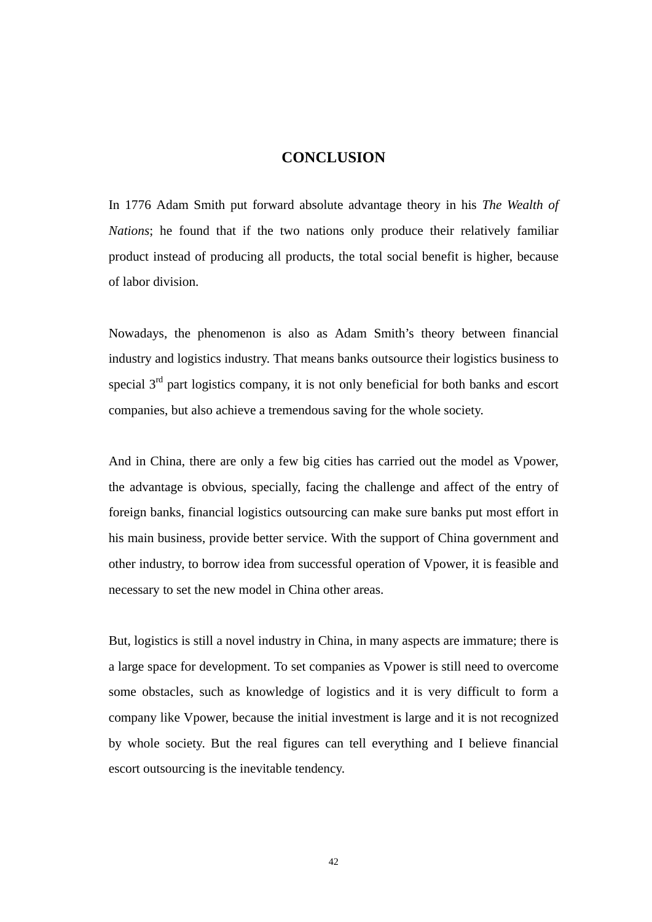## CONCLUSION

In 1776 Adam Smith put forward absolute advantage theory in his *The Wealth of Nations*; he found that if the two nations only produce their relatively familiar product instead of producing all products, the total social benefit is higher, because of labor division.

Nowadays, the phenomenon is also as Adam Smith's theory between financial industry and logistics industry. That means banks outsource their logistics business to special 3rd part logistics company, it is not only beneficial for both banks and escort companies, but also achieve a tremendous saving for the whole society.

And in China, there are only a few big cities has carried out the model as Vpower, the advantage is obvious, specially, facing the challenge and affect of the entry of foreign banks, financial logistics outsourcing can make sure banks put most effort in his main business, provide better service. With the support of China government and other industry, to borrow idea from successful operation of Vpower, it is feasible and necessary to set the new model in China other areas.

But, logistics is still a novel industry in China, in many aspects are immature; there is a large space for development. To set companies as Vpower is still need to overcome some obstacles, such as knowledge of logistics and it is very difficult to form a company like Vpower, because the initial investment is large and it is not recognized by whole society. But the real figures can tell everything and I believe financial escort outsourcing is the inevitable tendency.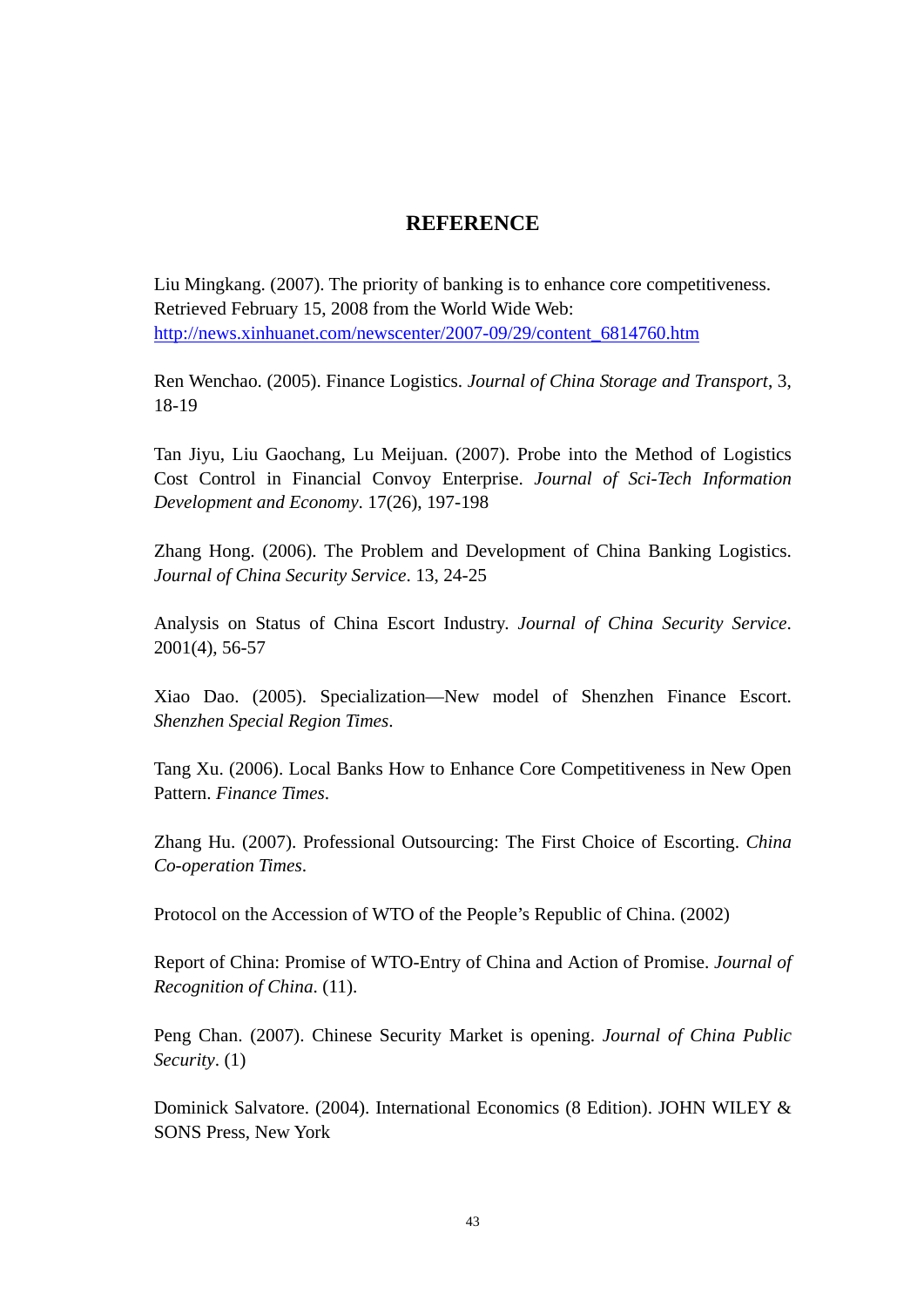## REFERENCE

Liu Mingkang. (2007). The priority of banking is to enhance core competitiveness. Retrieved February 15, 2008 from the World Wide Web: http://news.xinhuanet.com/newscenter/2007-09/29/content_6814760.htm

Ren Wenchao. (2005). Finance Logistics. *Journal of China Storage and Transport*, 3, 18-19

Tan Jiyu, Liu Gaochang, Lu Meijuan. (2007). Probe into the Method of Logistics Cost Control in Financial Convoy Enterprise. *Journal of Sci-Tech Information Development and Economy*. 17(26), 197-198

Zhang Hong. (2006). The Problem and Development of China Banking Logistics. *Journal of China Security Service*. 13, 24-25

Analysis on Status of China Escort Industry. *Journal of China Security Service*. 2001(4), 56-57

Xiao Dao. (2005). Specialization—New model of Shenzhen Finance Escort. *Shenzhen Special Region Times*.

Tang Xu. (2006). Local Banks How to Enhance Core Competitiveness in New Open Pattern. *Finance Times*.

Zhang Hu. (2007). Professional Outsourcing: The First Choice of Escorting. *China Co-operation Times*.

Protocol on the Accession of WTO of the People's Republic of China. (2002)

Report of China: Promise of WTO-Entry of China and Action of Promise. *Journal of Recognition of China*. (11).

Peng Chan. (2007). Chinese Security Market is opening. *Journal of China Public Security*. (1)

Dominick Salvatore. (2004). International Economics (8 Edition). JOHN WILEY & SONS Press, New York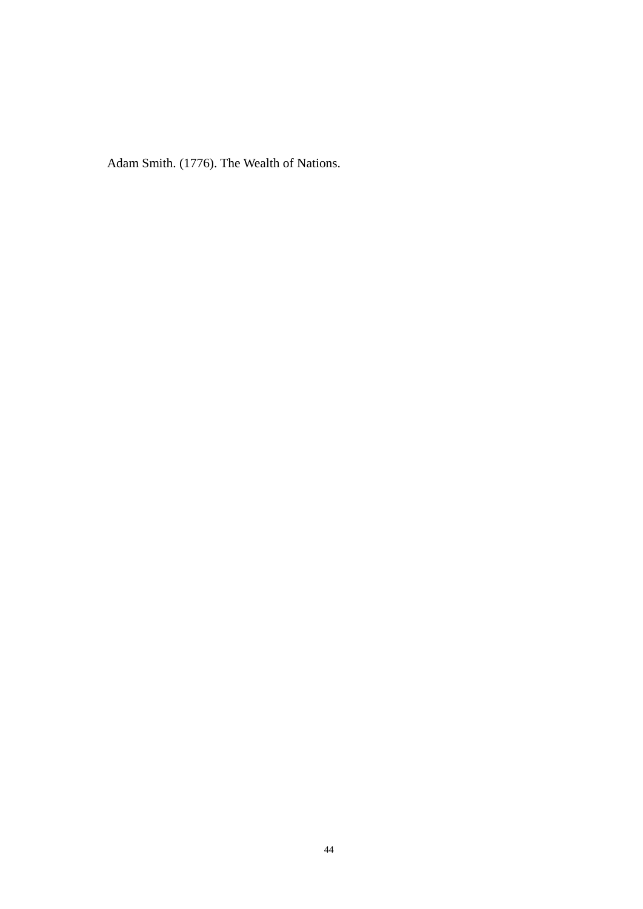Adam Smith. (1776). The Wealth of Nations.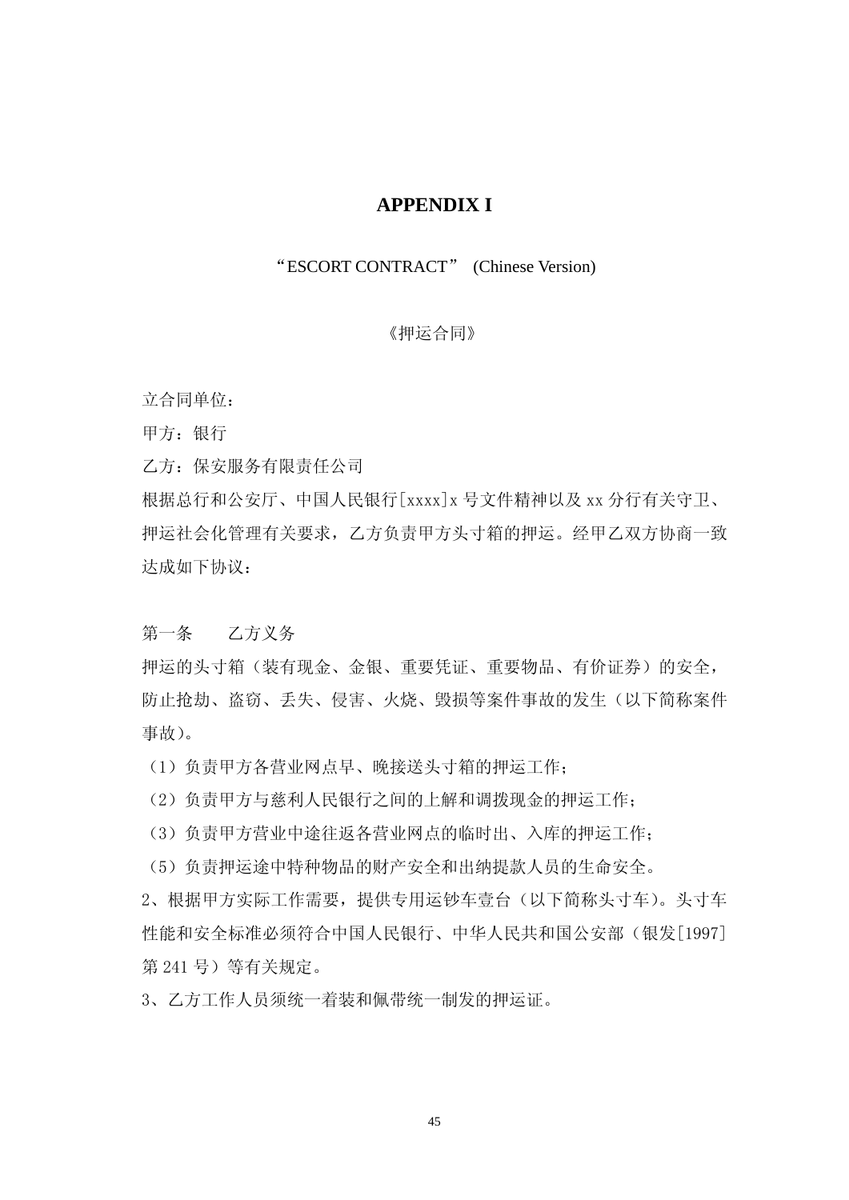# APPENDIX I

"ESCORT CONTRACT" (Chinese Version)

《押运合同》

立合同单位：

甲方：银行

乙方：保安服务有限责任公司

根据总行和公安厅、中国人民银行[xxxx]x 号文件精神以及 xx 分行有关守卫、押运社会化管理有关要求，乙方负责甲方头寸箱的押运。经甲乙双方协商一致达成如下协议：

第一条　　乙方义务

押运的头寸箱（装有现金、金银、重要凭证、重要物品、有价证券）的安全，防止抢劫、盗窃、丢失、侵害、火烧、毁损等案件事故的发生（以下简称案件事故）。

（1）负责甲方各营业网点早、晚接送头寸箱的押运工作；

（2）负责甲方与慈利人民银行之间的上解和调拨现金的押运工作；

（3）负责甲方营业中途往返各营业网点的临时出、入库的押运工作；

（5）负责押运途中特种物品的财产安全和出纳提款人员的生命安全。

2、根据甲方实际工作需要，提供专用运钞车壹台（以下简称头寸车）。头寸车性能和安全标准必须符合中国人民银行、中华人民共和国公安部（银发[1997]第 241 号）等有关规定。

3、乙方工作人员须统一着装和佩带统一制发的押运证。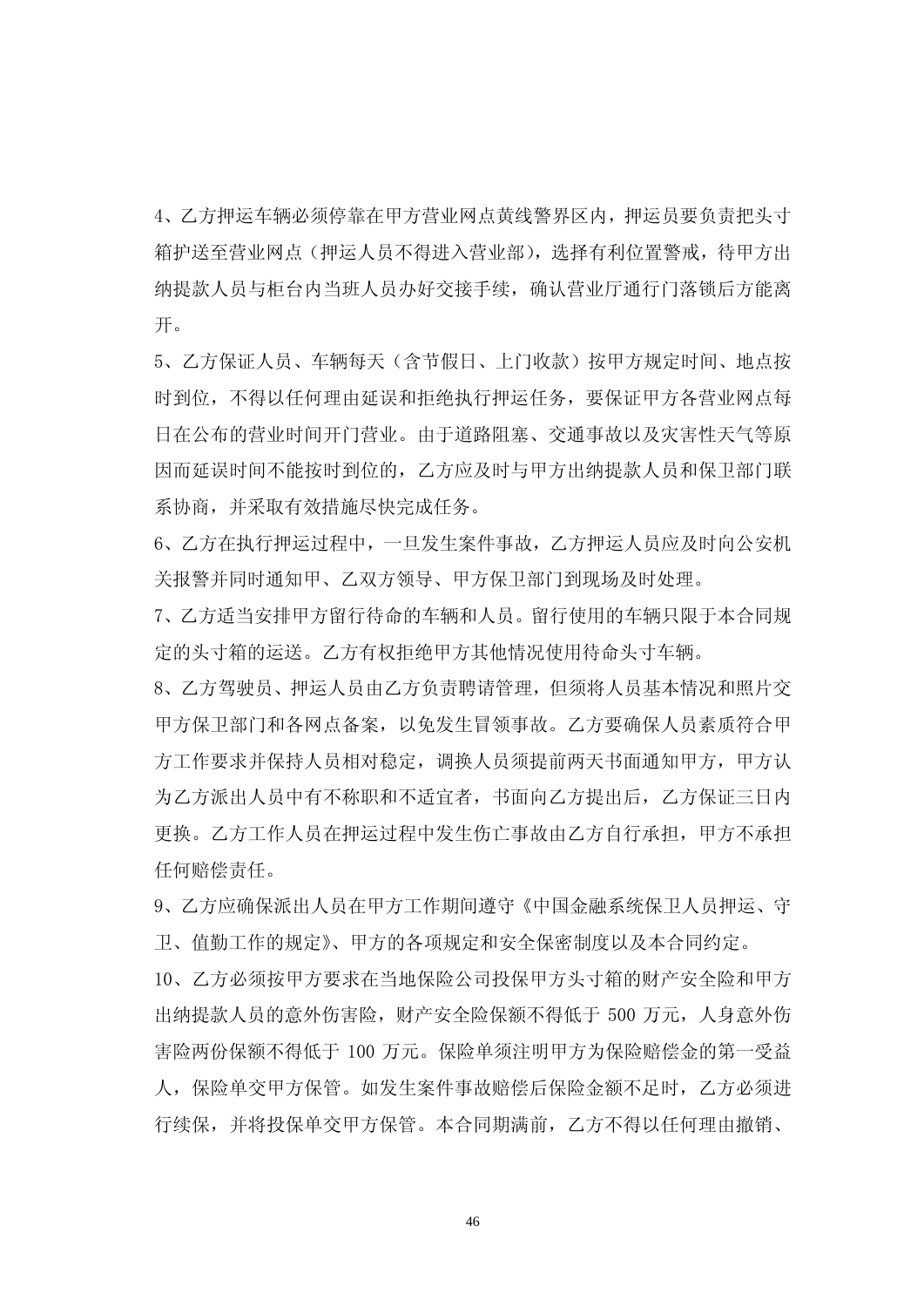4、乙方押运车辆必须停靠在甲方营业网点黄线警界区内，押运员要负责把头寸箱护送至营业网点（押运人员不得进入营业部），选择有利位置警戒，待甲方出纳提款人员与柜台内当班人员办好交接手续，确认营业厅通行门落锁后方能离开。

5、乙方保证人员、车辆每天（含节假日、上门收款）按甲方规定时间、地点按时到位，不得以任何理由延误和拒绝执行押运任务，要保证甲方各营业网点每日在公布的营业时间开门营业。由于道路阻塞、交通事故以及灾害性天气等原因而延误时间不能按时到位的，乙方应及时与甲方出纳提款人员和保卫部门联系协商，并采取有效措施尽快完成任务。

6、乙方在执行押运过程中，一旦发生案件事故，乙方押运人员应及时向公安机关报警并同时通知甲、乙双方领导、甲方保卫部门到现场及时处理。

7、乙方适当安排甲方留行待命的车辆和人员。留行使用的车辆只限于本合同规定的头寸箱的运送。乙方有权拒绝甲方其他情况使用待命头寸车辆。

8、乙方驾驶员、押运人员由乙方负责聘请管理，但须将人员基本情况和照片交甲方保卫部门和各网点备案，以免发生冒领事故。乙方要确保人员素质符合甲方工作要求并保持人员相对稳定，调换人员须提前两天书面通知甲方，甲方认为乙方派出人员中有不称职和不适宜者，书面向乙方提出后，乙方保证三日内更换。乙方工作人员在押运过程中发生伤亡事故由乙方自行承担，甲方不承担任何赔偿责任。

9、乙方应确保派出人员在甲方工作期间遵守《中国金融系统保卫人员押运、守卫、值勤工作的规定》、甲方的各项规定和安全保密制度以及本合同约定。

10、乙方必须按甲方要求在当地保险公司投保甲方头寸箱的财产安全险和甲方出纳提款人员的意外伤害险，财产安全险保额不得低于 500 万元，人身意外伤害险两份保额不得低于 100 万元。保险单须注明甲方为保险赔偿金的第一受益人，保险单交甲方保管。如发生案件事故赔偿后保险金额不足时，乙方必须进行续保，并将投保单交甲方保管。本合同期满前，乙方不得以任何理由撤销、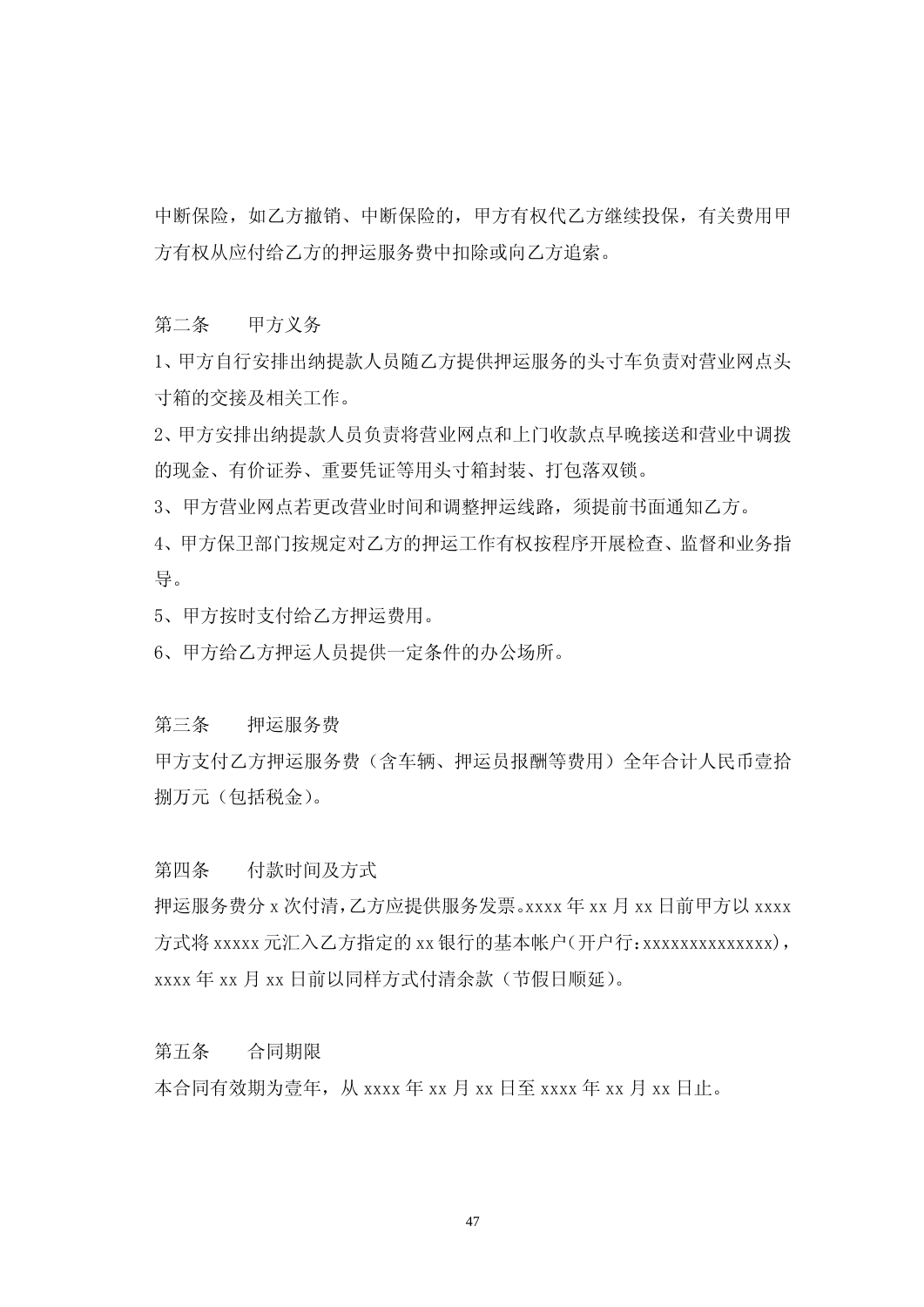中断保险，如乙方撤销、中断保险的，甲方有权代乙方继续投保，有关费用甲方有权从应付给乙方的押运服务费中扣除或向乙方追索。

第二条　　甲方义务

1、甲方自行安排出纳提款人员随乙方提供押运服务的头寸车负责对营业网点头寸箱的交接及相关工作。

2、甲方安排出纳提款人员负责将营业网点和上门收款点早晚接送和营业中调拨的现金、有价证券、重要凭证等用头寸箱封装、打包落双锁。

3、甲方营业网点若更改营业时间和调整押运线路，须提前书面通知乙方。

4、甲方保卫部门按规定对乙方的押运工作有权按程序开展检查、监督和业务指导。

5、甲方按时支付给乙方押运费用。

6、甲方给乙方押运人员提供一定条件的办公场所。

第三条　　押运服务费

甲方支付乙方押运服务费（含车辆、押运员报酬等费用）全年合计人民币壹拾捌万元（包括税金）。

第四条　　付款时间及方式

押运服务费分 x 次付清，乙方应提供服务发票。xxxx 年 xx 月 xx 日前甲方以 xxxx 方式将 xxxxx 元汇入乙方指定的 xx 银行的基本帐户(开户行:xxxxxxxxxxxxxxx)，xxxx 年 xx 月 xx 日前以同样方式付清余款（节假日顺延）。

第五条　　合同期限

本合同有效期为壹年，从 xxxx 年 xx 月 xx 日至 xxxx 年 xx 月 xx 日止。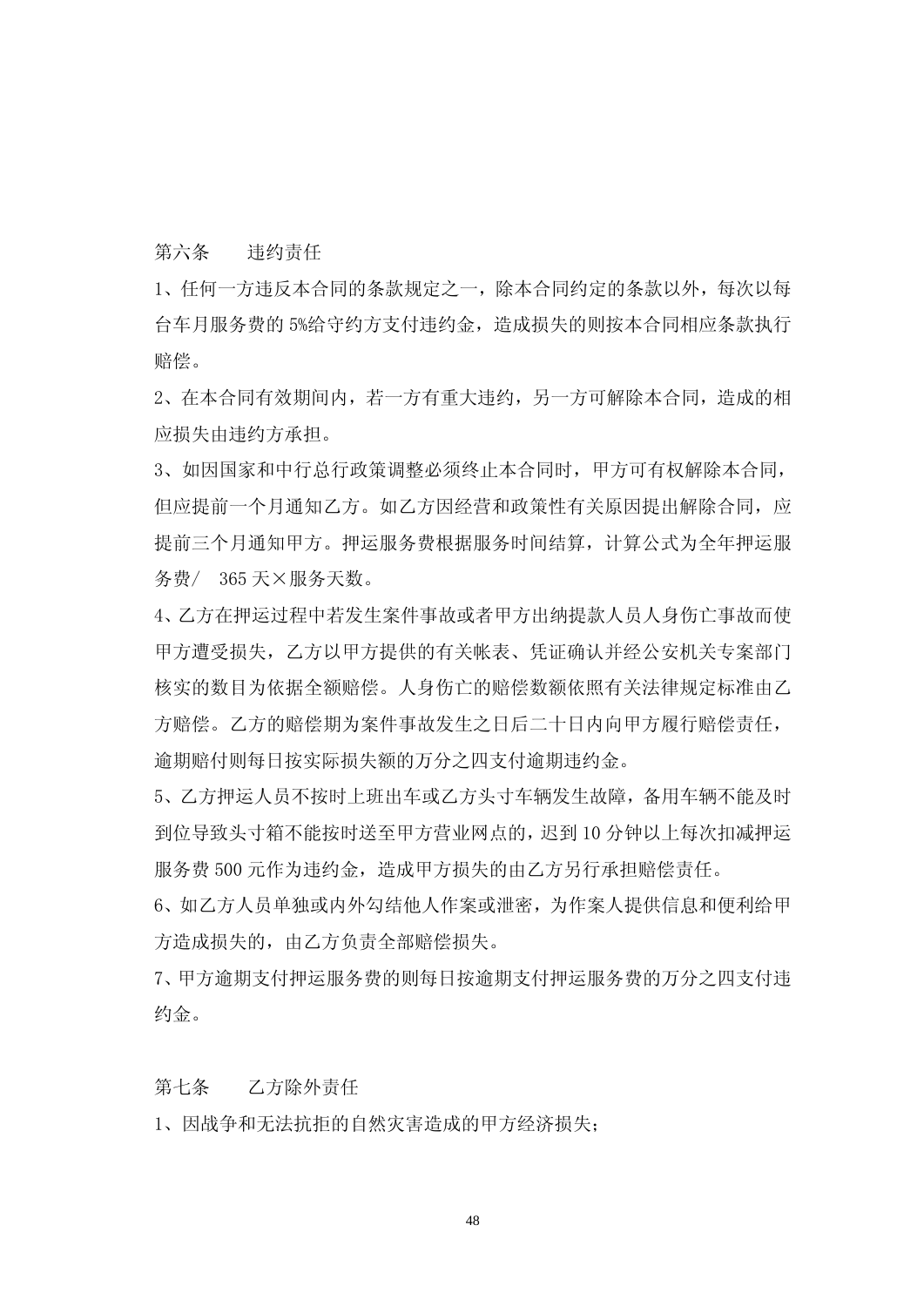第六条　　违约责任

1、任何一方违反本合同的条款规定之一，除本合同约定的条款以外，每次以每台车月服务费的 5%给守约方支付违约金，造成损失的则按本合同相应条款执行赔偿。

2、在本合同有效期间内，若一方有重大违约，另一方可解除本合同，造成的相应损失由违约方承担。

3、如因国家和中行总行政策调整必须终止本合同时，甲方可有权解除本合同，但应提前一个月通知乙方。如乙方因经营和政策性有关原因提出解除合同，应提前三个月通知甲方。押运服务费根据服务时间结算，计算公式为全年押运服务费/　365 天×服务天数。

4、乙方在押运过程中若发生案件事故或者甲方出纳提款人员人身伤亡事故而使甲方遭受损失，乙方以甲方提供的有关帐表、凭证确认并经公安机关专案部门核实的数目为依据全额赔偿。人身伤亡的赔偿数额依照有关法律规定标准由乙方赔偿。乙方的赔偿期为案件事故发生之日后二十日内向甲方履行赔偿责任，逾期赔付则每日按实际损失额的万分之四支付逾期违约金。

5、乙方押运人员不按时上班出车或乙方头寸车辆发生故障，备用车辆不能及时到位导致头寸箱不能按时送至甲方营业网点的，迟到 10 分钟以上每次扣减押运服务费 500 元作为违约金，造成甲方损失的由乙方另行承担赔偿责任。

6、如乙方人员单独或内外勾结他人作案或泄密，为作案人提供信息和便利给甲方造成损失的，由乙方负责全部赔偿损失。

7、甲方逾期支付押运服务费的则每日按逾期支付押运服务费的万分之四支付违约金。

第七条　　乙方除外责任

1、因战争和无法抗拒的自然灾害造成的甲方经济损失；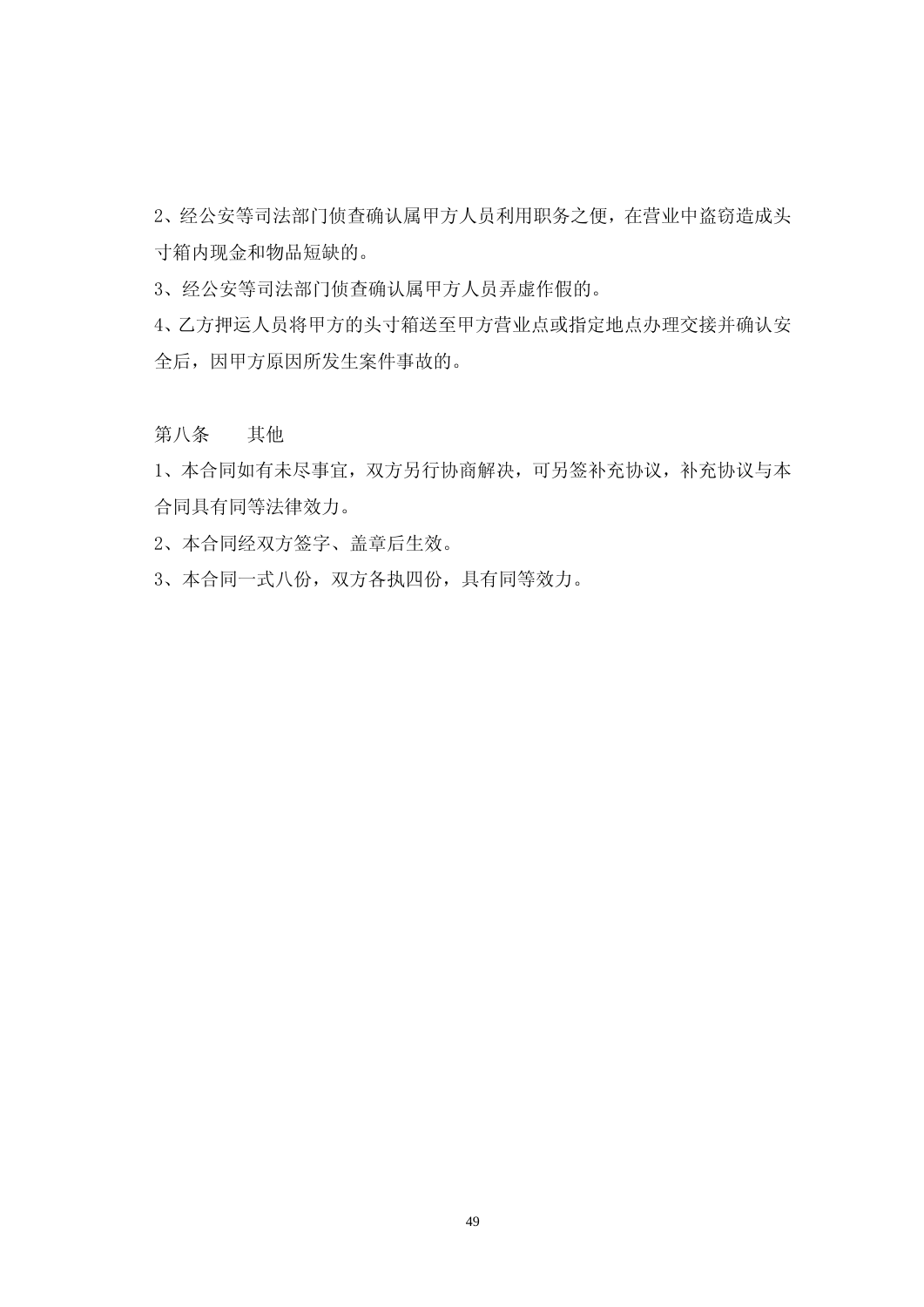2、经公安等司法部门侦查确认属甲方人员利用职务之便，在营业中盗窃造成头寸箱内现金和物品短缺的。

3、经公安等司法部门侦查确认属甲方人员弄虚作假的。

4、乙方押运人员将甲方的头寸箱送至甲方营业点或指定地点办理交接并确认安全后，因甲方原因所发生案件事故的。

第八条　　其他

1、本合同如有未尽事宜，双方另行协商解决，可另签补充协议，补充协议与本合同具有同等法律效力。

2、本合同经双方签字、盖章后生效。

3、本合同一式八份，双方各执四份，具有同等效力。